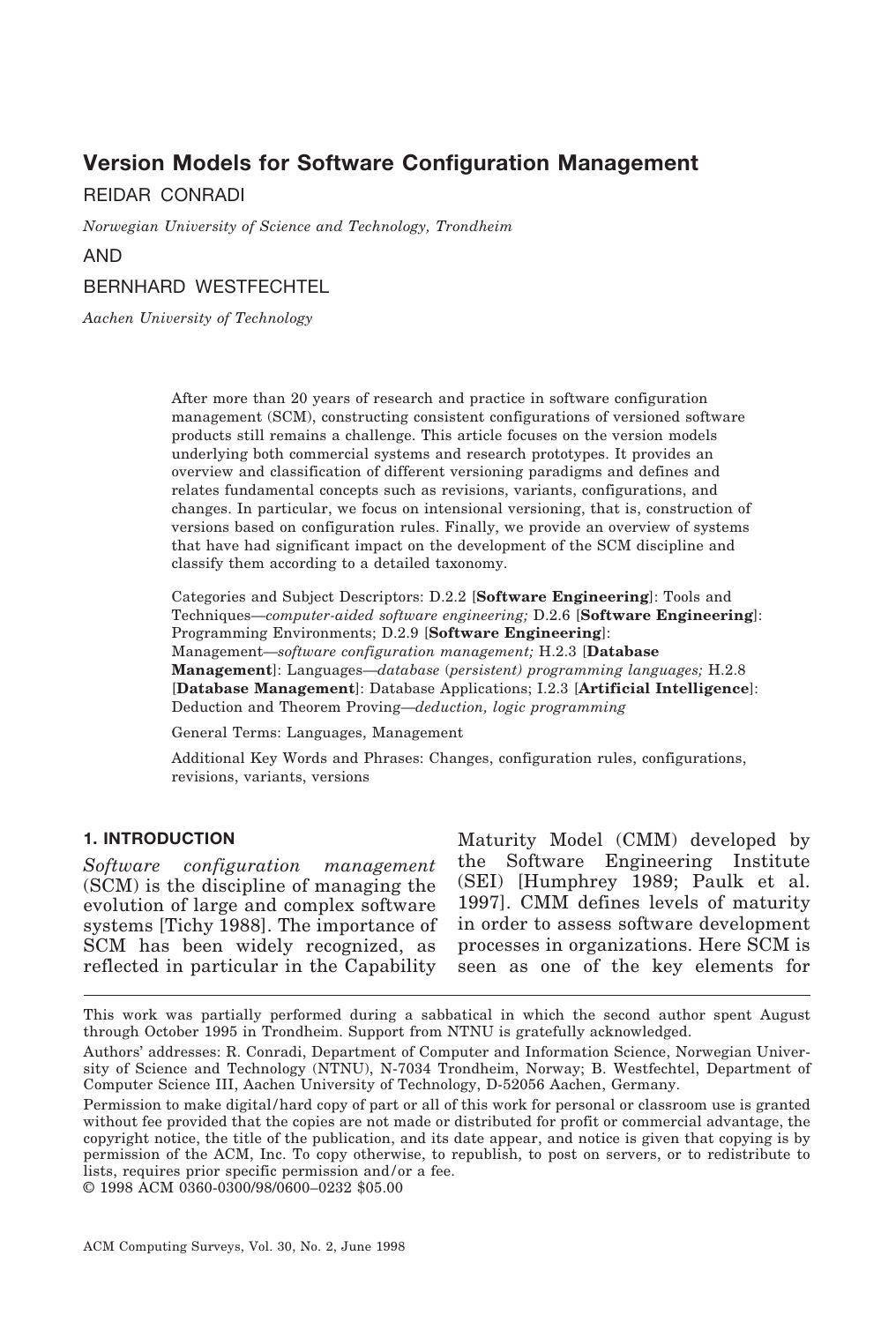# Version Models for Software Configuration Management

REIDAR CONRADI

*Norwegian University of Science and Technology, Trondheim*

AND

BERNHARD WESTFECHTEL

*Aachen University of Technology*

After more than 20 years of research and practice in software configuration management (SCM), constructing consistent configurations of versioned software products still remains a challenge. This article focuses on the version models underlying both commercial systems and research prototypes. It provides an overview and classification of different versioning paradigms and defines and relates fundamental concepts such as revisions, variants, configurations, and changes. In particular, we focus on intensional versioning, that is, construction of versions based on configuration rules. Finally, we provide an overview of systems that have had significant impact on the development of the SCM discipline and classify them according to a detailed taxonomy.

Categories and Subject Descriptors: D.2.2 [**Software Engineering**]: Tools and Techniques—*computer-aided software engineering;* D.2.6 [**Software Engineering**]: Programming Environments; D.2.9 [**Software Engineering**]: Management—*software configuration management;* H.2.3 [**Database Management**]: Languages—*database (persistent) programming languages;* H.2.8 [**Database Management**]: Database Applications; I.2.3 [**Artificial Intelligence**]: Deduction and Theorem Proving—*deduction, logic programming*

General Terms: Languages, Management

Additional Key Words and Phrases: Changes, configuration rules, configurations, revisions, variants, versions

## 1. INTRODUCTION

*Software configuration management* (SCM) is the discipline of managing the evolution of large and complex software systems [Tichy 1988]. The importance of SCM has been widely recognized, as reflected in particular in the Capability Maturity Model (CMM) developed by the Software Engineering Institute (SEI) [Humphrey 1989; Paulk et al. 1997]. CMM defines levels of maturity in order to assess software development processes in organizations. Here SCM is seen as one of the key elements for

---

This work was partially performed during a sabbatical in which the second author spent August through October 1995 in Trondheim. Support from NTNU is gratefully acknowledged.

Authors' addresses: R. Conradi, Department of Computer and Information Science, Norwegian University of Science and Technology (NTNU), N-7034 Trondheim, Norway; B. Westfechtel, Department of Computer Science III, Aachen University of Technology, D-52056 Aachen, Germany.

Permission to make digital/hard copy of part or all of this work for personal or classroom use is granted without fee provided that the copies are not made or distributed for profit or commercial advantage, the copyright notice, the title of the publication, and its date appear, and notice is given that copying is by permission of the ACM, Inc. To copy otherwise, to republish, to post on servers, or to redistribute to lists, requires prior specific permission and/or a fee.

© 1998 ACM 0360-0300/98/0600–0232 $05.00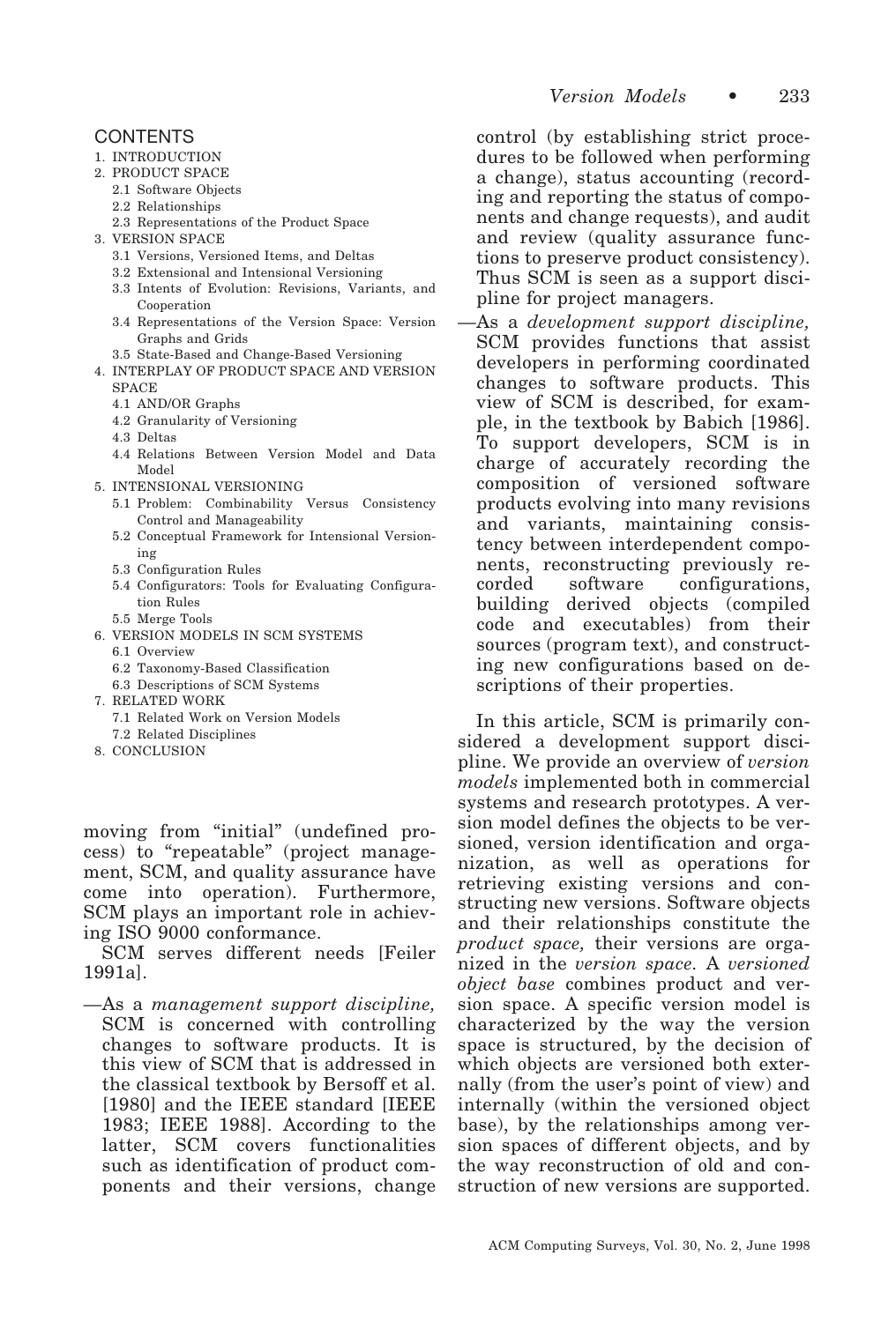CONTENTS

1. INTRODUCTION
2. PRODUCT SPACE
   - 2.1 Software Objects
   - 2.2 Relationships
   - 2.3 Representations of the Product Space
3. VERSION SPACE
   - 3.1 Versions, Versioned Items, and Deltas
   - 3.2 Extensional and Intensional Versioning
   - 3.3 Intents of Evolution: Revisions, Variants, and Cooperation
   - 3.4 Representations of the Version Space: Version Graphs and Grids
   - 3.5 State-Based and Change-Based Versioning
4. INTERPLAY OF PRODUCT SPACE AND VERSION SPACE
   - 4.1 AND/OR Graphs
   - 4.2 Granularity of Versioning
   - 4.3 Deltas
   - 4.4 Relations Between Version Model and Data Model
5. INTENSIONAL VERSIONING
   - 5.1 Problem: Combinability Versus Consistency Control and Manageability
   - 5.2 Conceptual Framework for Intensional Versioning
   - 5.3 Configuration Rules
   - 5.4 Configurators: Tools for Evaluating Configuration Rules
   - 5.5 Merge Tools
6. VERSION MODELS IN SCM SYSTEMS
   - 6.1 Overview
   - 6.2 Taxonomy-Based Classification
   - 6.3 Descriptions of SCM Systems
7. RELATED WORK
   - 7.1 Related Work on Version Models
   - 7.2 Related Disciplines
8. CONCLUSION

moving from "initial" (undefined process) to "repeatable" (project management, SCM, and quality assurance have come into operation). Furthermore, SCM plays an important role in achieving ISO 9000 conformance.

SCM serves different needs [Feiler 1991a].

—As a *management support discipline,* SCM is concerned with controlling changes to software products. It is this view of SCM that is addressed in the classical textbook by Bersoff et al. [1980] and the IEEE standard [IEEE 1983; IEEE 1988]. According to the latter, SCM covers functionalities such as identification of product components and their versions, change control (by establishing strict procedures to be followed when performing a change), status accounting (recording and reporting the status of components and change requests), and audit and review (quality assurance functions to preserve product consistency). Thus SCM is seen as a support discipline for project managers.

—As a *development support discipline,* SCM provides functions that assist developers in performing coordinated changes to software products. This view of SCM is described, for example, in the textbook by Babich [1986]. To support developers, SCM is in charge of accurately recording the composition of versioned software products evolving into many revisions and variants, maintaining consistency between interdependent components, reconstructing previously recorded software configurations, building derived objects (compiled code and executables) from their sources (program text), and constructing new configurations based on descriptions of their properties.

In this article, SCM is primarily considered a development support discipline. We provide an overview of *version models* implemented both in commercial systems and research prototypes. A version model defines the objects to be versioned, version identification and organization, as well as operations for retrieving existing versions and constructing new versions. Software objects and their relationships constitute the *product space,* their versions are organized in the *version space.* A *versioned object base* combines product and version space. A specific version model is characterized by the way the version space is structured, by the decision of which objects are versioned both externally (from the user's point of view) and internally (within the versioned object base), by the relationships among version spaces of different objects, and by the way reconstruction of old and construction of new versions are supported.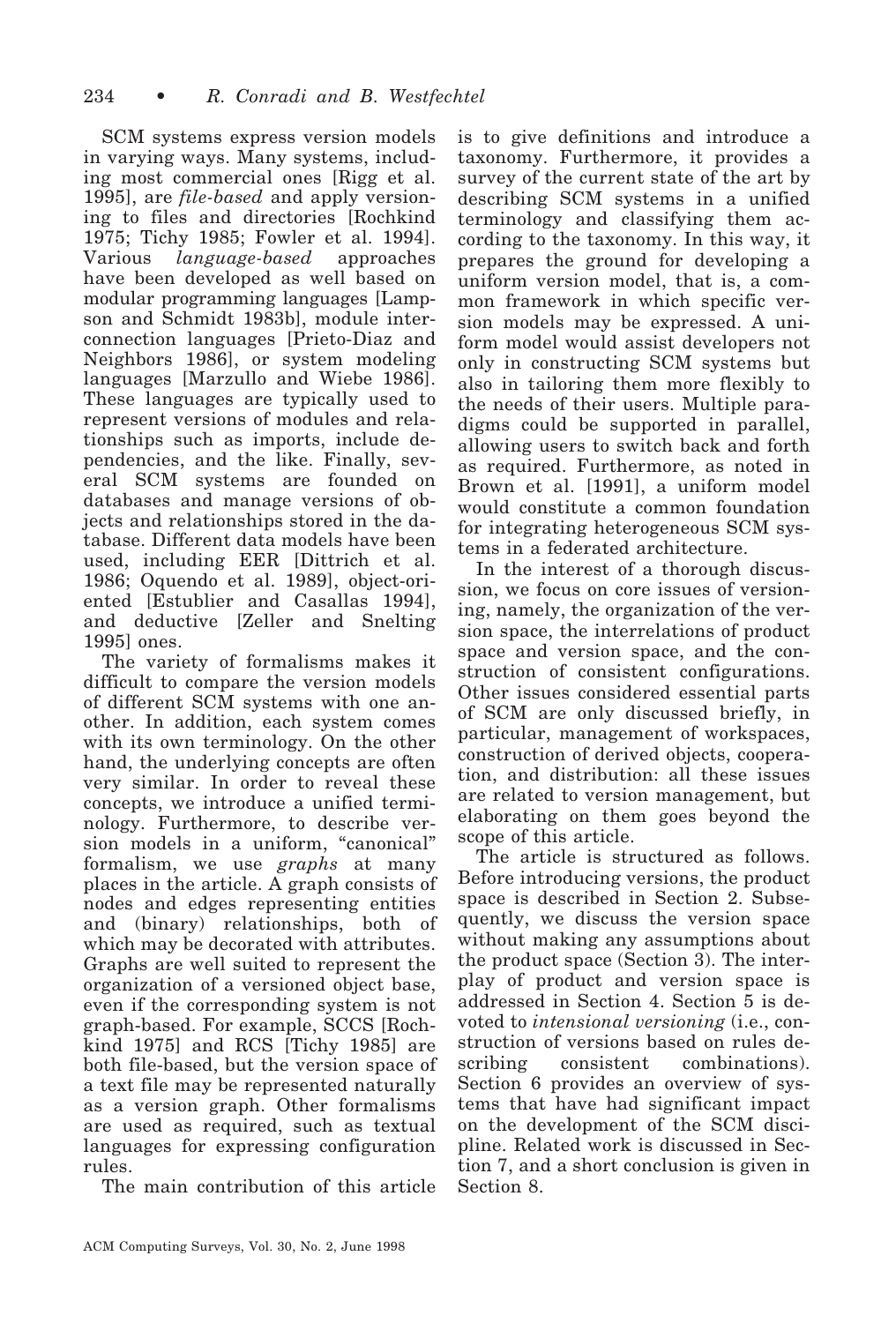SCM systems express version models in varying ways. Many systems, including most commercial ones [Rigg et al. 1995], are *file-based* and apply versioning to files and directories [Rochkind 1975; Tichy 1985; Fowler et al. 1994]. Various *language-based* approaches have been developed as well based on modular programming languages [Lampson and Schmidt 1983b], module interconnection languages [Prieto-Diaz and Neighbors 1986], or system modeling languages [Marzullo and Wiebe 1986]. These languages are typically used to represent versions of modules and relationships such as imports, include dependencies, and the like. Finally, several SCM systems are founded on databases and manage versions of objects and relationships stored in the database. Different data models have been used, including EER [Dittrich et al. 1986; Oquendo et al. 1989], object-oriented [Estublier and Casallas 1994], and deductive [Zeller and Snelting 1995] ones.

The variety of formalisms makes it difficult to compare the version models of different SCM systems with one another. In addition, each system comes with its own terminology. On the other hand, the underlying concepts are often very similar. In order to reveal these concepts, we introduce a unified terminology. Furthermore, to describe version models in a uniform, "canonical" formalism, we use *graphs* at many places in the article. A graph consists of nodes and edges representing entities and (binary) relationships, both of which may be decorated with attributes. Graphs are well suited to represent the organization of a versioned object base, even if the corresponding system is not graph-based. For example, SCCS [Rochkind 1975] and RCS [Tichy 1985] are both file-based, but the version space of a text file may be represented naturally as a version graph. Other formalisms are used as required, such as textual languages for expressing configuration rules.

The main contribution of this article is to give definitions and introduce a taxonomy. Furthermore, it provides a survey of the current state of the art by describing SCM systems in a unified terminology and classifying them according to the taxonomy. In this way, it prepares the ground for developing a uniform version model, that is, a common framework in which specific version models may be expressed. A uniform model would assist developers not only in constructing SCM systems but also in tailoring them more flexibly to the needs of their users. Multiple paradigms could be supported in parallel, allowing users to switch back and forth as required. Furthermore, as noted in Brown et al. [1991], a uniform model would constitute a common foundation for integrating heterogeneous SCM systems in a federated architecture.

In the interest of a thorough discussion, we focus on core issues of versioning, namely, the organization of the version space, the interrelations of product space and version space, and the construction of consistent configurations. Other issues considered essential parts of SCM are only discussed briefly, in particular, management of workspaces, construction of derived objects, cooperation, and distribution: all these issues are related to version management, but elaborating on them goes beyond the scope of this article.

The article is structured as follows. Before introducing versions, the product space is described in Section 2. Subsequently, we discuss the version space without making any assumptions about the product space (Section 3). The interplay of product and version space is addressed in Section 4. Section 5 is devoted to *intensional versioning* (i.e., construction of versions based on rules describing consistent combinations). Section 6 provides an overview of systems that have had significant impact on the development of the SCM discipline. Related work is discussed in Section 7, and a short conclusion is given in Section 8.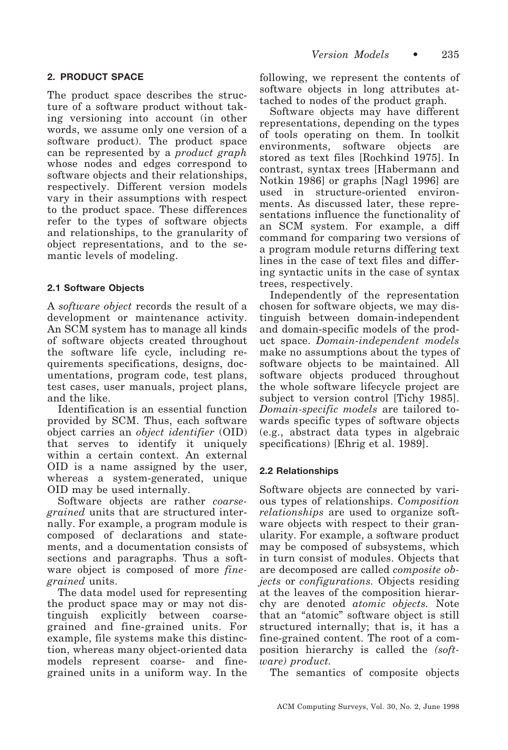## 2. PRODUCT SPACE

The product space describes the structure of a software product without taking versioning into account (in other words, we assume only one version of a software product). The product space can be represented by a *product graph* whose nodes and edges correspond to software objects and their relationships, respectively. Different version models vary in their assumptions with respect to the product space. These differences refer to the types of software objects and relationships, to the granularity of object representations, and to the semantic levels of modeling.

### 2.1 Software Objects

A *software object* records the result of a development or maintenance activity. An SCM system has to manage all kinds of software objects created throughout the software life cycle, including requirements specifications, designs, documentations, program code, test plans, test cases, user manuals, project plans, and the like.

Identification is an essential function provided by SCM. Thus, each software object carries an *object identifier* (OID) that serves to identify it uniquely within a certain context. An external OID is a name assigned by the user, whereas a system-generated, unique OID may be used internally.

Software objects are rather *coarse-grained* units that are structured internally. For example, a program module is composed of declarations and statements, and a documentation consists of sections and paragraphs. Thus a software object is composed of more *fine-grained* units.

The data model used for representing the product space may or may not distinguish explicitly between coarse-grained and fine-grained units. For example, file systems make this distinction, whereas many object-oriented data models represent coarse- and fine-grained units in a uniform way. In the following, we represent the contents of software objects in long attributes attached to nodes of the product graph.

Software objects may have different representations, depending on the types of tools operating on them. In toolkit environments, software objects are stored as text files [Rochkind 1975]. In contrast, syntax trees [Habermann and Notkin 1986] or graphs [Nagl 1996] are used in structure-oriented environments. As discussed later, these representations influence the functionality of an SCM system. For example, a diff command for comparing two versions of a program module returns differing text lines in the case of text files and differing syntactic units in the case of syntax trees, respectively.

Independently of the representation chosen for software objects, we may distinguish between domain-independent and domain-specific models of the product space. *Domain-independent models* make no assumptions about the types of software objects to be maintained. All software objects produced throughout the whole software lifecycle project are subject to version control [Tichy 1985]. *Domain-specific models* are tailored towards specific types of software objects (e.g., abstract data types in algebraic specifications) [Ehrig et al. 1989].

### 2.2 Relationships

Software objects are connected by various types of relationships. *Composition relationships* are used to organize software objects with respect to their granularity. For example, a software product may be composed of subsystems, which in turn consist of modules. Objects that are decomposed are called *composite objects* or *configurations.* Objects residing at the leaves of the composition hierarchy are denoted *atomic objects.* Note that an "atomic" software object is still structured internally; that is, it has a fine-grained content. The root of a composition hierarchy is called the *(software) product.*

The semantics of composite objects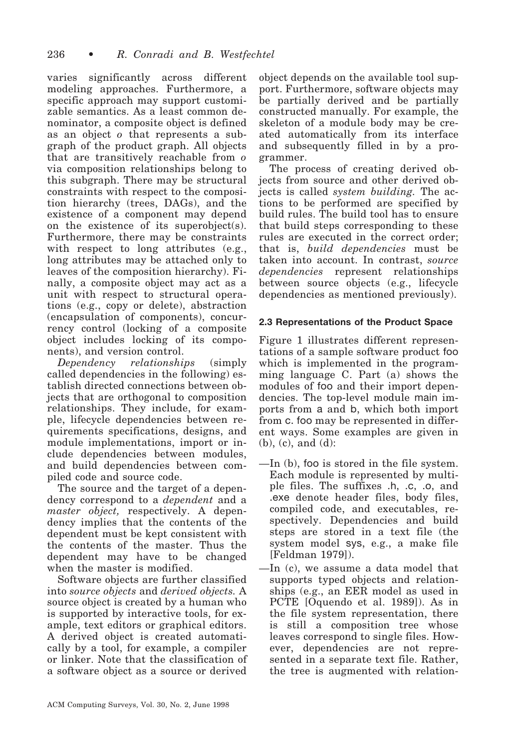varies significantly across different modeling approaches. Furthermore, a specific approach may support customizable semantics. As a least common denominator, a composite object is defined as an object *o* that represents a subgraph of the product graph. All objects that are transitively reachable from *o* via composition relationships belong to this subgraph. There may be structural constraints with respect to the composition hierarchy (trees, DAGs), and the existence of a component may depend on the existence of its superobject(s). Furthermore, there may be constraints with respect to long attributes (e.g., long attributes may be attached only to leaves of the composition hierarchy). Finally, a composite object may act as a unit with respect to structural operations (e.g., copy or delete), abstraction (encapsulation of components), concurrency control (locking of a composite object includes locking of its components), and version control.

*Dependency relationships* (simply called dependencies in the following) establish directed connections between objects that are orthogonal to composition relationships. They include, for example, lifecycle dependencies between requirements specifications, designs, and module implementations, import or include dependencies between modules, and build dependencies between compiled code and source code.

The source and the target of a dependency correspond to a *dependent* and a *master object,* respectively. A dependency implies that the contents of the dependent must be kept consistent with the contents of the master. Thus the dependent may have to be changed when the master is modified.

Software objects are further classified into *source objects* and *derived objects.* A source object is created by a human who is supported by interactive tools, for example, text editors or graphical editors. A derived object is created automatically by a tool, for example, a compiler or linker. Note that the classification of a software object as a source or derived object depends on the available tool support. Furthermore, software objects may be partially derived and be partially constructed manually. For example, the skeleton of a module body may be created automatically from its interface and subsequently filled in by a programmer.

The process of creating derived objects from source and other derived objects is called *system building.* The actions to be performed are specified by build rules. The build tool has to ensure that build steps corresponding to these rules are executed in the correct order; that is, *build dependencies* must be taken into account. In contrast, *source dependencies* represent relationships between source objects (e.g., lifecycle dependencies as mentioned previously).

### 2.3 Representations of the Product Space

Figure 1 illustrates different representations of a sample software product foo which is implemented in the programming language C. Part (a) shows the modules of foo and their import dependencies. The top-level module main imports from a and b, which both import from c. foo may be represented in different ways. Some examples are given in (b), (c), and (d):

—In (b), foo is stored in the file system. Each module is represented by multiple files. The suffixes .h, .c, .o, and .exe denote header files, body files, compiled code, and executables, respectively. Dependencies and build steps are stored in a text file (the system model sys, e.g., a make file [Feldman 1979]).

—In (c), we assume a data model that supports typed objects and relationships (e.g., an EER model as used in PCTE [Oquendo et al. 1989]). As in the file system representation, there is still a composition tree whose leaves correspond to single files. However, dependencies are not represented in a separate text file. Rather, the tree is augmented with relation-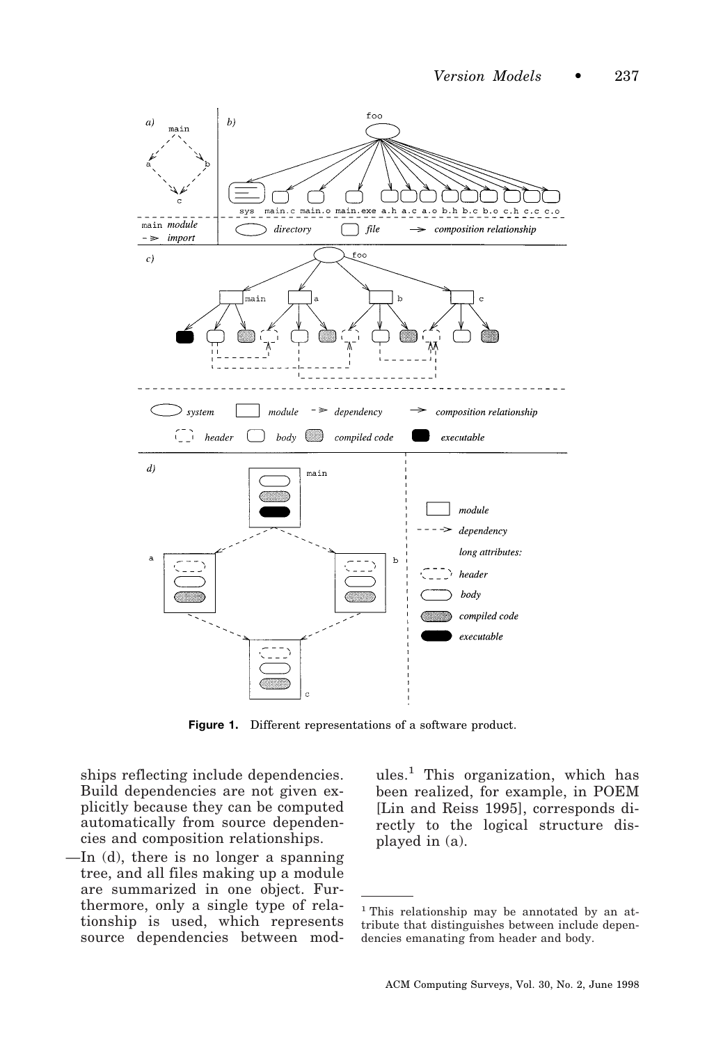Figure 1. Different representations of a software product.

ships reflecting include dependencies. Build dependencies are not given explicitly because they can be computed automatically from source dependencies and composition relationships.

—In (d), there is no longer a spanning tree, and all files making up a module are summarized in one object. Furthermore, only a single type of relationship is used, which represents source dependencies between modules.[1] This organization, which has been realized, for example, in POEM [Lin and Reiss 1995], corresponds directly to the logical structure displayed in (a).

[1] This relationship may be annotated by an attribute that distinguishes between include dependencies emanating from header and body.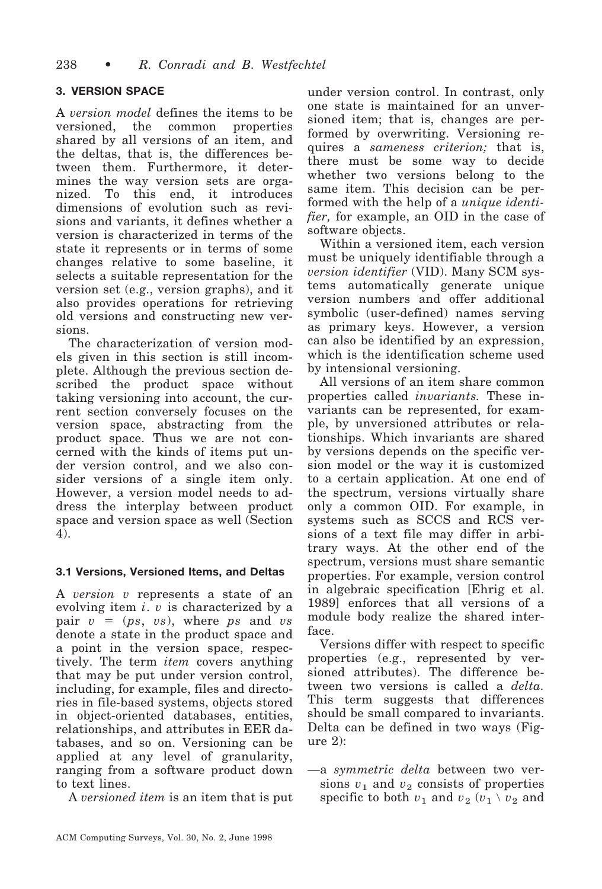## 3. VERSION SPACE

A *version model* defines the items to be versioned, the common properties shared by all versions of an item, and the deltas, that is, the differences between them. Furthermore, it determines the way version sets are organized. To this end, it introduces dimensions of evolution such as revisions and variants, it defines whether a version is characterized in terms of the state it represents or in terms of some changes relative to some baseline, it selects a suitable representation for the version set (e.g., version graphs), and it also provides operations for retrieving old versions and constructing new versions.

The characterization of version models given in this section is still incomplete. Although the previous section described the product space without taking versioning into account, the current section conversely focuses on the version space, abstracting from the product space. Thus we are not concerned with the kinds of items put under version control, and we also consider versions of a single item only. However, a version model needs to address the interplay between product space and version space as well (Section 4).

### 3.1 Versions, Versioned Items, and Deltas

A *version* $v$ represents a state of an evolving item $i$. $v$ is characterized by a pair $v = (ps, vs)$, where $ps$ and $vs$ denote a state in the product space and a point in the version space, respectively. The term *item* covers anything that may be put under version control, including, for example, files and directories in file-based systems, objects stored in object-oriented databases, entities, relationships, and attributes in EER databases, and so on. Versioning can be applied at any level of granularity, ranging from a software product down to text lines.

A *versioned item* is an item that is put under version control. In contrast, only one state is maintained for an unversioned item; that is, changes are performed by overwriting. Versioning requires a *sameness criterion;* that is, there must be some way to decide whether two versions belong to the same item. This decision can be performed with the help of a *unique identifier,* for example, an OID in the case of software objects.

Within a versioned item, each version must be uniquely identifiable through a *version identifier* (VID). Many SCM systems automatically generate unique version numbers and offer additional symbolic (user-defined) names serving as primary keys. However, a version can also be identified by an expression, which is the identification scheme used by intensional versioning.

All versions of an item share common properties called *invariants.* These invariants can be represented, for example, by unversioned attributes or relationships. Which invariants are shared by versions depends on the specific version model or the way it is customized to a certain application. At one end of the spectrum, versions virtually share only a common OID. For example, in systems such as SCCS and RCS versions of a text file may differ in arbitrary ways. At the other end of the spectrum, versions must share semantic properties. For example, version control in algebraic specification [Ehrig et al. 1989] enforces that all versions of a module body realize the shared interface.

Versions differ with respect to specific properties (e.g., represented by versioned attributes). The difference between two versions is called a *delta.* This term suggests that differences should be small compared to invariants. Delta can be defined in two ways (Figure 2):

—a *symmetric delta* between two versions $v_1$ and $v_2$ consists of properties specific to both $v_1$ and $v_2$ ($v_1 \setminus v_2$ and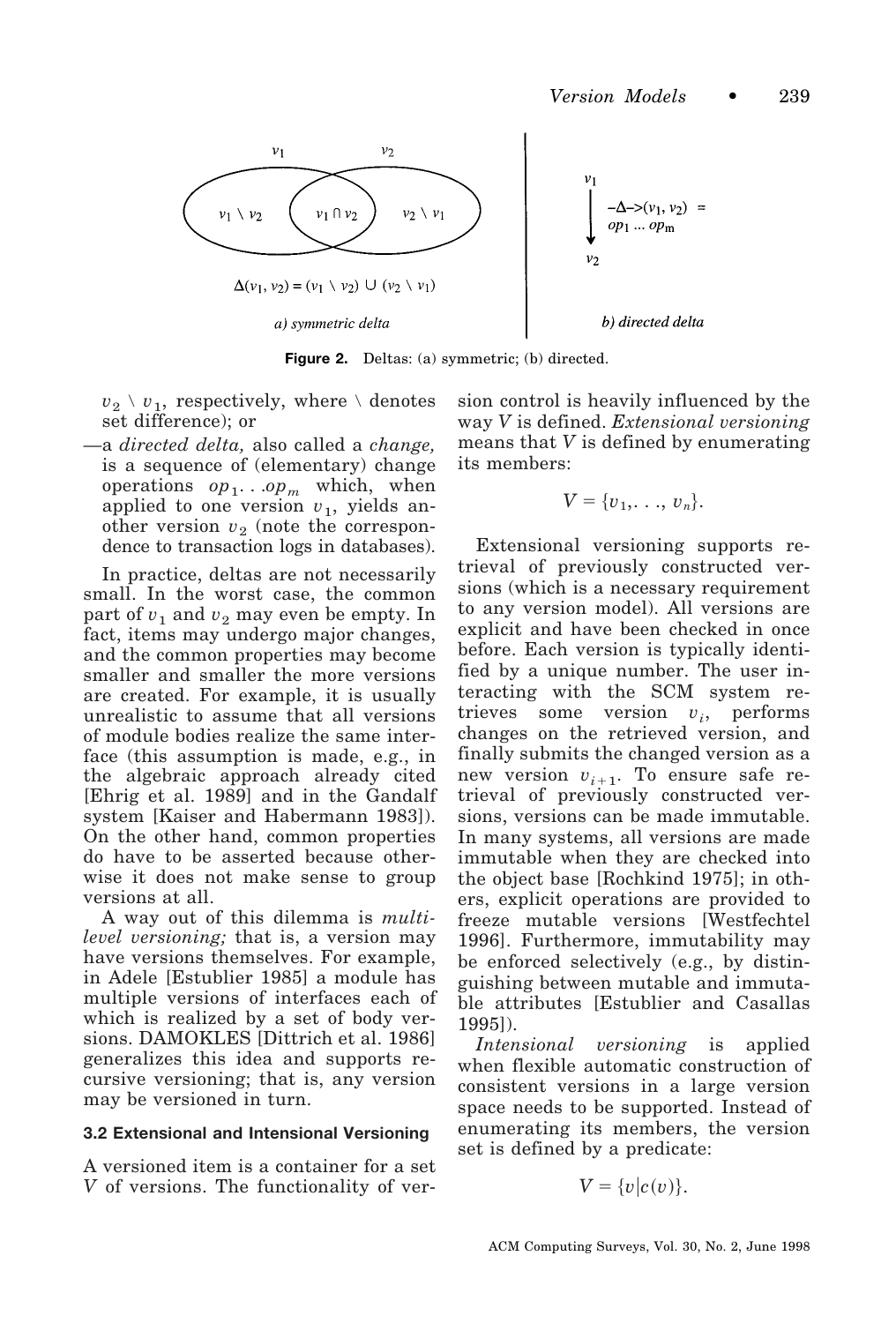Figure 2. Deltas: (a) symmetric; (b) directed.

$v_2 \setminus v_1$, respectively, where $\setminus$ denotes set difference); or

—a *directed delta,* also called a *change,* is a sequence of (elementary) change operations $op_1 \ldots op_m$ which, when applied to one version $v_1$, yields another version $v_2$ (note the correspondence to transaction logs in databases).

In practice, deltas are not necessarily small. In the worst case, the common part of $v_1$ and $v_2$ may even be empty. In fact, items may undergo major changes, and the common properties may become smaller and smaller the more versions are created. For example, it is usually unrealistic to assume that all versions of module bodies realize the same interface (this assumption is made, e.g., in the algebraic approach already cited [Ehrig et al. 1989] and in the Gandalf system [Kaiser and Habermann 1983]). On the other hand, common properties do have to be asserted because otherwise it does not make sense to group versions at all.

A way out of this dilemma is *multilevel versioning;* that is, a version may have versions themselves. For example, in Adele [Estublier 1985] a module has multiple versions of interfaces each of which is realized by a set of body versions. DAMOKLES [Dittrich et al. 1986] generalizes this idea and supports recursive versioning; that is, any version may be versioned in turn.

### 3.2 Extensional and Intensional Versioning

A versioned item is a container for a set $V$ of versions. The functionality of version control is heavily influenced by the way $V$ is defined. *Extensional versioning* means that $V$ is defined by enumerating its members:

$$V = \{v_1, \ldots, v_n\}.$$

Extensional versioning supports retrieval of previously constructed versions (which is a necessary requirement to any version model). All versions are explicit and have been checked in once before. Each version is typically identified by a unique number. The user interacting with the SCM system retrieves some version $v_i$, performs changes on the retrieved version, and finally submits the changed version as a new version $v_{i+1}$. To ensure safe retrieval of previously constructed versions, versions can be made immutable. In many systems, all versions are made immutable when they are checked into the object base [Rochkind 1975]; in others, explicit operations are provided to freeze mutable versions [Westfechtel 1996]. Furthermore, immutability may be enforced selectively (e.g., by distinguishing between mutable and immutable attributes [Estublier and Casallas 1995]).

*Intensional versioning* is applied when flexible automatic construction of consistent versions in a large version space needs to be supported. Instead of enumerating its members, the version set is defined by a predicate:

$$V = \{v | c(v)\}.$$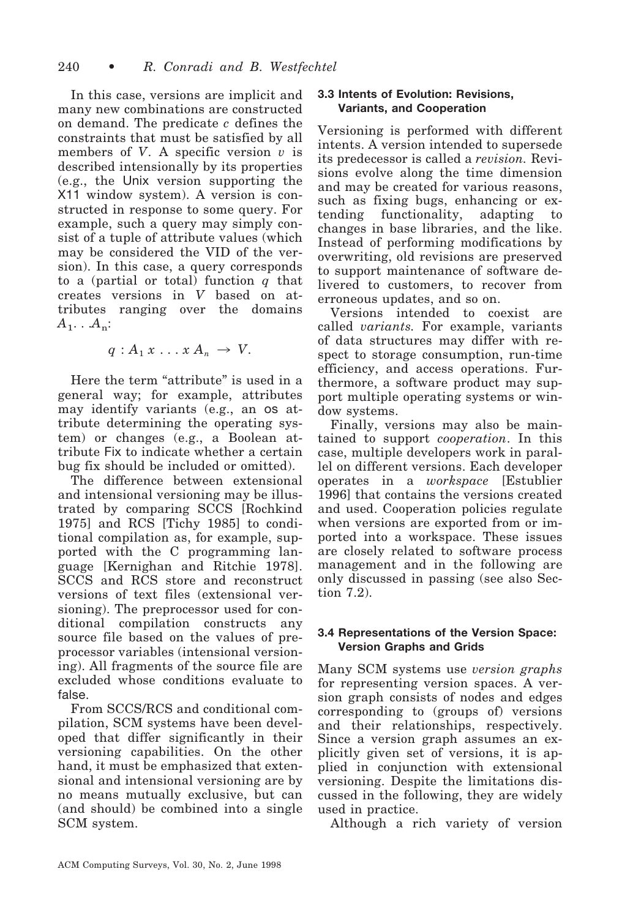In this case, versions are implicit and many new combinations are constructed on demand. The predicate $c$ defines the constraints that must be satisfied by all members of $V$. A specific version $v$ is described intensionally by its properties (e.g., the Unix version supporting the X11 window system). A version is constructed in response to some query. For example, such a query may simply consist of a tuple of attribute values (which may be considered the VID of the version). In this case, a query corresponds to a (partial or total) function $q$ that creates versions in $V$ based on attributes ranging over the domains $A_1 \ldots A_n$:

$$q : A_1 \, x \, \ldots \, x \, A_n \rightarrow V.$$

Here the term "attribute" is used in a general way; for example, attributes may identify variants (e.g., an os attribute determining the operating system) or changes (e.g., a Boolean attribute Fix to indicate whether a certain bug fix should be included or omitted).

The difference between extensional and intensional versioning may be illustrated by comparing SCCS [Rochkind 1975] and RCS [Tichy 1985] to conditional compilation as, for example, supported with the C programming language [Kernighan and Ritchie 1978]. SCCS and RCS store and reconstruct versions of text files (extensional versioning). The preprocessor used for conditional compilation constructs any source file based on the values of preprocessor variables (intensional versioning). All fragments of the source file are excluded whose conditions evaluate to false.

From SCCS/RCS and conditional compilation, SCM systems have been developed that differ significantly in their versioning capabilities. On the other hand, it must be emphasized that extensional and intensional versioning are by no means mutually exclusive, but can (and should) be combined into a single SCM system.

### 3.3 Intents of Evolution: Revisions, Variants, and Cooperation

Versioning is performed with different intents. A version intended to supersede its predecessor is called a *revision*. Revisions evolve along the time dimension and may be created for various reasons, such as fixing bugs, enhancing or extending functionality, adapting to changes in base libraries, and the like. Instead of performing modifications by overwriting, old revisions are preserved to support maintenance of software delivered to customers, to recover from erroneous updates, and so on.

Versions intended to coexist are called *variants*. For example, variants of data structures may differ with respect to storage consumption, run-time efficiency, and access operations. Furthermore, a software product may support multiple operating systems or window systems.

Finally, versions may also be maintained to support *cooperation*. In this case, multiple developers work in parallel on different versions. Each developer operates in a *workspace* [Estublier 1996] that contains the versions created and used. Cooperation policies regulate when versions are exported from or imported into a workspace. These issues are closely related to software process management and in the following are only discussed in passing (see also Section 7.2).

### 3.4 Representations of the Version Space: Version Graphs and Grids

Many SCM systems use *version graphs* for representing version spaces. A version graph consists of nodes and edges corresponding to (groups of) versions and their relationships, respectively. Since a version graph assumes an explicitly given set of versions, it is applied in conjunction with extensional versioning. Despite the limitations discussed in the following, they are widely used in practice.

Although a rich variety of version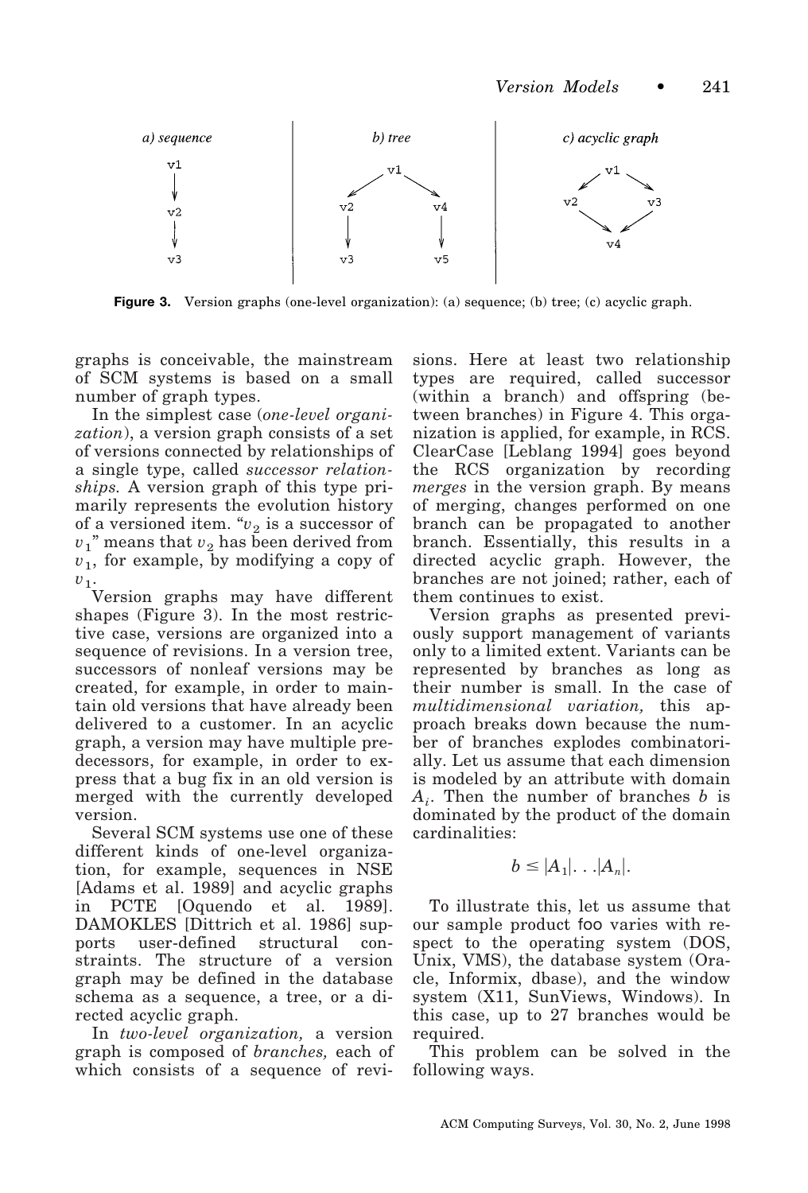**Figure 3.** Version graphs (one-level organization): (a) sequence; (b) tree; (c) acyclic graph.

graphs is conceivable, the mainstream of SCM systems is based on a small number of graph types.

In the simplest case (*one-level organization*), a version graph consists of a set of versions connected by relationships of a single type, called *successor relationships.* A version graph of this type primarily represents the evolution history of a versioned item. "$v_2$ is a successor of $v_1$" means that $v_2$ has been derived from $v_1$, for example, by modifying a copy of $v_1$.

Version graphs may have different shapes (Figure 3). In the most restrictive case, versions are organized into a sequence of revisions. In a version tree, successors of nonleaf versions may be created, for example, in order to maintain old versions that have already been delivered to a customer. In an acyclic graph, a version may have multiple predecessors, for example, in order to express that a bug fix in an old version is merged with the currently developed version.

Several SCM systems use one of these different kinds of one-level organization, for example, sequences in NSE [Adams et al. 1989] and acyclic graphs in PCTE [Oquendo et al. 1989]. DAMOKLES [Dittrich et al. 1986] supports user-defined structural constraints. The structure of a version graph may be defined in the database schema as a sequence, a tree, or a directed acyclic graph.

In *two-level organization,* a version graph is composed of *branches,* each of which consists of a sequence of revisions. Here at least two relationship types are required, called successor (within a branch) and offspring (between branches) in Figure 4. This organization is applied, for example, in RCS. ClearCase [Leblang 1994] goes beyond the RCS organization by recording *merges* in the version graph. By means of merging, changes performed on one branch can be propagated to another branch. Essentially, this results in a directed acyclic graph. However, the branches are not joined; rather, each of them continues to exist.

Version graphs as presented previously support management of variants only to a limited extent. Variants can be represented by branches as long as their number is small. In the case of *multidimensional variation,* this approach breaks down because the number of branches explodes combinatorially. Let us assume that each dimension is modeled by an attribute with domain $A_i$. Then the number of branches $b$ is dominated by the product of the domain cardinalities:

$$b \leq |A_1| \ldots |A_n|.$$

To illustrate this, let us assume that our sample product foo varies with respect to the operating system (DOS, Unix, VMS), the database system (Oracle, Informix, dbase), and the window system (X11, SunViews, Windows). In this case, up to 27 branches would be required.

This problem can be solved in the following ways.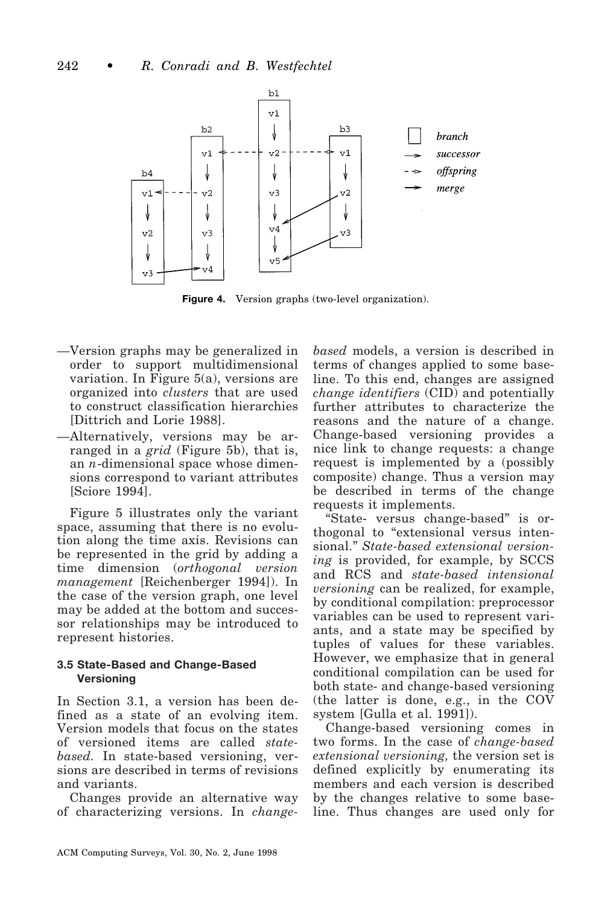b1

v1

b2 b3

v1 v2 v1

b4

v1 v2 v3 v2

v4

v2 v3 v3

v5

v3 v4

branch

successor

offspring

merge

**Figure 4.** Version graphs (two-level organization).

—Version graphs may be generalized in order to support multidimensional variation. In Figure 5(a), versions are organized into *clusters* that are used to construct classification hierarchies [Dittrich and Lorie 1988].

—Alternatively, versions may be arranged in a *grid* (Figure 5b), that is, an *n*-dimensional space whose dimensions correspond to variant attributes [Sciore 1994].

Figure 5 illustrates only the variant space, assuming that there is no evolution along the time axis. Revisions can be represented in the grid by adding a time dimension (*orthogonal version management* [Reichenberger 1994]). In the case of the version graph, one level may be added at the bottom and successor relationships may be introduced to represent histories.

### 3.5 State-Based and Change-Based Versioning

In Section 3.1, a version has been defined as a state of an evolving item. Version models that focus on the states of versioned items are called *state-based.* In state-based versioning, versions are described in terms of revisions and variants.

Changes provide an alternative way of characterizing versions. In *change-based* models, a version is described in terms of changes applied to some baseline. To this end, changes are assigned *change identifiers* (CID) and potentially further attributes to characterize the reasons and the nature of a change. Change-based versioning provides a nice link to change requests: a change request is implemented by a (possibly composite) change. Thus a version may be described in terms of the change requests it implements.

"State- versus change-based" is orthogonal to "extensional versus intensional." *State-based extensional versioning* is provided, for example, by SCCS and RCS and *state-based intensional versioning* can be realized, for example, by conditional compilation: preprocessor variables can be used to represent variants, and a state may be specified by tuples of values for these variables. However, we emphasize that in general conditional compilation can be used for both state- and change-based versioning (the latter is done, e.g., in the COV system [Gulla et al. 1991]).

Change-based versioning comes in two forms. In the case of *change-based extensional versioning,* the version set is defined explicitly by enumerating its members and each version is described by the changes relative to some baseline. Thus changes are used only for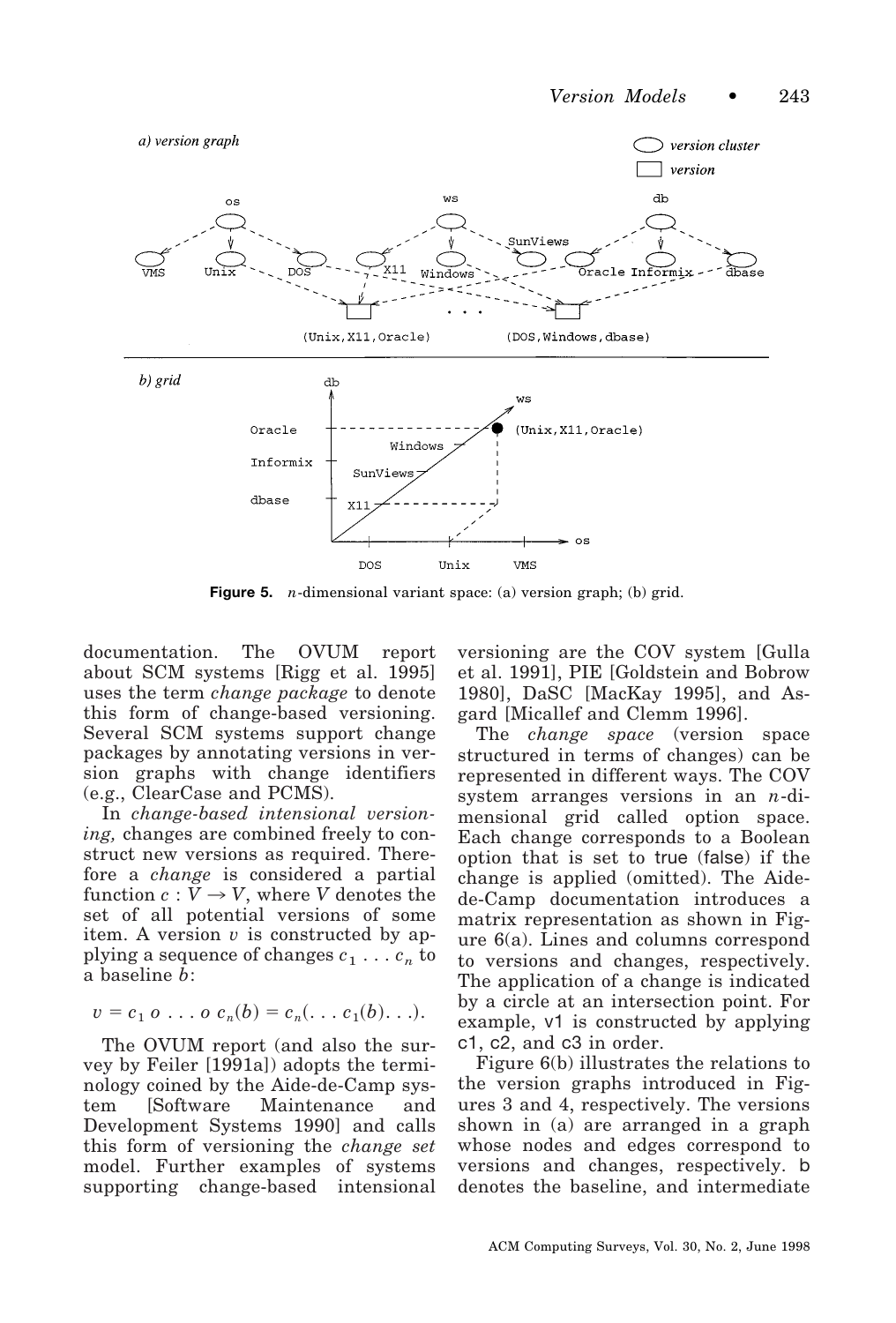**Figure 5.** $n$-dimensional variant space: (a) version graph; (b) grid.

documentation. The OVUM report about SCM systems [Rigg et al. 1995] uses the term *change package* to denote this form of change-based versioning. Several SCM systems support change packages by annotating versions in version graphs with change identifiers (e.g., ClearCase and PCMS).

In *change-based intensional versioning,* changes are combined freely to construct new versions as required. Therefore a *change* is considered a partial function $c : V \rightarrow V$, where $V$ denotes the set of all potential versions of some item. A version $v$ is constructed by applying a sequence of changes $c_1 \ldots c_n$ to a baseline $b$:

$$v = c_1 \; o \; \ldots \; o \; c_n(b) = c_n(\ldots c_1(b) \ldots).$$

The OVUM report (and also the survey by Feiler [1991a]) adopts the terminology coined by the Aide-de-Camp system [Software Maintenance and Development Systems 1990] and calls this form of versioning the *change set* model. Further examples of systems supporting change-based intensional versioning are the COV system [Gulla et al. 1991], PIE [Goldstein and Bobrow 1980], DaSC [MacKay 1995], and Asgard [Micallef and Clemm 1996].

The *change space* (version space structured in terms of changes) can be represented in different ways. The COV system arranges versions in an $n$-dimensional grid called option space. Each change corresponds to a Boolean option that is set to true (false) if the change is applied (omitted). The Aide-de-Camp documentation introduces a matrix representation as shown in Figure 6(a). Lines and columns correspond to versions and changes, respectively. The application of a change is indicated by a circle at an intersection point. For example, v1 is constructed by applying c1, c2, and c3 in order.

Figure 6(b) illustrates the relations to the version graphs introduced in Figures 3 and 4, respectively. The versions shown in (a) are arranged in a graph whose nodes and edges correspond to versions and changes, respectively. b denotes the baseline, and intermediate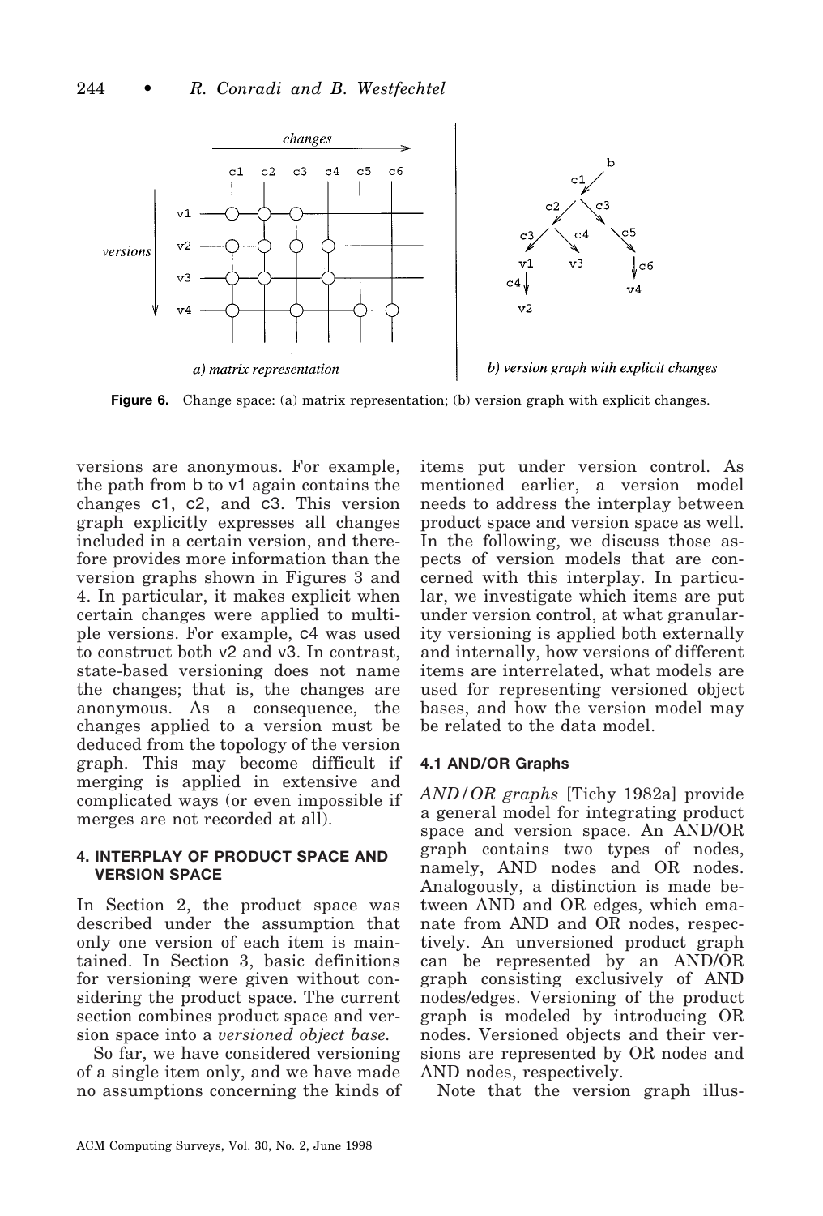**Figure 6.** Change space: (a) matrix representation; (b) version graph with explicit changes.

versions are anonymous. For example, the path from b to v1 again contains the changes c1, c2, and c3. This version graph explicitly expresses all changes included in a certain version, and therefore provides more information than the version graphs shown in Figures 3 and 4. In particular, it makes explicit when certain changes were applied to multiple versions. For example, c4 was used to construct both v2 and v3. In contrast, state-based versioning does not name the changes; that is, the changes are anonymous. As a consequence, the changes applied to a version must be deduced from the topology of the version graph. This may become difficult if merging is applied in extensive and complicated ways (or even impossible if merges are not recorded at all).

## 4. INTERPLAY OF PRODUCT SPACE AND VERSION SPACE

In Section 2, the product space was described under the assumption that only one version of each item is maintained. In Section 3, basic definitions for versioning were given without considering the product space. The current section combines product space and version space into a *versioned object base.*

So far, we have considered versioning of a single item only, and we have made no assumptions concerning the kinds of items put under version control. As mentioned earlier, a version model needs to address the interplay between product space and version space as well. In the following, we discuss those aspects of version models that are concerned with this interplay. In particular, we investigate which items are put under version control, at what granularity versioning is applied both externally and internally, how versions of different items are interrelated, what models are used for representing versioned object bases, and how the version model may be related to the data model.

### 4.1 AND/OR Graphs

*AND/OR graphs* [Tichy 1982a] provide a general model for integrating product space and version space. An AND/OR graph contains two types of nodes, namely, AND nodes and OR nodes. Analogously, a distinction is made between AND and OR edges, which emanate from AND and OR nodes, respectively. An unversioned product graph can be represented by an AND/OR graph consisting exclusively of AND nodes/edges. Versioning of the product graph is modeled by introducing OR nodes. Versioned objects and their versions are represented by OR nodes and AND nodes, respectively.

Note that the version graph illus-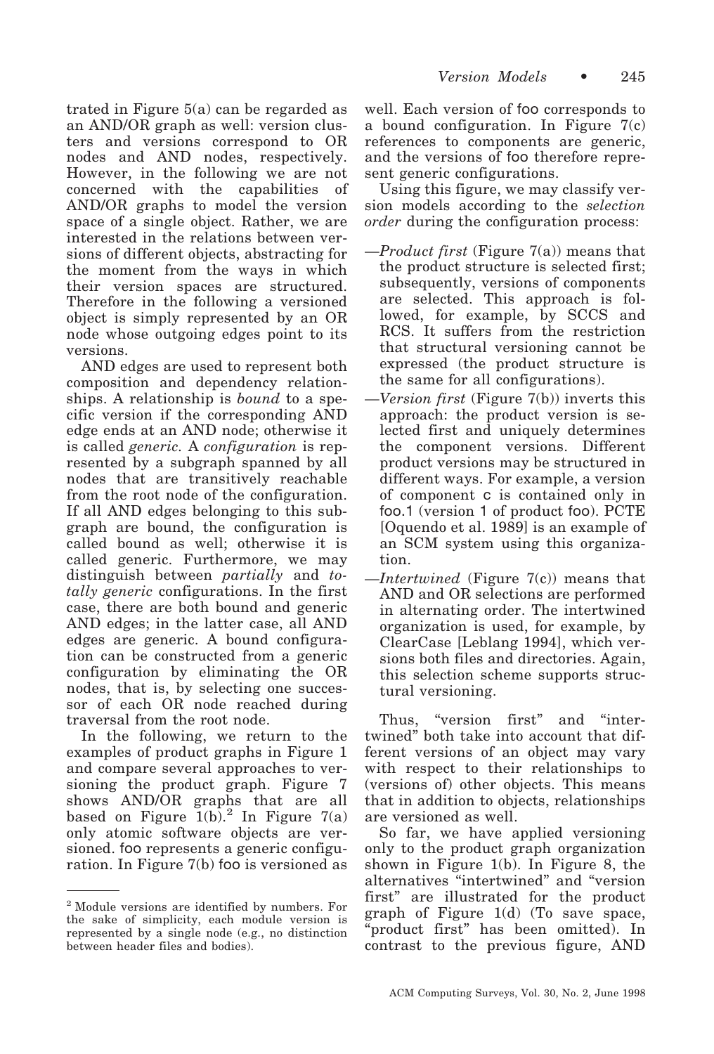trated in Figure 5(a) can be regarded as an AND/OR graph as well: version clusters and versions correspond to OR nodes and AND nodes, respectively. However, in the following we are not concerned with the capabilities of AND/OR graphs to model the version space of a single object. Rather, we are interested in the relations between versions of different objects, abstracting for the moment from the ways in which their version spaces are structured. Therefore in the following a versioned object is simply represented by an OR node whose outgoing edges point to its versions.

AND edges are used to represent both composition and dependency relationships. A relationship is *bound* to a specific version if the corresponding AND edge ends at an AND node; otherwise it is called *generic*. A *configuration* is represented by a subgraph spanned by all nodes that are transitively reachable from the root node of the configuration. If all AND edges belonging to this subgraph are bound, the configuration is called bound as well; otherwise it is called generic. Furthermore, we may distinguish between *partially* and *totally generic* configurations. In the first case, there are both bound and generic AND edges; in the latter case, all AND edges are generic. A bound configuration can be constructed from a generic configuration by eliminating the OR nodes, that is, by selecting one successor of each OR node reached during traversal from the root node.

In the following, we return to the examples of product graphs in Figure 1 and compare several approaches to versioning the product graph. Figure 7 shows AND/OR graphs that are all based on Figure 1(b).[2] In Figure 7(a) only atomic software objects are versioned. foo represents a generic configuration. In Figure 7(b) foo is versioned as well. Each version of foo corresponds to a bound configuration. In Figure 7(c) references to components are generic, and the versions of foo therefore represent generic configurations.

Using this figure, we may classify version models according to the *selection order* during the configuration process:

—*Product first* (Figure 7(a)) means that the product structure is selected first; subsequently, versions of components are selected. This approach is followed, for example, by SCCS and RCS. It suffers from the restriction that structural versioning cannot be expressed (the product structure is the same for all configurations).

—*Version first* (Figure 7(b)) inverts this approach: the product version is selected first and uniquely determines the component versions. Different product versions may be structured in different ways. For example, a version of component c is contained only in foo.1 (version 1 of product foo). PCTE [Oquendo et al. 1989] is an example of an SCM system using this organization.

—*Intertwined* (Figure 7(c)) means that AND and OR selections are performed in alternating order. The intertwined organization is used, for example, by ClearCase [Leblang 1994], which versions both files and directories. Again, this selection scheme supports structural versioning.

Thus, "version first" and "intertwined" both take into account that different versions of an object may vary with respect to their relationships to (versions of) other objects. This means that in addition to objects, relationships are versioned as well.

So far, we have applied versioning only to the product graph organization shown in Figure 1(b). In Figure 8, the alternatives "intertwined" and "version first" are illustrated for the product graph of Figure 1(d) (To save space, "product first" has been omitted). In contrast to the previous figure, AND

[2] Module versions are identified by numbers. For the sake of simplicity, each module version is represented by a single node (e.g., no distinction between header files and bodies).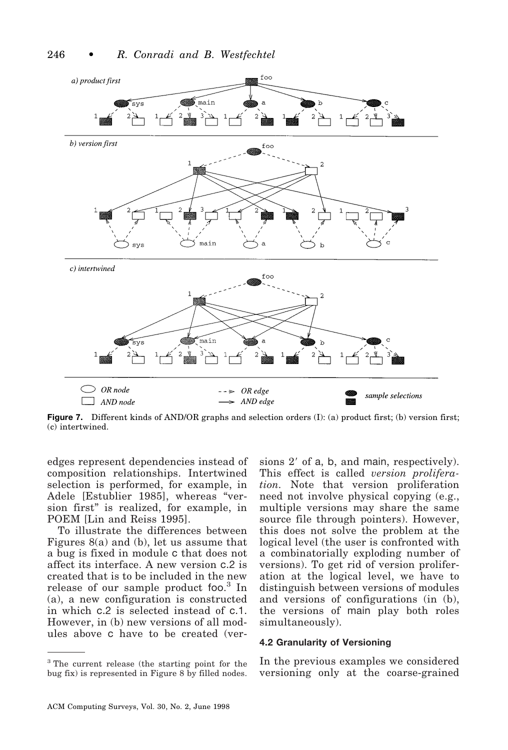**Figure 7.** Different kinds of AND/OR graphs and selection orders (I): (a) product first; (b) version first; (c) intertwined.

edges represent dependencies instead of composition relationships. Intertwined selection is performed, for example, in Adele [Estublier 1985], whereas "version first" is realized, for example, in POEM [Lin and Reiss 1995].

To illustrate the differences between Figures 8(a) and (b), let us assume that a bug is fixed in module c that does not affect its interface. A new version c.2 is created that is to be included in the new release of our sample product foo.[3] In (a), a new configuration is constructed in which c.2 is selected instead of c.1. However, in (b) new versions of all modules above c have to be created (versions 2′ of a, b, and main, respectively). This effect is called *version proliferation*. Note that version proliferation need not involve physical copying (e.g., multiple versions may share the same source file through pointers). However, this does not solve the problem at the logical level (the user is confronted with a combinatorially exploding number of versions). To get rid of version proliferation at the logical level, we have to distinguish between versions of modules and versions of configurations (in (b), the versions of main play both roles simultaneously).

[3] The current release (the starting point for the bug fix) is represented in Figure 8 by filled nodes.

### 4.2 Granularity of Versioning

In the previous examples we considered versioning only at the coarse-grained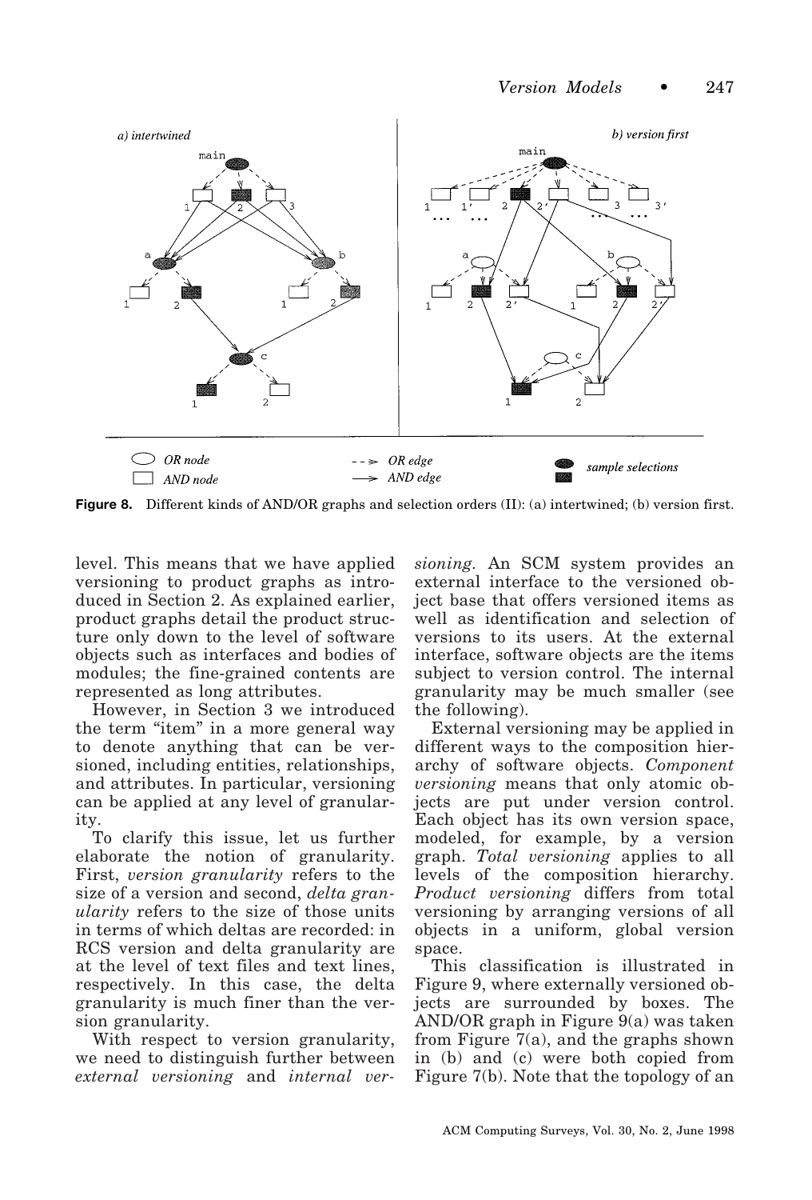a) intertwined

main

1 2 3

a b

1 2 1 2

c

1 2

b) version first

main

1 1' 2 2' 3 3'

... ... ... ...

a b

1 2 2' 1 2 2'

c

1 2

OR node

AND node

OR edge

AND edge

sample selections

**Figure 8.** Different kinds of AND/OR graphs and selection orders (II): (a) intertwined; (b) version first.

level. This means that we have applied versioning to product graphs as introduced in Section 2. As explained earlier, product graphs detail the product structure only down to the level of software objects such as interfaces and bodies of modules; the fine-grained contents are represented as long attributes.

However, in Section 3 we introduced the term "item" in a more general way to denote anything that can be versioned, including entities, relationships, and attributes. In particular, versioning can be applied at any level of granularity.

To clarify this issue, let us further elaborate the notion of granularity. First, *version granularity* refers to the size of a version and second, *delta granularity* refers to the size of those units in terms of which deltas are recorded: in RCS version and delta granularity are at the level of text files and text lines, respectively. In this case, the delta granularity is much finer than the version granularity.

With respect to version granularity, we need to distinguish further between *external versioning* and *internal versioning*. An SCM system provides an external interface to the versioned object base that offers versioned items as well as identification and selection of versions to its users. At the external interface, software objects are the items subject to version control. The internal granularity may be much smaller (see the following).

External versioning may be applied in different ways to the composition hierarchy of software objects. *Component versioning* means that only atomic objects are put under version control. Each object has its own version space, modeled, for example, by a version graph. *Total versioning* applies to all levels of the composition hierarchy. *Product versioning* differs from total versioning by arranging versions of all objects in a uniform, global version space.

This classification is illustrated in Figure 9, where externally versioned objects are surrounded by boxes. The AND/OR graph in Figure 9(a) was taken from Figure 7(a), and the graphs shown in (b) and (c) were both copied from Figure 7(b). Note that the topology of an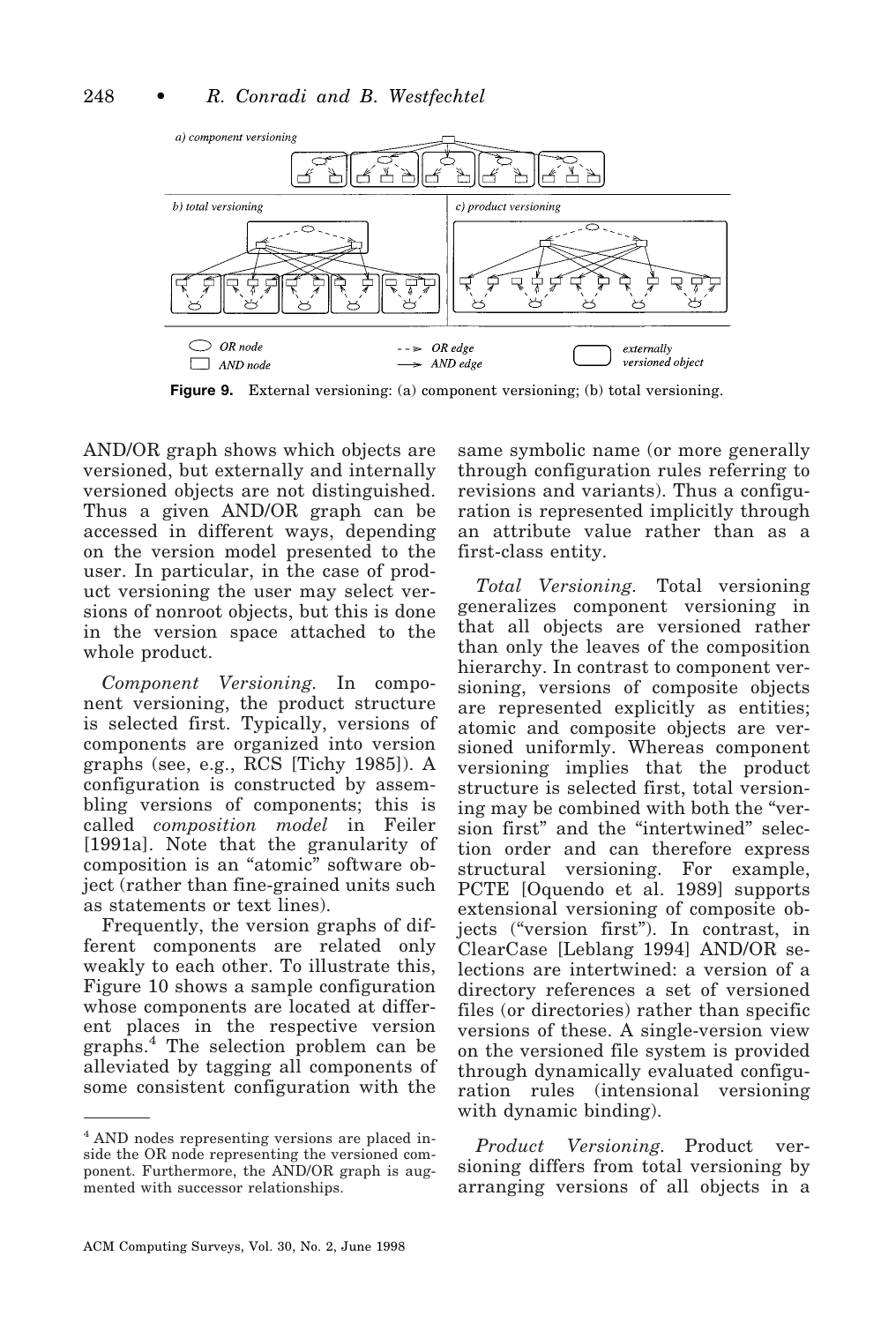Figure 9. External versioning: (a) component versioning; (b) total versioning.

AND/OR graph shows which objects are versioned, but externally and internally versioned objects are not distinguished. Thus a given AND/OR graph can be accessed in different ways, depending on the version model presented to the user. In particular, in the case of product versioning the user may select versions of nonroot objects, but this is done in the version space attached to the whole product.

*Component Versioning.* In component versioning, the product structure is selected first. Typically, versions of components are organized into version graphs (see, e.g., RCS [Tichy 1985]). A configuration is constructed by assembling versions of components; this is called *composition model* in Feiler [1991a]. Note that the granularity of composition is an "atomic" software object (rather than fine-grained units such as statements or text lines).

Frequently, the version graphs of different components are related only weakly to each other. To illustrate this, Figure 10 shows a sample configuration whose components are located at different places in the respective version graphs.[4] The selection problem can be alleviated by tagging all components of some consistent configuration with the same symbolic name (or more generally through configuration rules referring to revisions and variants). Thus a configuration is represented implicitly through an attribute value rather than as a first-class entity.

*Total Versioning.* Total versioning generalizes component versioning in that all objects are versioned rather than only the leaves of the composition hierarchy. In contrast to component versioning, versions of composite objects are represented explicitly as entities; atomic and composite objects are versioned uniformly. Whereas component versioning implies that the product structure is selected first, total versioning may be combined with both the "version first" and the "intertwined" selection order and can therefore express structural versioning. For example, PCTE [Oquendo et al. 1989] supports extensional versioning of composite objects ("version first"). In contrast, in ClearCase [Leblang 1994] AND/OR selections are intertwined: a version of a directory references a set of versioned files (or directories) rather than specific versions of these. A single-version view on the versioned file system is provided through dynamically evaluated configuration rules (intensional versioning with dynamic binding).

*Product Versioning.* Product versioning differs from total versioning by arranging versions of all objects in a

[4] AND nodes representing versions are placed inside the OR node representing the versioned component. Furthermore, the AND/OR graph is augmented with successor relationships.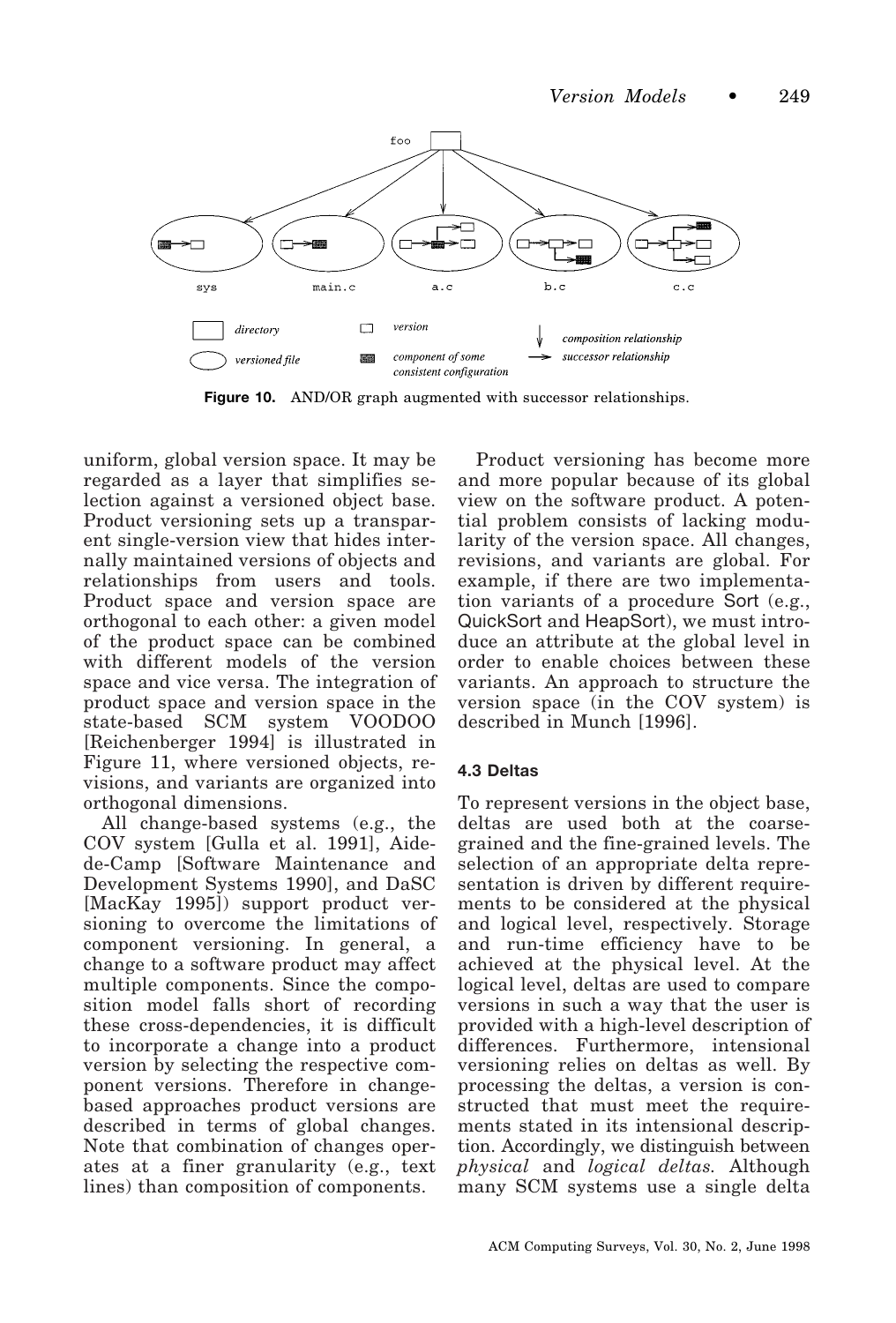**Figure 10.** AND/OR graph augmented with successor relationships.

uniform, global version space. It may be regarded as a layer that simplifies selection against a versioned object base. Product versioning sets up a transparent single-version view that hides internally maintained versions of objects and relationships from users and tools. Product space and version space are orthogonal to each other: a given model of the product space can be combined with different models of the version space and vice versa. The integration of product space and version space in the state-based SCM system VOODOO [Reichenberger 1994] is illustrated in Figure 11, where versioned objects, revisions, and variants are organized into orthogonal dimensions.

All change-based systems (e.g., the COV system [Gulla et al. 1991], Aide-de-Camp [Software Maintenance and Development Systems 1990], and DaSC [MacKay 1995]) support product versioning to overcome the limitations of component versioning. In general, a change to a software product may affect multiple components. Since the composition model falls short of recording these cross-dependencies, it is difficult to incorporate a change into a product version by selecting the respective component versions. Therefore in change-based approaches product versions are described in terms of global changes. Note that combination of changes operates at a finer granularity (e.g., text lines) than composition of components.

Product versioning has become more and more popular because of its global view on the software product. A potential problem consists of lacking modularity of the version space. All changes, revisions, and variants are global. For example, if there are two implementation variants of a procedure Sort (e.g., QuickSort and HeapSort), we must introduce an attribute at the global level in order to enable choices between these variants. An approach to structure the version space (in the COV system) is described in Munch [1996].

### 4.3 Deltas

To represent versions in the object base, deltas are used both at the coarse-grained and the fine-grained levels. The selection of an appropriate delta representation is driven by different requirements to be considered at the physical and logical level, respectively. Storage and run-time efficiency have to be achieved at the physical level. At the logical level, deltas are used to compare versions in such a way that the user is provided with a high-level description of differences. Furthermore, intensional versioning relies on deltas as well. By processing the deltas, a version is constructed that must meet the requirements stated in its intensional description. Accordingly, we distinguish between *physical* and *logical deltas.* Although many SCM systems use a single delta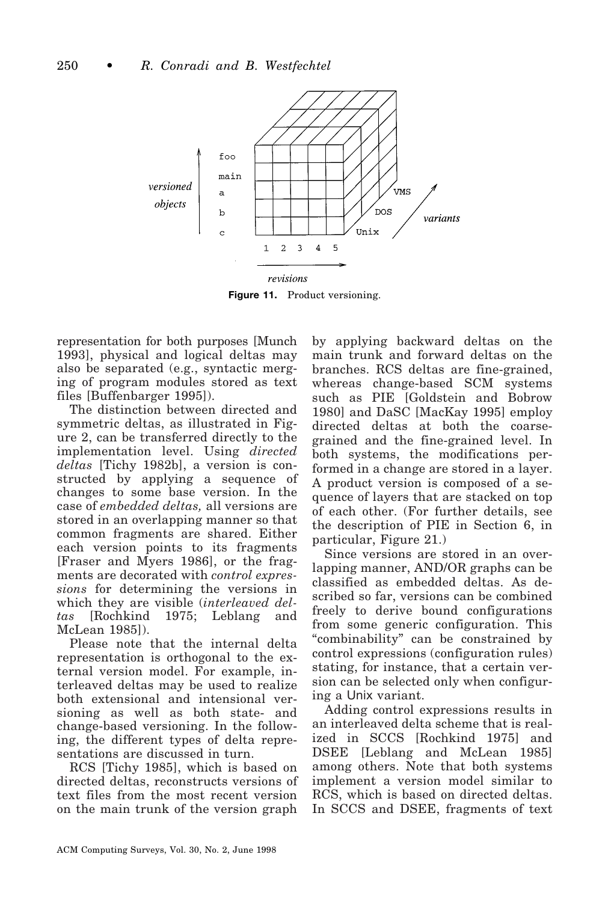**Figure 11.** Product versioning.

representation for both purposes [Munch 1993], physical and logical deltas may also be separated (e.g., syntactic merging of program modules stored as text files [Buffenbarger 1995]).

The distinction between directed and symmetric deltas, as illustrated in Figure 2, can be transferred directly to the implementation level. Using *directed deltas* [Tichy 1982b], a version is constructed by applying a sequence of changes to some base version. In the case of *embedded deltas,* all versions are stored in an overlapping manner so that common fragments are shared. Either each version points to its fragments [Fraser and Myers 1986], or the fragments are decorated with *control expressions* for determining the versions in which they are visible (*interleaved deltas* [Rochkind 1975; Leblang and McLean 1985]).

Please note that the internal delta representation is orthogonal to the external version model. For example, interleaved deltas may be used to realize both extensional and intensional versioning as well as both state- and change-based versioning. In the following, the different types of delta representations are discussed in turn.

RCS [Tichy 1985], which is based on directed deltas, reconstructs versions of text files from the most recent version on the main trunk of the version graph by applying backward deltas on the main trunk and forward deltas on the branches. RCS deltas are fine-grained, whereas change-based SCM systems such as PIE [Goldstein and Bobrow 1980] and DaSC [MacKay 1995] employ directed deltas at both the coarse-grained and the fine-grained level. In both systems, the modifications performed in a change are stored in a layer. A product version is composed of a sequence of layers that are stacked on top of each other. (For further details, see the description of PIE in Section 6, in particular, Figure 21.)

Since versions are stored in an overlapping manner, AND/OR graphs can be classified as embedded deltas. As described so far, versions can be combined freely to derive bound configurations from some generic configuration. This "combinability" can be constrained by control expressions (configuration rules) stating, for instance, that a certain version can be selected only when configuring a Unix variant.

Adding control expressions results in an interleaved delta scheme that is realized in SCCS [Rochkind 1975] and DSEE [Leblang and McLean 1985] among others. Note that both systems implement a version model similar to RCS, which is based on directed deltas. In SCCS and DSEE, fragments of text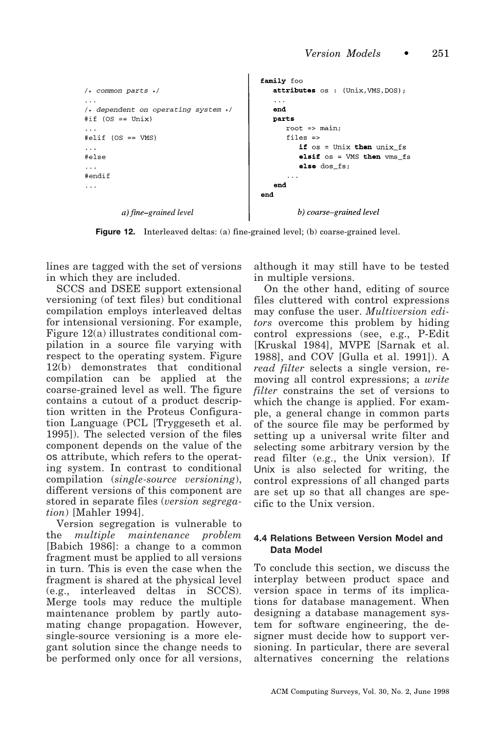```
/* common parts */
...
/* dependent on operating system */
#if (OS == Unix)
...
#elif (OS == VMS)
...
#else
...
#endif
...
```

*a) fine–grained level*

```
family foo
   attributes os : (Unix,VMS,DOS);
   ...
   end
   parts
      root => main;
      files =>
         if os = Unix then unix_fs
         elsif os = VMS then vms_fs
         else dos_fs;
      ...
   end
end
```

*b) coarse–grained level*

**Figure 12.** Interleaved deltas: (a) fine-grained level; (b) coarse-grained level.

lines are tagged with the set of versions in which they are included.

SCCS and DSEE support extensional versioning (of text files) but conditional compilation employs interleaved deltas for intensional versioning. For example, Figure 12(a) illustrates conditional compilation in a source file varying with respect to the operating system. Figure 12(b) demonstrates that conditional compilation can be applied at the coarse-grained level as well. The figure contains a cutout of a product description written in the Proteus Configuration Language (PCL [Tryggeseth et al. 1995]). The selected version of the files component depends on the value of the os attribute, which refers to the operating system. In contrast to conditional compilation (*single-source versioning*), different versions of this component are stored in separate files (*version segregation*) [Mahler 1994].

Version segregation is vulnerable to the *multiple maintenance problem* [Babich 1986]: a change to a common fragment must be applied to all versions in turn. This is even the case when the fragment is shared at the physical level (e.g., interleaved deltas in SCCS). Merge tools may reduce the multiple maintenance problem by partly automating change propagation. However, single-source versioning is a more elegant solution since the change needs to be performed only once for all versions, although it may still have to be tested in multiple versions.

On the other hand, editing of source files cluttered with control expressions may confuse the user. *Multiversion editors* overcome this problem by hiding control expressions (see, e.g., P-Edit [Kruskal 1984], MVPE [Sarnak et al. 1988], and COV [Gulla et al. 1991]). A *read filter* selects a single version, removing all control expressions; a *write filter* constrains the set of versions to which the change is applied. For example, a general change in common parts of the source file may be performed by setting up a universal write filter and selecting some arbitrary version by the read filter (e.g., the Unix version). If Unix is also selected for writing, the control expressions of all changed parts are set up so that all changes are specific to the Unix version.

### 4.4 Relations Between Version Model and Data Model

To conclude this section, we discuss the interplay between product space and version space in terms of its implications for database management. When designing a database management system for software engineering, the designer must decide how to support versioning. In particular, there are several alternatives concerning the relations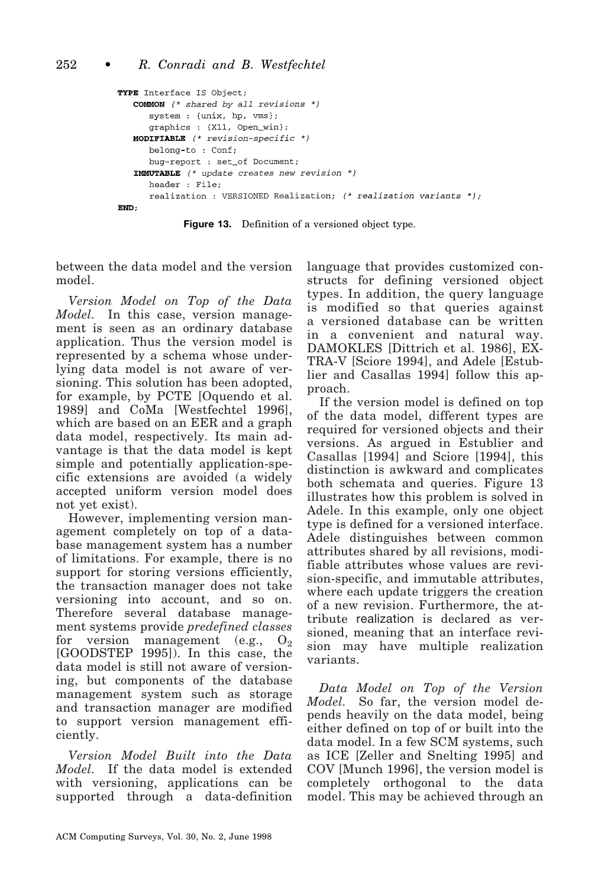```
TYPE Interface IS Object;
   COMMON (* shared by all revisions *)
      system : {unix, hp, vms};
      graphics : {X11, Open_win};
   MODIFIABLE (* revision-specific *)
      belong-to : Conf;
      bug-report : set_of Document;
   IMMUTABLE (* update creates new revision *)
      header : File;
      realization : VERSIONED Realization; (* realization variants *);
END;
```

**Figure 13.** Definition of a versioned object type.

between the data model and the version model.

*Version Model on Top of the Data Model.* In this case, version management is seen as an ordinary database application. Thus the version model is represented by a schema whose underlying data model is not aware of versioning. This solution has been adopted, for example, by PCTE [Oquendo et al. 1989] and CoMa [Westfechtel 1996], which are based on an EER and a graph data model, respectively. Its main advantage is that the data model is kept simple and potentially application-specific extensions are avoided (a widely accepted uniform version model does not yet exist).

However, implementing version management completely on top of a database management system has a number of limitations. For example, there is no support for storing versions efficiently, the transaction manager does not take versioning into account, and so on. Therefore several database management systems provide *predefined classes* for version management (e.g., $O_2$ [GOODSTEP 1995]). In this case, the data model is still not aware of versioning, but components of the database management system such as storage and transaction manager are modified to support version management efficiently.

*Version Model Built into the Data Model.* If the data model is extended with versioning, applications can be supported through a data-definition language that provides customized constructs for defining versioned object types. In addition, the query language is modified so that queries against a versioned database can be written in a convenient and natural way. DAMOKLES [Dittrich et al. 1986], EXTRA-V [Sciore 1994], and Adele [Estublier and Casallas 1994] follow this approach.

If the version model is defined on top of the data model, different types are required for versioned objects and their versions. As argued in Estublier and Casallas [1994] and Sciore [1994], this distinction is awkward and complicates both schemata and queries. Figure 13 illustrates how this problem is solved in Adele. In this example, only one object type is defined for a versioned interface. Adele distinguishes between common attributes shared by all revisions, modifiable attributes whose values are revision-specific, and immutable attributes, where each update triggers the creation of a new revision. Furthermore, the attribute realization is declared as versioned, meaning that an interface revision may have multiple realization variants.

*Data Model on Top of the Version Model.* So far, the version model depends heavily on the data model, being either defined on top of or built into the data model. In a few SCM systems, such as ICE [Zeller and Snelting 1995] and COV [Munch 1996], the version model is completely orthogonal to the data model. This may be achieved through an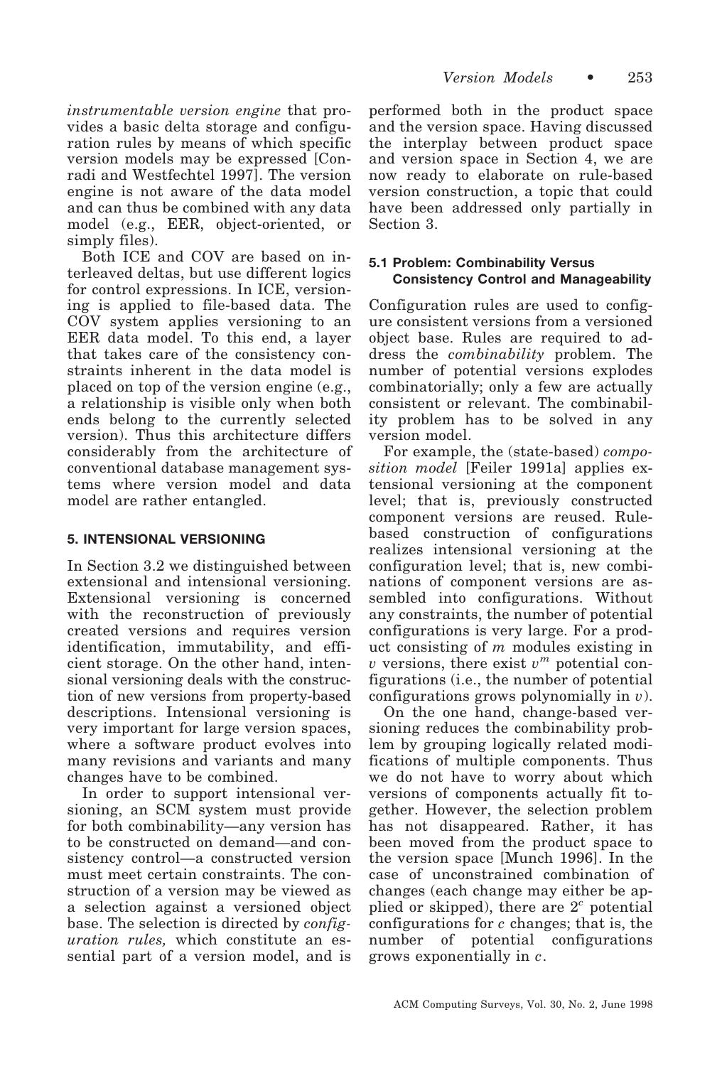*instrumentable version engine* that provides a basic delta storage and configuration rules by means of which specific version models may be expressed [Conradi and Westfechtel 1997]. The version engine is not aware of the data model and can thus be combined with any data model (e.g., EER, object-oriented, or simply files).

Both ICE and COV are based on interleaved deltas, but use different logics for control expressions. In ICE, versioning is applied to file-based data. The COV system applies versioning to an EER data model. To this end, a layer that takes care of the consistency constraints inherent in the data model is placed on top of the version engine (e.g., a relationship is visible only when both ends belong to the currently selected version). Thus this architecture differs considerably from the architecture of conventional database management systems where version model and data model are rather entangled.

## 5. INTENSIONAL VERSIONING

In Section 3.2 we distinguished between extensional and intensional versioning. Extensional versioning is concerned with the reconstruction of previously created versions and requires version identification, immutability, and efficient storage. On the other hand, intensional versioning deals with the construction of new versions from property-based descriptions. Intensional versioning is very important for large version spaces, where a software product evolves into many revisions and variants and many changes have to be combined.

In order to support intensional versioning, an SCM system must provide for both combinability—any version has to be constructed on demand—and consistency control—a constructed version must meet certain constraints. The construction of a version may be viewed as a selection against a versioned object base. The selection is directed by *configuration rules,* which constitute an essential part of a version model, and is performed both in the product space and the version space. Having discussed the interplay between product space and version space in Section 4, we are now ready to elaborate on rule-based version construction, a topic that could have been addressed only partially in Section 3.

### 5.1 Problem: Combinability Versus Consistency Control and Manageability

Configuration rules are used to configure consistent versions from a versioned object base. Rules are required to address the *combinability* problem. The number of potential versions explodes combinatorially; only a few are actually consistent or relevant. The combinability problem has to be solved in any version model.

For example, the (state-based) *composition model* [Feiler 1991a] applies extensional versioning at the component level; that is, previously constructed component versions are reused. Rule-based construction of configurations realizes intensional versioning at the configuration level; that is, new combinations of component versions are assembled into configurations. Without any constraints, the number of potential configurations is very large. For a product consisting of $m$ modules existing in $v$ versions, there exist $v^m$ potential configurations (i.e., the number of potential configurations grows polynomially in $v$).

On the one hand, change-based versioning reduces the combinability problem by grouping logically related modifications of multiple components. Thus we do not have to worry about which versions of components actually fit together. However, the selection problem has not disappeared. Rather, it has been moved from the product space to the version space [Munch 1996]. In the case of unconstrained combination of changes (each change may either be applied or skipped), there are $2^c$ potential configurations for $c$ changes; that is, the number of potential configurations grows exponentially in $c$.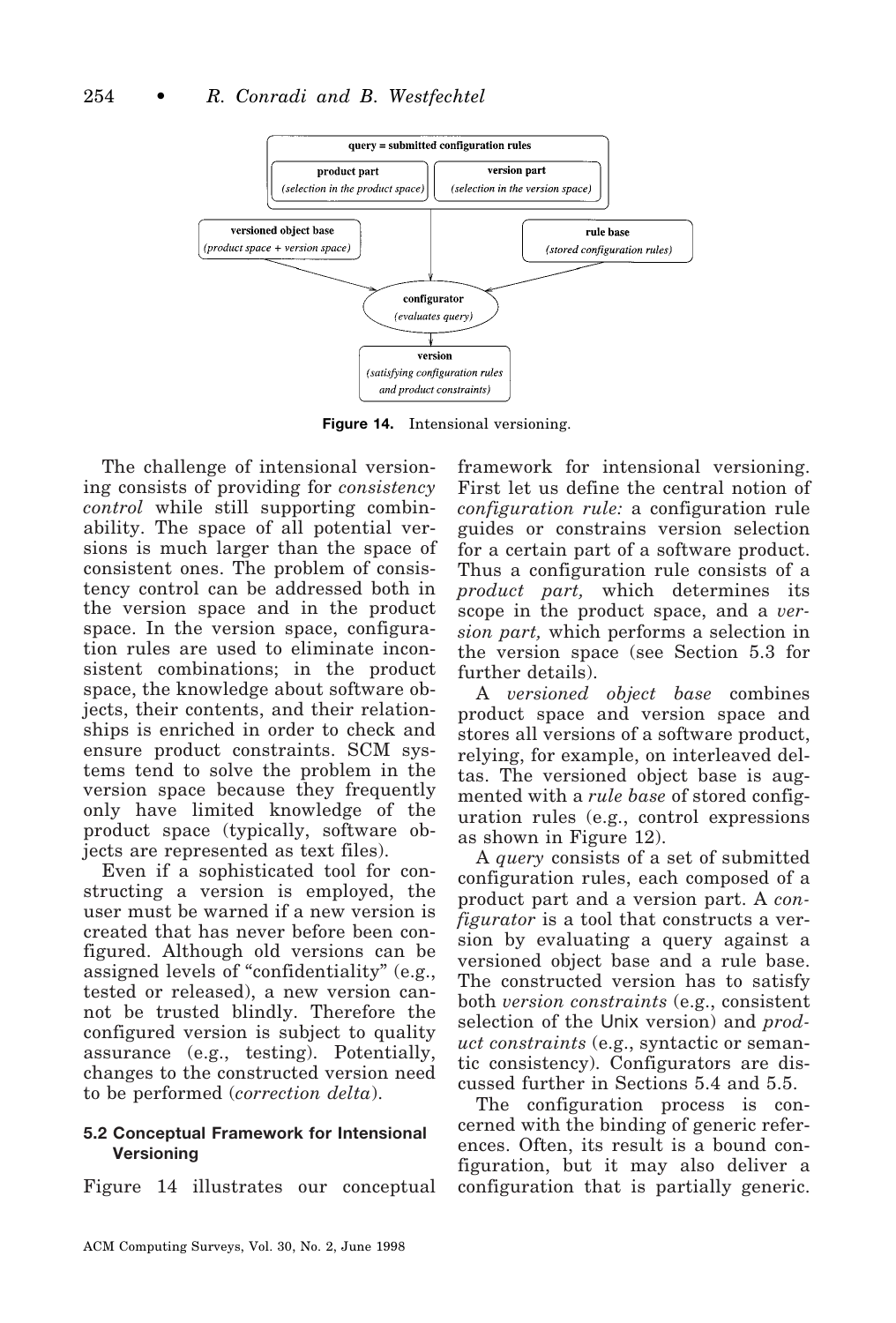query = submitted configuration rules

product part
(selection in the product space)

version part
(selection in the version space)

versioned object base
(product space + version space)

rule base
(stored configuration rules)

configurator
(evaluates query)

version
(satisfying configuration rules and product constraints)

**Figure 14.** Intensional versioning.

The challenge of intensional versioning consists of providing for *consistency control* while still supporting combinability. The space of all potential versions is much larger than the space of consistent ones. The problem of consistency control can be addressed both in the version space and in the product space. In the version space, configuration rules are used to eliminate inconsistent combinations; in the product space, the knowledge about software objects, their contents, and their relationships is enriched in order to check and ensure product constraints. SCM systems tend to solve the problem in the version space because they frequently only have limited knowledge of the product space (typically, software objects are represented as text files).

Even if a sophisticated tool for constructing a version is employed, the user must be warned if a new version is created that has never before been configured. Although old versions can be assigned levels of "confidentiality" (e.g., tested or released), a new version cannot be trusted blindly. Therefore the configured version is subject to quality assurance (e.g., testing). Potentially, changes to the constructed version need to be performed (*correction delta*).

### 5.2 Conceptual Framework for Intensional Versioning

Figure 14 illustrates our conceptual framework for intensional versioning. First let us define the central notion of *configuration rule:* a configuration rule guides or constrains version selection for a certain part of a software product. Thus a configuration rule consists of a *product part,* which determines its scope in the product space, and a *version part,* which performs a selection in the version space (see Section 5.3 for further details).

A *versioned object base* combines product space and version space and stores all versions of a software product, relying, for example, on interleaved deltas. The versioned object base is augmented with a *rule base* of stored configuration rules (e.g., control expressions as shown in Figure 12).

A *query* consists of a set of submitted configuration rules, each composed of a product part and a version part. A *configurator* is a tool that constructs a version by evaluating a query against a versioned object base and a rule base. The constructed version has to satisfy both *version constraints* (e.g., consistent selection of the Unix version) and *product constraints* (e.g., syntactic or semantic consistency). Configurators are discussed further in Sections 5.4 and 5.5.

The configuration process is concerned with the binding of generic references. Often, its result is a bound configuration, but it may also deliver a configuration that is partially generic.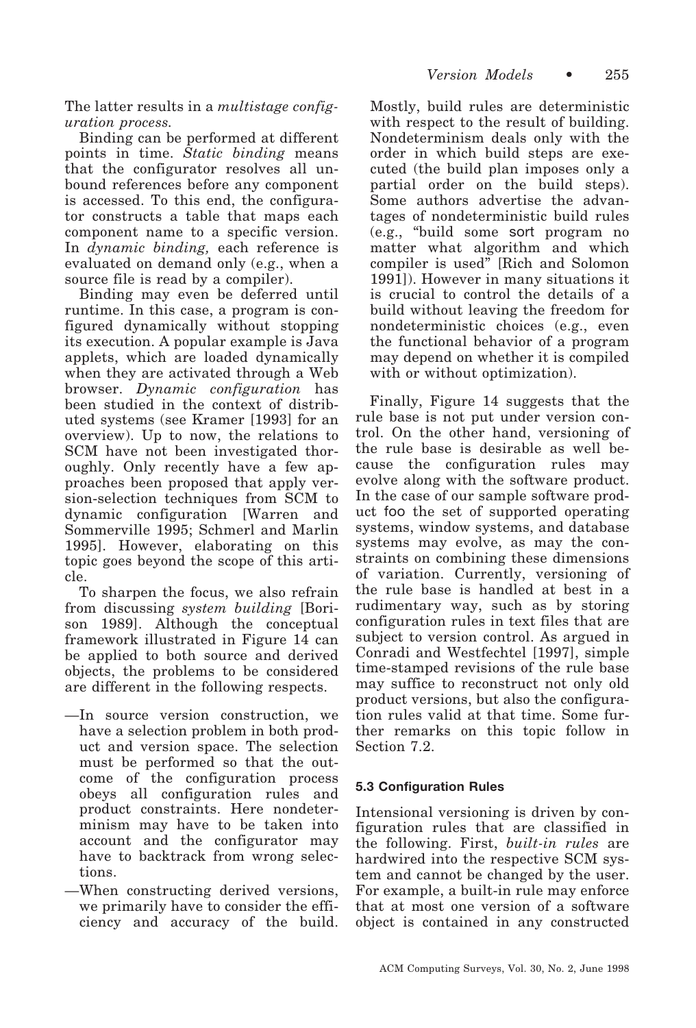The latter results in a *multistage configuration process.*

Binding can be performed at different points in time. *Static binding* means that the configurator resolves all unbound references before any component is accessed. To this end, the configurator constructs a table that maps each component name to a specific version. In *dynamic binding,* each reference is evaluated on demand only (e.g., when a source file is read by a compiler).

Binding may even be deferred until runtime. In this case, a program is configured dynamically without stopping its execution. A popular example is Java applets, which are loaded dynamically when they are activated through a Web browser. *Dynamic configuration* has been studied in the context of distributed systems (see Kramer [1993] for an overview). Up to now, the relations to SCM have not been investigated thoroughly. Only recently have a few approaches been proposed that apply version-selection techniques from SCM to dynamic configuration [Warren and Sommerville 1995; Schmerl and Marlin 1995]. However, elaborating on this topic goes beyond the scope of this article.

To sharpen the focus, we also refrain from discussing *system building* [Borison 1989]. Although the conceptual framework illustrated in Figure 14 can be applied to both source and derived objects, the problems to be considered are different in the following respects.

- —In source version construction, we have a selection problem in both product and version space. The selection must be performed so that the outcome of the configuration process obeys all configuration rules and product constraints. Here nondeterminism may have to be taken into account and the configurator may have to backtrack from wrong selections.
- —When constructing derived versions, we primarily have to consider the efficiency and accuracy of the build. Mostly, build rules are deterministic with respect to the result of building. Nondeterminism deals only with the order in which build steps are executed (the build plan imposes only a partial order on the build steps). Some authors advertise the advantages of nondeterministic build rules (e.g., "build some sort program no matter what algorithm and which compiler is used" [Rich and Solomon 1991]). However in many situations it is crucial to control the details of a build without leaving the freedom for nondeterministic choices (e.g., even the functional behavior of a program may depend on whether it is compiled with or without optimization).

Finally, Figure 14 suggests that the rule base is not put under version control. On the other hand, versioning of the rule base is desirable as well because the configuration rules may evolve along with the software product. In the case of our sample software product foo the set of supported operating systems, window systems, and database systems may evolve, as may the constraints on combining these dimensions of variation. Currently, versioning of the rule base is handled at best in a rudimentary way, such as by storing configuration rules in text files that are subject to version control. As argued in Conradi and Westfechtel [1997], simple time-stamped revisions of the rule base may suffice to reconstruct not only old product versions, but also the configuration rules valid at that time. Some further remarks on this topic follow in Section 7.2.

### 5.3 Configuration Rules

Intensional versioning is driven by configuration rules that are classified in the following. First, *built-in rules* are hardwired into the respective SCM system and cannot be changed by the user. For example, a built-in rule may enforce that at most one version of a software object is contained in any constructed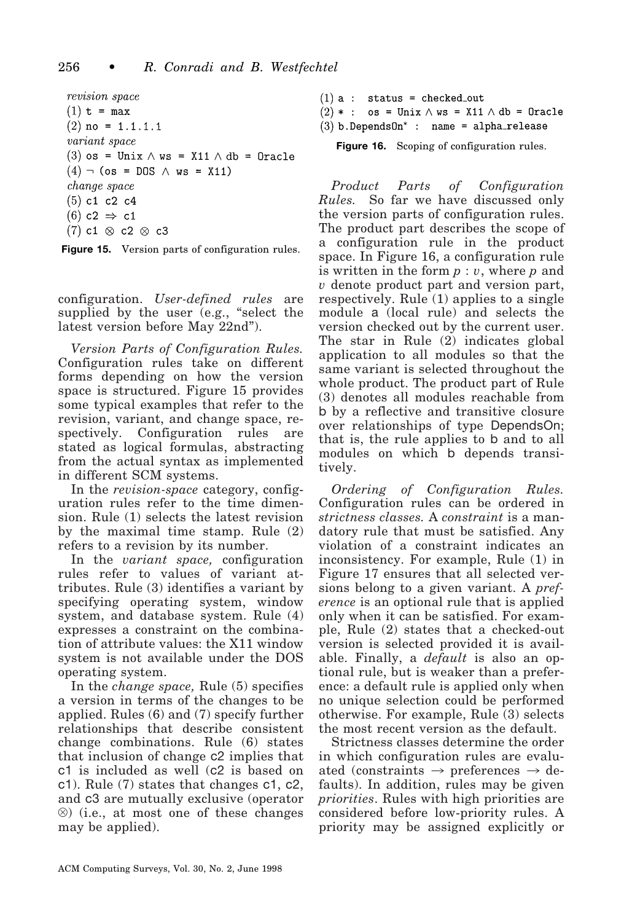*revision space*
(1) `t = max`
(2) `no = 1.1.1.1`
*variant space*
(3) `os = Unix` $\wedge$ `ws = X11` $\wedge$ `db = Oracle`
(4) $\neg$ `(os = DOS` $\wedge$ `ws = X11)`
*change space*
(5) `c1 c2 c4`
(6) `c2` $\Rightarrow$ `c1`
(7) `c1` $\otimes$ `c2` $\otimes$ `c3`

**Figure 15.** Version parts of configuration rules.

configuration. *User-defined rules* are supplied by the user (e.g., "select the latest version before May 22nd").

*Version Parts of Configuration Rules.* Configuration rules take on different forms depending on how the version space is structured. Figure 15 provides some typical examples that refer to the revision, variant, and change space, respectively. Configuration rules are stated as logical formulas, abstracting from the actual syntax as implemented in different SCM systems.

In the *revision-space* category, configuration rules refer to the time dimension. Rule (1) selects the latest revision by the maximal time stamp. Rule (2) refers to a revision by its number.

In the *variant space,* configuration rules refer to values of variant attributes. Rule (3) identifies a variant by specifying operating system, window system, and database system. Rule (4) expresses a constraint on the combination of attribute values: the X11 window system is not available under the DOS operating system.

In the *change space,* Rule (5) specifies a version in terms of the changes to be applied. Rules (6) and (7) specify further relationships that describe consistent change combinations. Rule (6) states that inclusion of change c2 implies that c1 is included as well (c2 is based on c1). Rule (7) states that changes c1, c2, and c3 are mutually exclusive (operator $\otimes$) (i.e., at most one of these changes may be applied).

(1) `a : status = checked_out`
(2) `* : os = Unix` $\wedge$ `ws = X11` $\wedge$ `db = Oracle`
(3) `b.DependsOn* : name = alpha_release`

**Figure 16.** Scoping of configuration rules.

*Product Parts of Configuration Rules.* So far we have discussed only the version parts of configuration rules. The product part describes the scope of a configuration rule in the product space. In Figure 16, a configuration rule is written in the form $p : v$, where $p$ and $v$ denote product part and version part, respectively. Rule (1) applies to a single module a (local rule) and selects the version checked out by the current user. The star in Rule (2) indicates global application to all modules so that the same variant is selected throughout the whole product. The product part of Rule (3) denotes all modules reachable from b by a reflective and transitive closure over relationships of type DependsOn; that is, the rule applies to b and to all modules on which b depends transitively.

*Ordering of Configuration Rules.* Configuration rules can be ordered in *strictness classes.* A *constraint* is a mandatory rule that must be satisfied. Any violation of a constraint indicates an inconsistency. For example, Rule (1) in Figure 17 ensures that all selected versions belong to a given variant. A *preference* is an optional rule that is applied only when it can be satisfied. For example, Rule (2) states that a checked-out version is selected provided it is available. Finally, a *default* is also an optional rule, but is weaker than a preference: a default rule is applied only when no unique selection could be performed otherwise. For example, Rule (3) selects the most recent version as the default.

Strictness classes determine the order in which configuration rules are evaluated (constraints $\rightarrow$ preferences $\rightarrow$ defaults). In addition, rules may be given *priorities*. Rules with high priorities are considered before low-priority rules. A priority may be assigned explicitly or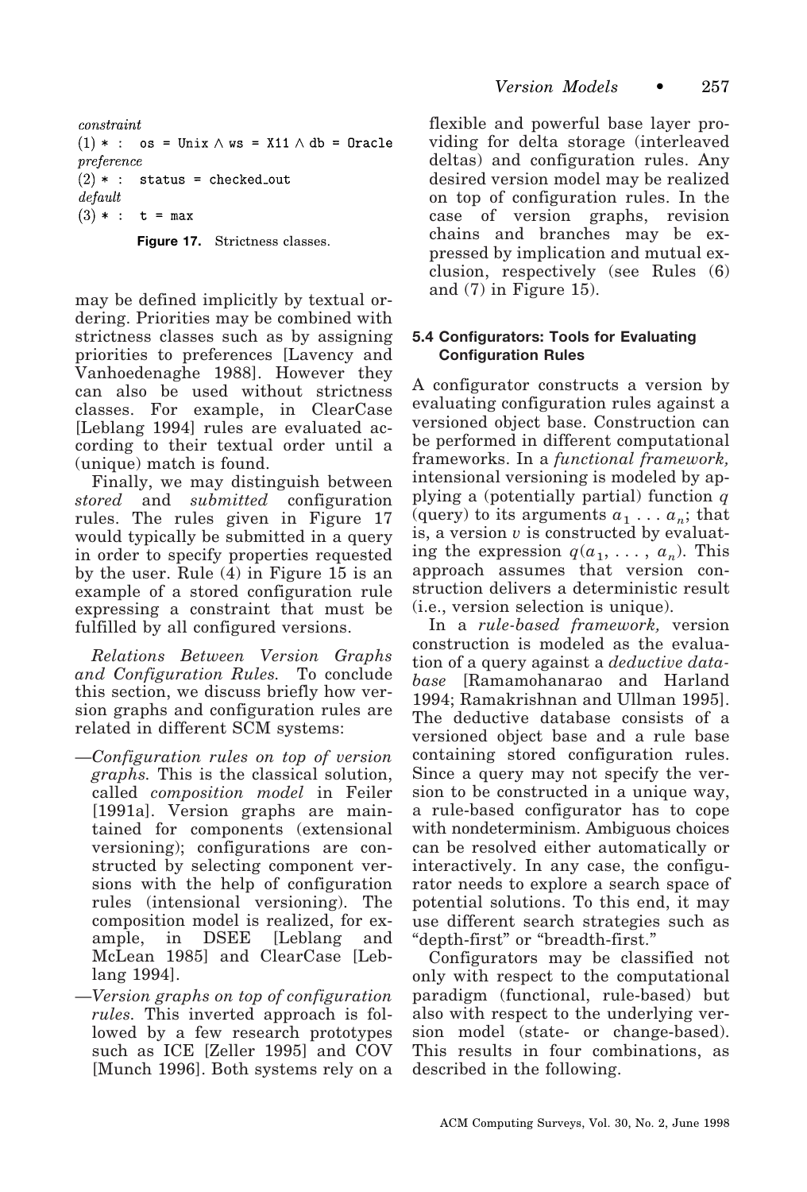*constraint*

```
(1) * :  os = Unix ∧ ws = X11 ∧ db = Oracle
```

*preference*

```
(2) * :  status = checked_out
```

*default*

```
(3) * :  t = max
```

**Figure 17.** Strictness classes.

may be defined implicitly by textual ordering. Priorities may be combined with strictness classes such as by assigning priorities to preferences [Lavency and Vanhoedenaghe 1988]. However they can also be used without strictness classes. For example, in ClearCase [Leblang 1994] rules are evaluated according to their textual order until a (unique) match is found.

Finally, we may distinguish between *stored* and *submitted* configuration rules. The rules given in Figure 17 would typically be submitted in a query in order to specify properties requested by the user. Rule (4) in Figure 15 is an example of a stored configuration rule expressing a constraint that must be fulfilled by all configured versions.

*Relations Between Version Graphs and Configuration Rules.* To conclude this section, we discuss briefly how version graphs and configuration rules are related in different SCM systems:

—*Configuration rules on top of version graphs.* This is the classical solution, called *composition model* in Feiler [1991a]. Version graphs are maintained for components (extensional versioning); configurations are constructed by selecting component versions with the help of configuration rules (intensional versioning). The composition model is realized, for example, in DSEE [Leblang and McLean 1985] and ClearCase [Leblang 1994].

—*Version graphs on top of configuration rules.* This inverted approach is followed by a few research prototypes such as ICE [Zeller 1995] and COV [Munch 1996]. Both systems rely on a flexible and powerful base layer providing for delta storage (interleaved deltas) and configuration rules. Any desired version model may be realized on top of configuration rules. In the case of version graphs, revision chains and branches may be expressed by implication and mutual exclusion, respectively (see Rules (6) and (7) in Figure 15).

### 5.4 Configurators: Tools for Evaluating Configuration Rules

A configurator constructs a version by evaluating configuration rules against a versioned object base. Construction can be performed in different computational frameworks. In a *functional framework,* intensional versioning is modeled by applying a (potentially partial) function $q$ (query) to its arguments $a_1 \ldots a_n$; that is, a version $v$ is constructed by evaluating the expression $q(a_1, \ldots, a_n)$. This approach assumes that version construction delivers a deterministic result (i.e., version selection is unique).

In a *rule-based framework,* version construction is modeled as the evaluation of a query against a *deductive database* [Ramamohanarao and Harland 1994; Ramakrishnan and Ullman 1995]. The deductive database consists of a versioned object base and a rule base containing stored configuration rules. Since a query may not specify the version to be constructed in a unique way, a rule-based configurator has to cope with nondeterminism. Ambiguous choices can be resolved either automatically or interactively. In any case, the configurator needs to explore a search space of potential solutions. To this end, it may use different search strategies such as "depth-first" or "breadth-first."

Configurators may be classified not only with respect to the computational paradigm (functional, rule-based) but also with respect to the underlying version model (state- or change-based). This results in four combinations, as described in the following.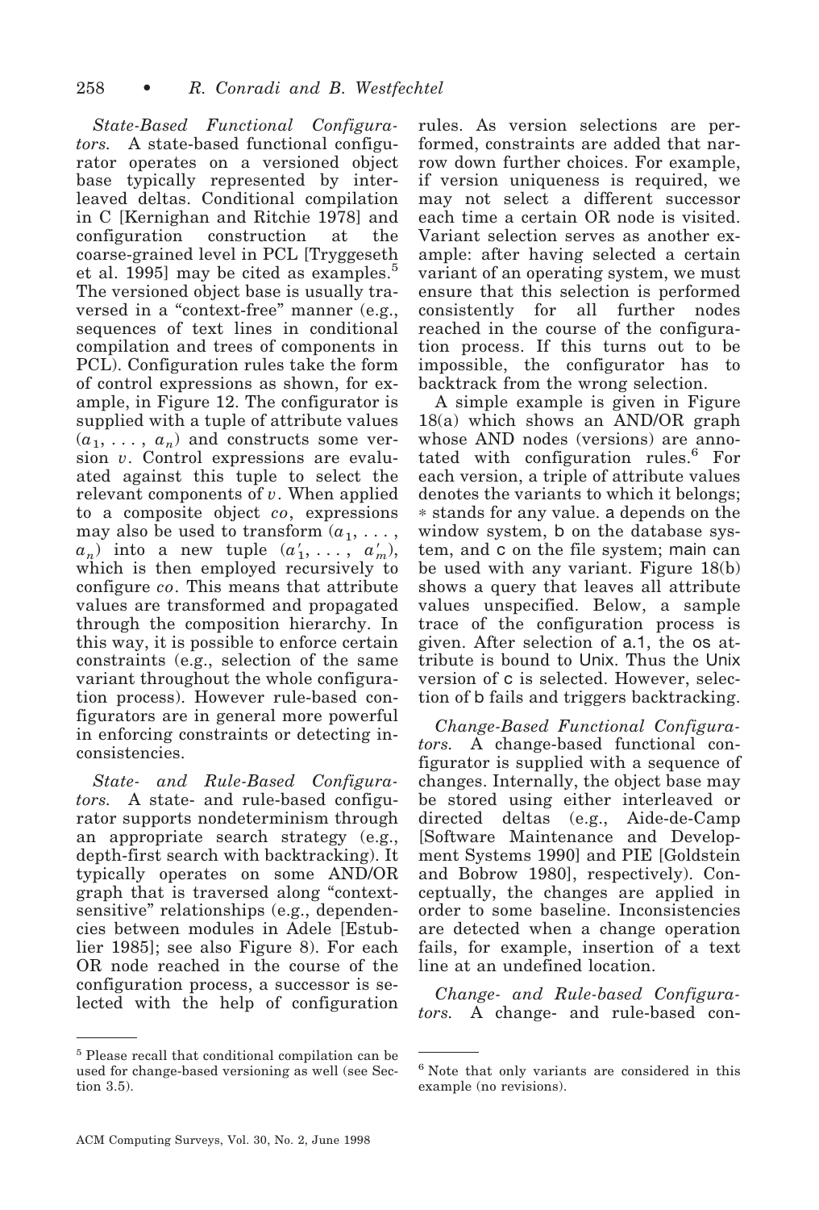*State-Based Functional Configurators.* A state-based functional configurator operates on a versioned object base typically represented by interleaved deltas. Conditional compilation in C [Kernighan and Ritchie 1978] and configuration construction at the coarse-grained level in PCL [Tryggeseth et al. 1995] may be cited as examples.[5] The versioned object base is usually traversed in a "context-free" manner (e.g., sequences of text lines in conditional compilation and trees of components in PCL). Configuration rules take the form of control expressions as shown, for example, in Figure 12. The configurator is supplied with a tuple of attribute values $(a_1, \ldots, a_n)$ and constructs some version $v$. Control expressions are evaluated against this tuple to select the relevant components of $v$. When applied to a composite object $co$, expressions may also be used to transform $(a_1, \ldots, a_n)$ into a new tuple $(a'_1, \ldots, a'_m)$, which is then employed recursively to configure $co$. This means that attribute values are transformed and propagated through the composition hierarchy. In this way, it is possible to enforce certain constraints (e.g., selection of the same variant throughout the whole configuration process). However rule-based configurators are in general more powerful in enforcing constraints or detecting inconsistencies.

*State- and Rule-Based Configurators.* A state- and rule-based configurator supports nondeterminism through an appropriate search strategy (e.g., depth-first search with backtracking). It typically operates on some AND/OR graph that is traversed along "context-sensitive" relationships (e.g., dependencies between modules in Adele [Estublier 1985]; see also Figure 8). For each OR node reached in the course of the configuration process, a successor is selected with the help of configuration rules. As version selections are performed, constraints are added that narrow down further choices. For example, if version uniqueness is required, we may not select a different successor each time a certain OR node is visited. Variant selection serves as another example: after having selected a certain variant of an operating system, we must ensure that this selection is performed consistently for all further nodes reached in the course of the configuration process. If this turns out to be impossible, the configurator has to backtrack from the wrong selection.

A simple example is given in Figure 18(a) which shows an AND/OR graph whose AND nodes (versions) are annotated with configuration rules.[6] For each version, a triple of attribute values denotes the variants to which it belongs; * stands for any value. a depends on the window system, b on the database system, and c on the file system; main can be used with any variant. Figure 18(b) shows a query that leaves all attribute values unspecified. Below, a sample trace of the configuration process is given. After selection of a.1, the os attribute is bound to Unix. Thus the Unix version of c is selected. However, selection of b fails and triggers backtracking.

*Change-Based Functional Configurators.* A change-based functional configurator is supplied with a sequence of changes. Internally, the object base may be stored using either interleaved or directed deltas (e.g., Aide-de-Camp [Software Maintenance and Development Systems 1990] and PIE [Goldstein and Bobrow 1980], respectively). Conceptually, the changes are applied in order to some baseline. Inconsistencies are detected when a change operation fails, for example, insertion of a text line at an undefined location.

*Change- and Rule-based Configurators.* A change- and rule-based con-

[5] Please recall that conditional compilation can be used for change-based versioning as well (see Section 3.5).

[6] Note that only variants are considered in this example (no revisions).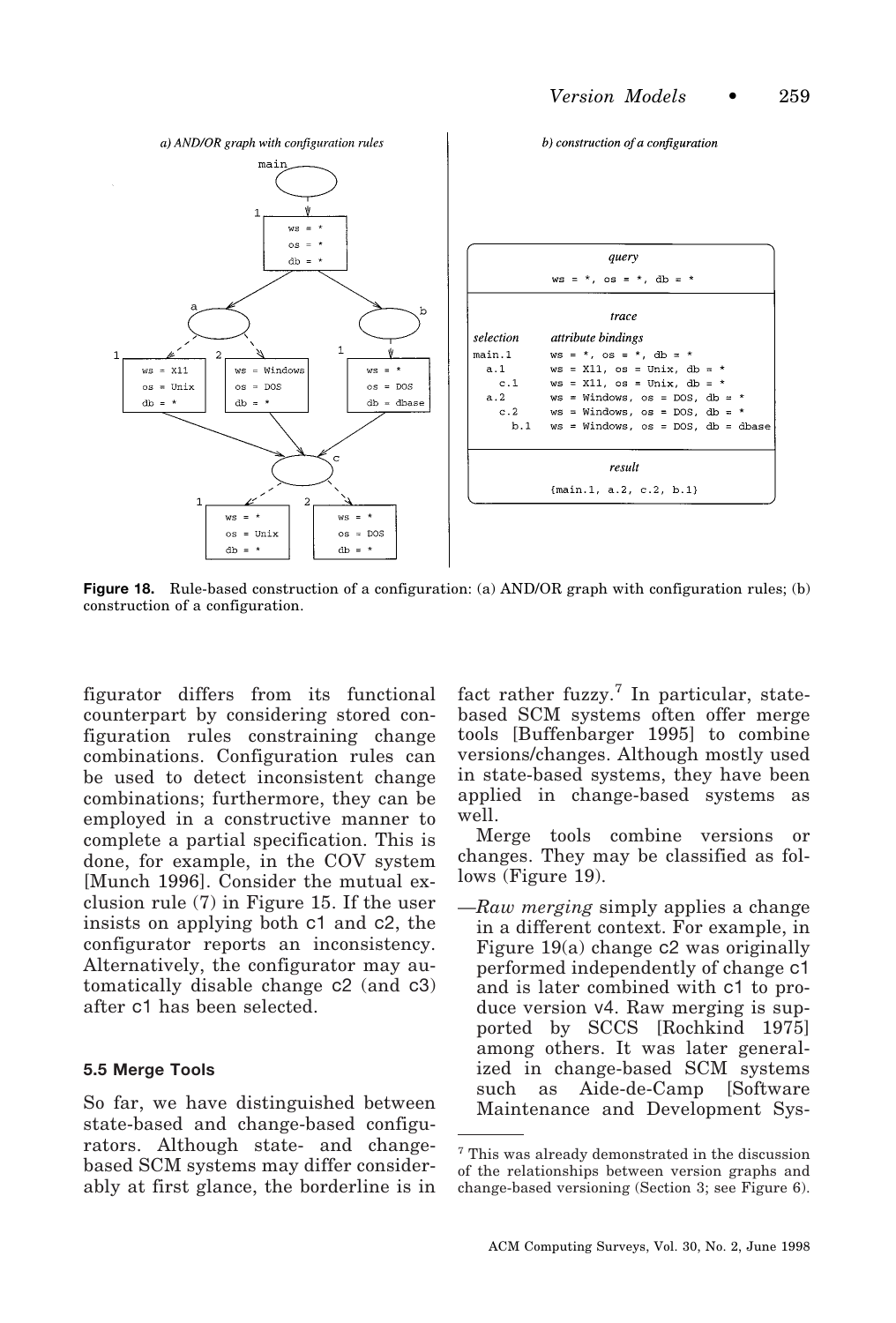**a) AND/OR graph with configuration rules**

**b) construction of a configuration**

| | |
|---|---|
| *query* | ws = *, os = *, db = * |
| *trace* | |
| *selection* | *attribute bindings* |
| main.1 | ws = *, os = *, db = * |
| a.1 | ws = X11, os = Unix, db = * |
| c.1 | ws = X11, os = Unix, db = * |
| a.2 | ws = Windows, os = DOS, db = * |
| c.2 | ws = Windows, os = DOS, db = * |
| b.1 | ws = Windows, os = DOS, db = dbase |
| *result* | {main.1, a.2, c.2, b.1} |

**Figure 18.** Rule-based construction of a configuration: (a) AND/OR graph with configuration rules; (b) construction of a configuration.

figurator differs from its functional counterpart by considering stored configuration rules constraining change combinations. Configuration rules can be used to detect inconsistent change combinations; furthermore, they can be employed in a constructive manner to complete a partial specification. This is done, for example, in the COV system [Munch 1996]. Consider the mutual exclusion rule (7) in Figure 15. If the user insists on applying both c1 and c2, the configurator reports an inconsistency. Alternatively, the configurator may automatically disable change c2 (and c3) after c1 has been selected.

### 5.5 Merge Tools

So far, we have distinguished between state-based and change-based configurators. Although state- and change-based SCM systems may differ considerably at first glance, the borderline is in fact rather fuzzy.[7] In particular, state-based SCM systems often offer merge tools [Buffenbarger 1995] to combine versions/changes. Although mostly used in state-based systems, they have been applied in change-based systems as well.

Merge tools combine versions or changes. They may be classified as follows (Figure 19).

—*Raw merging* simply applies a change in a different context. For example, in Figure 19(a) change c2 was originally performed independently of change c1 and is later combined with c1 to produce version v4. Raw merging is supported by SCCS [Rochkind 1975] among others. It was later generalized in change-based SCM systems such as Aide-de-Camp [Software Maintenance and Development Sys-

[7] This was already demonstrated in the discussion of the relationships between version graphs and change-based versioning (Section 3; see Figure 6).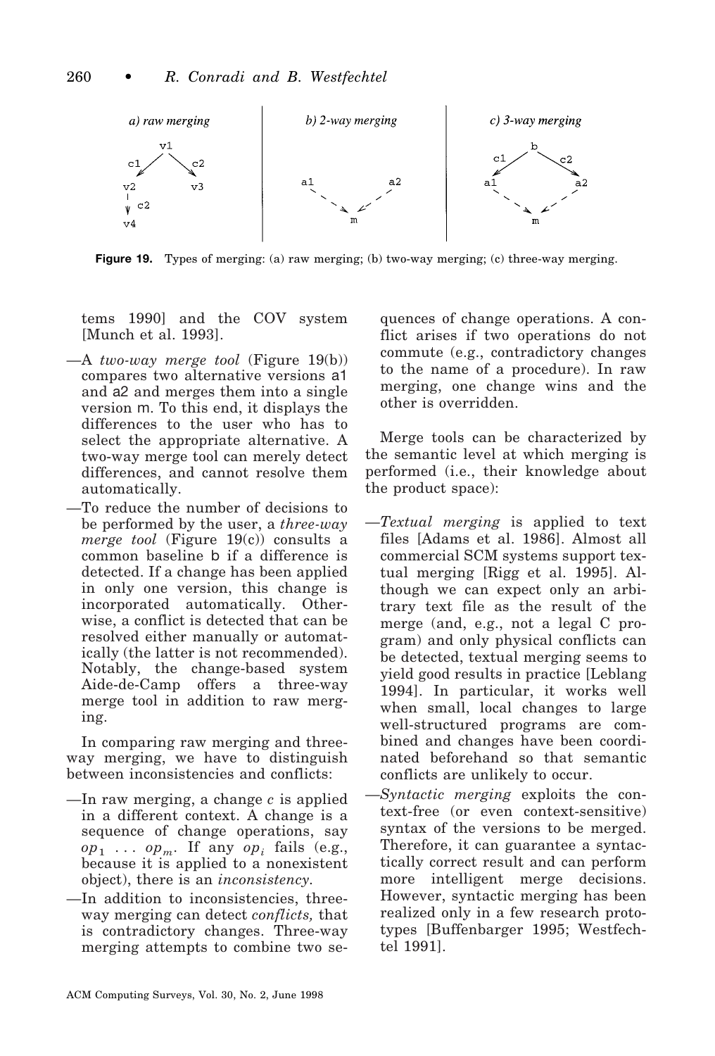Figure 19. Types of merging: (a) raw merging; (b) two-way merging; (c) three-way merging.

tems 1990] and the COV system [Munch et al. 1993].

—A *two-way merge tool* (Figure 19(b)) compares two alternative versions a1 and a2 and merges them into a single version m. To this end, it displays the differences to the user who has to select the appropriate alternative. A two-way merge tool can merely detect differences, and cannot resolve them automatically.

—To reduce the number of decisions to be performed by the user, a *three-way merge tool* (Figure 19(c)) consults a common baseline b if a difference is detected. If a change has been applied in only one version, this change is incorporated automatically. Otherwise, a conflict is detected that can be resolved either manually or automatically (the latter is not recommended). Notably, the change-based system Aide-de-Camp offers a three-way merge tool in addition to raw merging.

In comparing raw merging and three-way merging, we have to distinguish between inconsistencies and conflicts:

—In raw merging, a change $c$ is applied in a different context. A change is a sequence of change operations, say $op_1 \ldots op_m$. If any $op_i$ fails (e.g., because it is applied to a nonexistent object), there is an *inconsistency.*

—In addition to inconsistencies, three-way merging can detect *conflicts,* that is contradictory changes. Three-way merging attempts to combine two sequences of change operations. A conflict arises if two operations do not commute (e.g., contradictory changes to the name of a procedure). In raw merging, one change wins and the other is overridden.

Merge tools can be characterized by the semantic level at which merging is performed (i.e., their knowledge about the product space):

—*Textual merging* is applied to text files [Adams et al. 1986]. Almost all commercial SCM systems support textual merging [Rigg et al. 1995]. Although we can expect only an arbitrary text file as the result of the merge (and, e.g., not a legal C program) and only physical conflicts can be detected, textual merging seems to yield good results in practice [Leblang 1994]. In particular, it works well when small, local changes to large well-structured programs are combined and changes have been coordinated beforehand so that semantic conflicts are unlikely to occur.

—*Syntactic merging* exploits the context-free (or even context-sensitive) syntax of the versions to be merged. Therefore, it can guarantee a syntactically correct result and can perform more intelligent merge decisions. However, syntactic merging has been realized only in a few research prototypes [Buffenbarger 1995; Westfechtel 1991].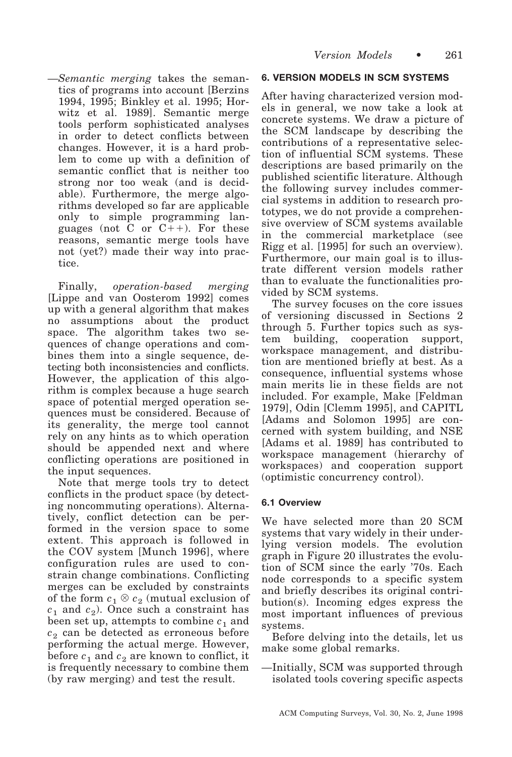—*Semantic merging* takes the semantics of programs into account [Berzins 1994, 1995; Binkley et al. 1995; Horwitz et al. 1989]. Semantic merge tools perform sophisticated analyses in order to detect conflicts between changes. However, it is a hard problem to come up with a definition of semantic conflict that is neither too strong nor too weak (and is decidable). Furthermore, the merge algorithms developed so far are applicable only to simple programming languages (not C or C++). For these reasons, semantic merge tools have not (yet?) made their way into practice.

Finally, *operation-based merging* [Lippe and van Oosterom 1992] comes up with a general algorithm that makes no assumptions about the product space. The algorithm takes two sequences of change operations and combines them into a single sequence, detecting both inconsistencies and conflicts. However, the application of this algorithm is complex because a huge search space of potential merged operation sequences must be considered. Because of its generality, the merge tool cannot rely on any hints as to which operation should be appended next and where conflicting operations are positioned in the input sequences.

Note that merge tools try to detect conflicts in the product space (by detecting noncommuting operations). Alternatively, conflict detection can be performed in the version space to some extent. This approach is followed in the COV system [Munch 1996], where configuration rules are used to constrain change combinations. Conflicting merges can be excluded by constraints of the form $c_1 \otimes c_2$ (mutual exclusion of $c_1$ and $c_2$). Once such a constraint has been set up, attempts to combine $c_1$ and $c_2$ can be detected as erroneous before performing the actual merge. However, before $c_1$ and $c_2$ are known to conflict, it is frequently necessary to combine them (by raw merging) and test the result.

## 6. VERSION MODELS IN SCM SYSTEMS

After having characterized version models in general, we now take a look at concrete systems. We draw a picture of the SCM landscape by describing the contributions of a representative selection of influential SCM systems. These descriptions are based primarily on the published scientific literature. Although the following survey includes commercial systems in addition to research prototypes, we do not provide a comprehensive overview of SCM systems available in the commercial marketplace (see Rigg et al. [1995] for such an overview). Furthermore, our main goal is to illustrate different version models rather than to evaluate the functionalities provided by SCM systems.

The survey focuses on the core issues of versioning discussed in Sections 2 through 5. Further topics such as system building, cooperation support, workspace management, and distribution are mentioned briefly at best. As a consequence, influential systems whose main merits lie in these fields are not included. For example, Make [Feldman 1979], Odin [Clemm 1995], and CAPITL [Adams and Solomon 1995] are concerned with system building, and NSE [Adams et al. 1989] has contributed to workspace management (hierarchy of workspaces) and cooperation support (optimistic concurrency control).

### 6.1 Overview

We have selected more than 20 SCM systems that vary widely in their underlying version models. The evolution graph in Figure 20 illustrates the evolution of SCM since the early '70s. Each node corresponds to a specific system and briefly describes its original contribution(s). Incoming edges express the most important influences of previous systems.

Before delving into the details, let us make some global remarks.

—Initially, SCM was supported through isolated tools covering specific aspects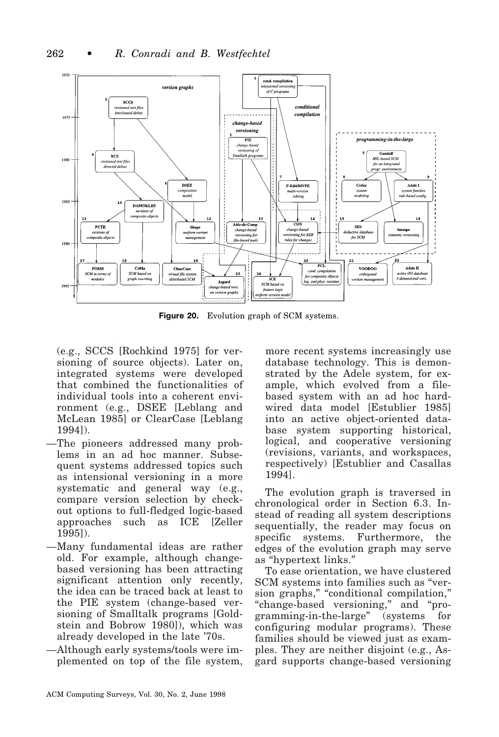Figure 20. Evolution graph of SCM systems.

(e.g., SCCS [Rochkind 1975] for versioning of source objects). Later on, integrated systems were developed that combined the functionalities of individual tools into a coherent environment (e.g., DSEE [Leblang and McLean 1985] or ClearCase [Leblang 1994]).

—The pioneers addressed many problems in an ad hoc manner. Subsequent systems addressed topics such as intensional versioning in a more systematic and general way (e.g., compare version selection by checkout options to full-fledged logic-based approaches such as ICE [Zeller 1995]).

—Many fundamental ideas are rather old. For example, although change-based versioning has been attracting significant attention only recently, the idea can be traced back at least to the PIE system (change-based versioning of Smalltalk programs [Goldstein and Bobrow 1980]), which was already developed in the late '70s.

—Although early systems/tools were implemented on top of the file system, more recent systems increasingly use database technology. This is demonstrated by the Adele system, for example, which evolved from a file-based system with an ad hoc hardwired data model [Estublier 1985] into an active object-oriented database system supporting historical, logical, and cooperative versioning (revisions, variants, and workspaces, respectively) [Estublier and Casallas 1994].

The evolution graph is traversed in chronological order in Section 6.3. Instead of reading all system descriptions sequentially, the reader may focus on specific systems. Furthermore, the edges of the evolution graph may serve as "hypertext links."

To ease orientation, we have clustered SCM systems into families such as "version graphs," "conditional compilation," "change-based versioning," and "programming-in-the-large" (systems for configuring modular programs). These families should be viewed just as examples. They are neither disjoint (e.g., Asgard supports change-based versioning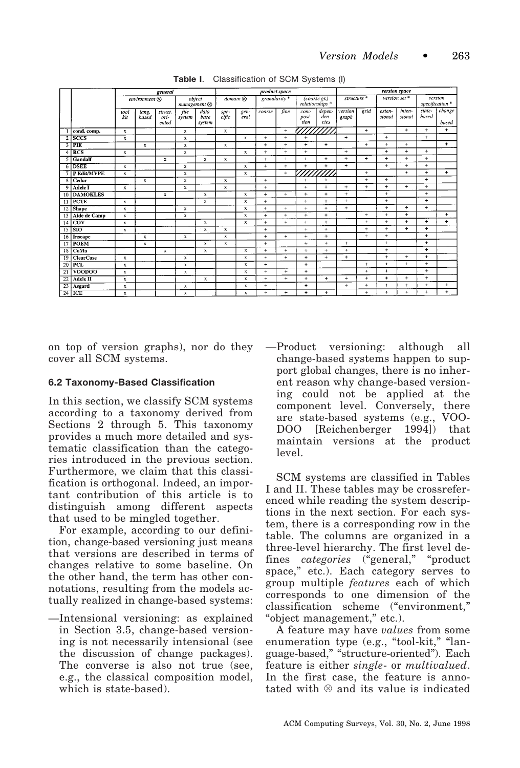**Table I.** Classification of SCM Systems (I)

| | | general | | | | | product space | | | | | | version space | | | | | |
|---|---|---|---|---|---|---|---|---|---|---|---|---|---|---|---|---|---|---|
| | | environment ⊗ | | | object management ⊗ | | domain ⊗ | | granularity * | | (coarse gr.) relationships * | | structure * | | version set * | | version specification * | |
| | | tool kit | lang. based | struct. oriented | file system | data base system | specific | general | coarse | fine | composition | dependencies | version graph | grid | extensional | intensional | state-based | change-based |
| 1 | cond. comp. | x | | | x | | x | | | + | /// | /// | | + | | + | + | + |
| 2 | SCCS | x | | | x | | | x | + | + | + | | + | | + | | + | |
| 3 | PIE | | x | | x | | x | | + | + | + | + | | + | + | + | | + |
| 4 | RCS | x | | | x | | | x | + | + | + | | + | | + | + | + | |
| 5 | Gandalf | | | x | | x | x | | + | + | + | + | + | + | + | + | + | |
| 6 | DSEE | x | | | x | | | x | + | + | + | + | + | | + | + | + | |
| 7 | P Edit/MVPE | x | | | x | | | x | | + | /// | /// | | + | | + | + | + |
| 8 | Cedar | | x | | x | | x | | + | | + | + | | + | + | | + | |
| 9 | Adele I | x | | | x | | x | | + | | + | + | + | + | + | + | + | |
| 10 | DAMOKLES | | | x | | x | | x | + | + | + | + | + | | + | | + | |
| 11 | PCTE | x | | | | x | | x | + | | + | + | + | | + | | + | |
| 12 | Shape | x | | | x | | | x | + | + | + | + | + | | + | + | + | |
| 13 | Aide de Camp | x | | | x | | | x | + | + | + | + | | + | + | + | | + |
| 14 | COV | x | | | | x | | x | + | + | + | + | | + | + | + | + | + |
| 15 | SIO | x | | | | x | x | | + | | + | + | | + | + | + | + | |
| 16 | Inscape | | x | | x | | x | | + | + | + | + | | + | + | | + | |
| 17 | POEM | | x | | | x | x | | + | | + | + | + | | + | | + | |
| 18 | CoMa | | | x | | x | | x | + | + | + | + | + | | + | | + | |
| 19 | ClearCase | x | | | x | | | x | + | + | + | + | + | | + | + | + | |
| 20 | PCL | x | | | x | | | x | + | | + | | | + | + | + | + | |
| 21 | VOODOO | x | | | x | | | x | + | + | + | | | + | + | | + | |
| 22 | Adele II | x | | | | x | | x | + | + | + | + | + | + | + | + | + | |
| 23 | Asgard | x | | | x | | | x | + | | + | | + | + | + | + | + | + |
| 24 | ICE | x | | | x | | | x | + | + | + | + | | + | + | + | + | + |

on top of version graphs), nor do they cover all SCM systems.

### 6.2 Taxonomy-Based Classification

In this section, we classify SCM systems according to a taxonomy derived from Sections 2 through 5. This taxonomy provides a much more detailed and systematic classification than the categories introduced in the previous section. Furthermore, we claim that this classification is orthogonal. Indeed, an important contribution of this article is to distinguish among different aspects that used to be mingled together.

For example, according to our definition, change-based versioning just means that versions are described in terms of changes relative to some baseline. On the other hand, the term has other connotations, resulting from the models actually realized in change-based systems:

—Intensional versioning: as explained in Section 3.5, change-based versioning is not necessarily intensional (see the discussion of change packages). The converse is also not true (see, e.g., the classical composition model, which is state-based).

—Product versioning: although all change-based systems happen to support global changes, there is no inherent reason why change-based versioning could not be applied at the component level. Conversely, there are state-based systems (e.g., VOODOO [Reichenberger 1994]) that maintain versions at the product level.

SCM systems are classified in Tables I and II. These tables may be crossreferenced while reading the system descriptions in the next section. For each system, there is a corresponding row in the table. The columns are organized in a three-level hierarchy. The first level defines *categories* ("general," "product space," etc.). Each category serves to group multiple *features* each of which corresponds to one dimension of the classification scheme ("environment," "object management," etc.).

A feature may have *values* from some enumeration type (e.g., "tool-kit," "language-based," "structure-oriented"). Each feature is either *single-* or *multivalued*. In the first case, the feature is annotated with ⊗ and its value is indicated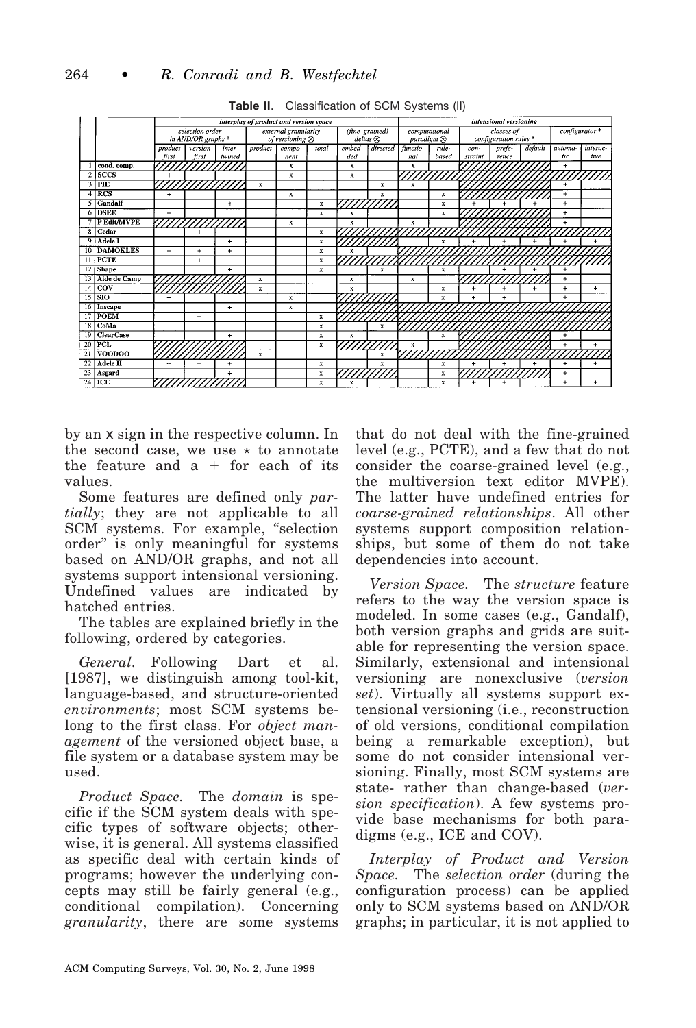**Table II.** Classification of SCM Systems (II)

| | | interplay of product and version space | | | | | | | | intensional versioning | | | | | | | |
|---|---|---|---|---|---|---|---|---|---|---|---|---|---|---|---|---|---|
| | | selection order in AND/OR graphs * | | | external granularity of versioning ⊗ | | | (fine-grained) deltas ⊗ | | computational paradigm ⊗ | | classes of configuration rules * | | | configurator * | |
| | | product first | version first | inter-twined | product | compo-nent | total | embed-ded | directed | functio-nal | rule-based | con-straint | prefe-rence | default | automa-tic | interac-tive |
| 1 | cond. comp. | | | | | x | | x | | x | | | | | + | |
| 2 | SCCS | + | | | | x | | x | | | | | | | | |
| 3 | PIE | | | | x | | | | x | x | | | | | + | |
| 4 | RCS | + | | | | x | | | x | | x | | | | + | |
| 5 | Gandalf | | | + | | | x | | | | x | + | + | + | + | |
| 6 | DSEE | + | | | | | x | x | | | x | | | | + | |
| 7 | P Edit/MVPE | | | | | x | | x | | x | | | | | + | |
| 8 | Cedar | | + | | | | x | | | | | | | | | |
| 9 | Adele I | | | + | | | x | | | | x | + | + | + | + | + |
| 10 | DAMOKLES | + | + | + | | | x | x | | | | | | | | |
| 11 | PCTE | | + | | | | x | | | | | | | | | |
| 12 | Shape | | | + | | | x | | x | | x | | + | + | + | |
| 13 | Aide de Camp | | | | x | | | x | | x | | | | | + | |
| 14 | COV | | | | x | | | x | | | x | + | + | + | + | + |
| 15 | SIO | + | | | | x | | | | | x | + | + | | + | |
| 16 | Inscape | | | + | | x | | | | | | | | | | |
| 17 | POEM | | + | | | | x | | | | | | | | | |
| 18 | CoMa | | + | | | | x | | x | | | | | | | |
| 19 | ClearCase | | | + | | | x | x | | | x | | | | + | |
| 20 | PCL | | | | | | x | | | x | | | | | + | + |
| 21 | VOODOO | | | | x | | | | x | | | | | | | |
| 22 | Adele II | + | + | + | | | x | | x | | x | + | + | + | + | + |
| 23 | Asgard | | | + | | | x | | | | x | | | | + | |
| 24 | ICE | | | | | | x | x | | | x | + | + | | + | + |

by an x sign in the respective column. In the second case, we use * to annotate the feature and a + for each of its values.

Some features are defined only *partially*; they are not applicable to all SCM systems. For example, "selection order" is only meaningful for systems based on AND/OR graphs, and not all systems support intensional versioning. Undefined values are indicated by hatched entries.

The tables are explained briefly in the following, ordered by categories.

*General.* Following Dart et al. [1987], we distinguish among tool-kit, language-based, and structure-oriented *environments*; most SCM systems belong to the first class. For *object management* of the versioned object base, a file system or a database system may be used.

*Product Space.* The *domain* is specific if the SCM system deals with specific types of software objects; otherwise, it is general. All systems classified as specific deal with certain kinds of programs; however the underlying concepts may still be fairly general (e.g., conditional compilation). Concerning *granularity*, there are some systems that do not deal with the fine-grained level (e.g., PCTE), and a few that do not consider the coarse-grained level (e.g., the multiversion text editor MVPE). The latter have undefined entries for *coarse-grained relationships*. All other systems support composition relationships, but some of them do not take dependencies into account.

*Version Space.* The *structure* feature refers to the way the version space is modeled. In some cases (e.g., Gandalf), both version graphs and grids are suitable for representing the version space. Similarly, extensional and intensional versioning are nonexclusive (*version set*). Virtually all systems support extensional versioning (i.e., reconstruction of old versions, conditional compilation being a remarkable exception), but some do not consider intensional versioning. Finally, most SCM systems are state- rather than change-based (*version specification*). A few systems provide base mechanisms for both paradigms (e.g., ICE and COV).

*Interplay of Product and Version Space.* The *selection order* (during the configuration process) can be applied only to SCM systems based on AND/OR graphs; in particular, it is not applied to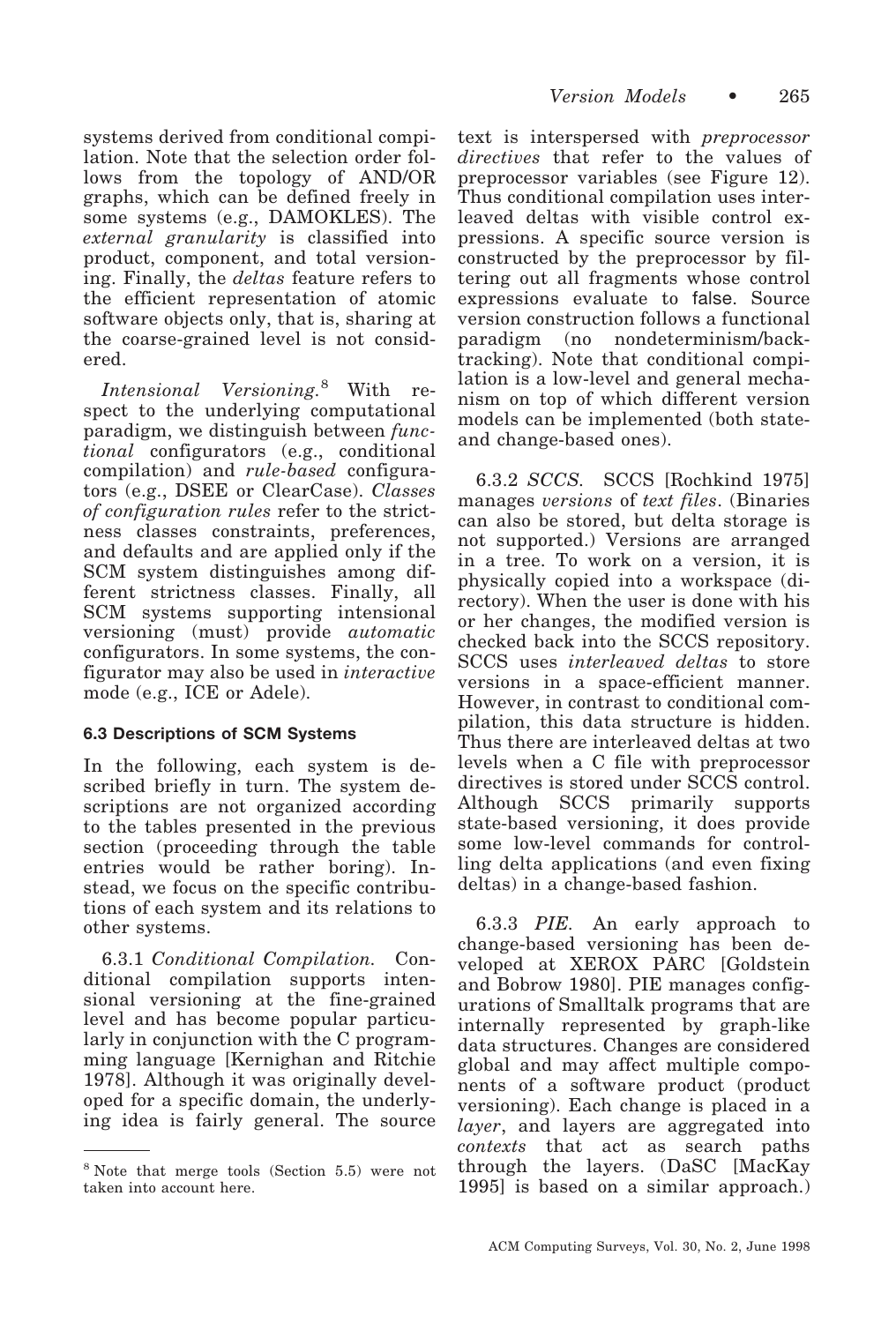systems derived from conditional compilation. Note that the selection order follows from the topology of AND/OR graphs, which can be defined freely in some systems (e.g., DAMOKLES). The *external granularity* is classified into product, component, and total versioning. Finally, the *deltas* feature refers to the efficient representation of atomic software objects only, that is, sharing at the coarse-grained level is not considered.

*Intensional Versioning.*[8] With respect to the underlying computational paradigm, we distinguish between *functional* configurators (e.g., conditional compilation) and *rule-based* configurators (e.g., DSEE or ClearCase). *Classes of configuration rules* refer to the strictness classes constraints, preferences, and defaults and are applied only if the SCM system distinguishes among different strictness classes. Finally, all SCM systems supporting intensional versioning (must) provide *automatic* configurators. In some systems, the configurator may also be used in *interactive* mode (e.g., ICE or Adele).

### 6.3 Descriptions of SCM Systems

In the following, each system is described briefly in turn. The system descriptions are not organized according to the tables presented in the previous section (proceeding through the table entries would be rather boring). Instead, we focus on the specific contributions of each system and its relations to other systems.

6.3.1 *Conditional Compilation.* Conditional compilation supports intensional versioning at the fine-grained level and has become popular particularly in conjunction with the C programming language [Kernighan and Ritchie 1978]. Although it was originally developed for a specific domain, the underlying idea is fairly general. The source text is interspersed with *preprocessor directives* that refer to the values of preprocessor variables (see Figure 12). Thus conditional compilation uses interleaved deltas with visible control expressions. A specific source version is constructed by the preprocessor by filtering out all fragments whose control expressions evaluate to false. Source version construction follows a functional paradigm (no nondeterminism/backtracking). Note that conditional compilation is a low-level and general mechanism on top of which different version models can be implemented (both state- and change-based ones).

6.3.2 *SCCS.* SCCS [Rochkind 1975] manages *versions* of *text files*. (Binaries can also be stored, but delta storage is not supported.) Versions are arranged in a tree. To work on a version, it is physically copied into a workspace (directory). When the user is done with his or her changes, the modified version is checked back into the SCCS repository. SCCS uses *interleaved deltas* to store versions in a space-efficient manner. However, in contrast to conditional compilation, this data structure is hidden. Thus there are interleaved deltas at two levels when a C file with preprocessor directives is stored under SCCS control. Although SCCS primarily supports state-based versioning, it does provide some low-level commands for controlling delta applications (and even fixing deltas) in a change-based fashion.

6.3.3 *PIE.* An early approach to change-based versioning has been developed at XEROX PARC [Goldstein and Bobrow 1980]. PIE manages configurations of Smalltalk programs that are internally represented by graph-like data structures. Changes are considered global and may affect multiple components of a software product (product versioning). Each change is placed in a *layer*, and layers are aggregated into *contexts* that act as search paths through the layers. (DaSC [MacKay 1995] is based on a similar approach.)

[8] Note that merge tools (Section 5.5) were not taken into account here.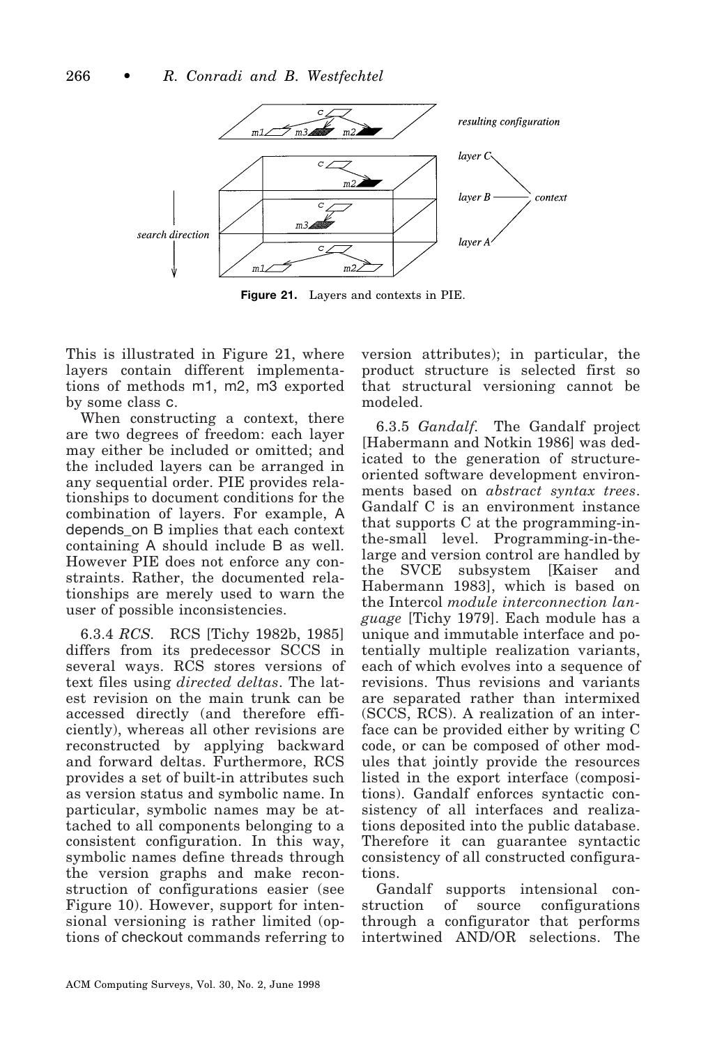Figure 21. Layers and contexts in PIE.

This is illustrated in Figure 21, where layers contain different implementations of methods m1, m2, m3 exported by some class c.

When constructing a context, there are two degrees of freedom: each layer may either be included or omitted; and the included layers can be arranged in any sequential order. PIE provides relationships to document conditions for the combination of layers. For example, A depends_on B implies that each context containing A should include B as well. However PIE does not enforce any constraints. Rather, the documented relationships are merely used to warn the user of possible inconsistencies.

6.3.4 *RCS*. RCS [Tichy 1982b, 1985] differs from its predecessor SCCS in several ways. RCS stores versions of text files using *directed deltas*. The latest revision on the main trunk can be accessed directly (and therefore efficiently), whereas all other revisions are reconstructed by applying backward and forward deltas. Furthermore, RCS provides a set of built-in attributes such as version status and symbolic name. In particular, symbolic names may be attached to all components belonging to a consistent configuration. In this way, symbolic names define threads through the version graphs and make reconstruction of configurations easier (see Figure 10). However, support for intensional versioning is rather limited (options of checkout commands referring to version attributes); in particular, the product structure is selected first so that structural versioning cannot be modeled.

6.3.5 *Gandalf*. The Gandalf project [Habermann and Notkin 1986] was dedicated to the generation of structure-oriented software development environments based on *abstract syntax trees*. Gandalf C is an environment instance that supports C at the programming-in-the-small level. Programming-in-the-large and version control are handled by the SVCE subsystem [Kaiser and Habermann 1983], which is based on the Intercol *module interconnection language* [Tichy 1979]. Each module has a unique and immutable interface and potentially multiple realization variants, each of which evolves into a sequence of revisions. Thus revisions and variants are separated rather than intermixed (SCCS, RCS). A realization of an interface can be provided either by writing C code, or can be composed of other modules that jointly provide the resources listed in the export interface (compositions). Gandalf enforces syntactic consistency of all interfaces and realizations deposited into the public database. Therefore it can guarantee syntactic consistency of all constructed configurations.

Gandalf supports intensional construction of source configurations through a configurator that performs intertwined AND/OR selections. The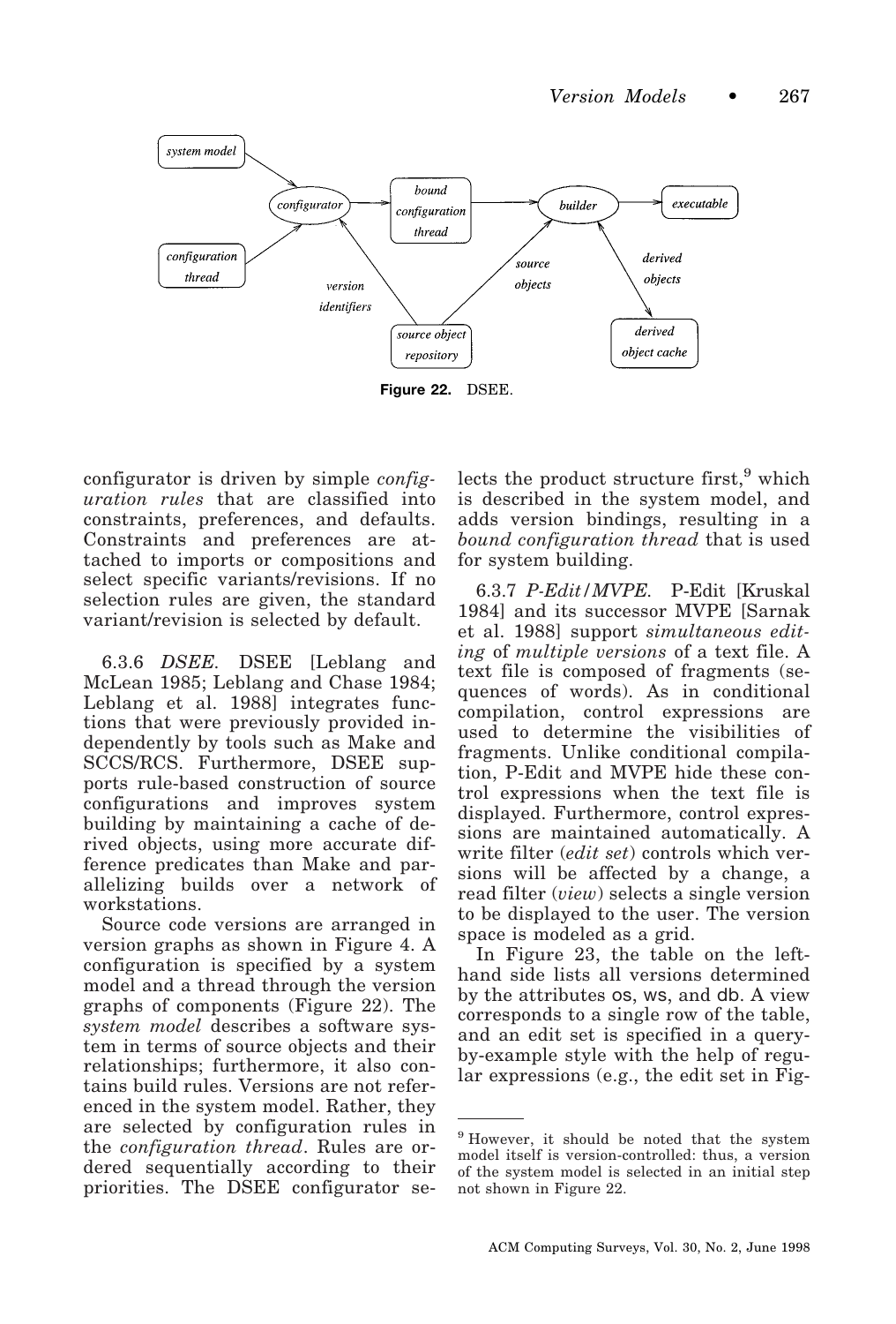**Figure 22.** DSEE.

configurator is driven by simple *configuration rules* that are classified into constraints, preferences, and defaults. Constraints and preferences are attached to imports or compositions and select specific variants/revisions. If no selection rules are given, the standard variant/revision is selected by default.

6.3.6 *DSEE*. DSEE [Leblang and McLean 1985; Leblang and Chase 1984; Leblang et al. 1988] integrates functions that were previously provided independently by tools such as Make and SCCS/RCS. Furthermore, DSEE supports rule-based construction of source configurations and improves system building by maintaining a cache of derived objects, using more accurate difference predicates than Make and parallelizing builds over a network of workstations.

Source code versions are arranged in version graphs as shown in Figure 4. A configuration is specified by a system model and a thread through the version graphs of components (Figure 22). The *system model* describes a software system in terms of source objects and their relationships; furthermore, it also contains build rules. Versions are not referenced in the system model. Rather, they are selected by configuration rules in the *configuration thread*. Rules are ordered sequentially according to their priorities. The DSEE configurator selects the product structure first,[9] which is described in the system model, and adds version bindings, resulting in a *bound configuration thread* that is used for system building.

6.3.7 *P-Edit/MVPE*. P-Edit [Kruskal 1984] and its successor MVPE [Sarnak et al. 1988] support *simultaneous editing* of *multiple versions* of a text file. A text file is composed of fragments (sequences of words). As in conditional compilation, control expressions are used to determine the visibilities of fragments. Unlike conditional compilation, P-Edit and MVPE hide these control expressions when the text file is displayed. Furthermore, control expressions are maintained automatically. A write filter (*edit set*) controls which versions will be affected by a change, a read filter (*view*) selects a single version to be displayed to the user. The version space is modeled as a grid.

In Figure 23, the table on the left-hand side lists all versions determined by the attributes os, ws, and db. A view corresponds to a single row of the table, and an edit set is specified in a query-by-example style with the help of regular expressions (e.g., the edit set in Fig-

[9] However, it should be noted that the system model itself is version-controlled: thus, a version of the system model is selected in an initial step not shown in Figure 22.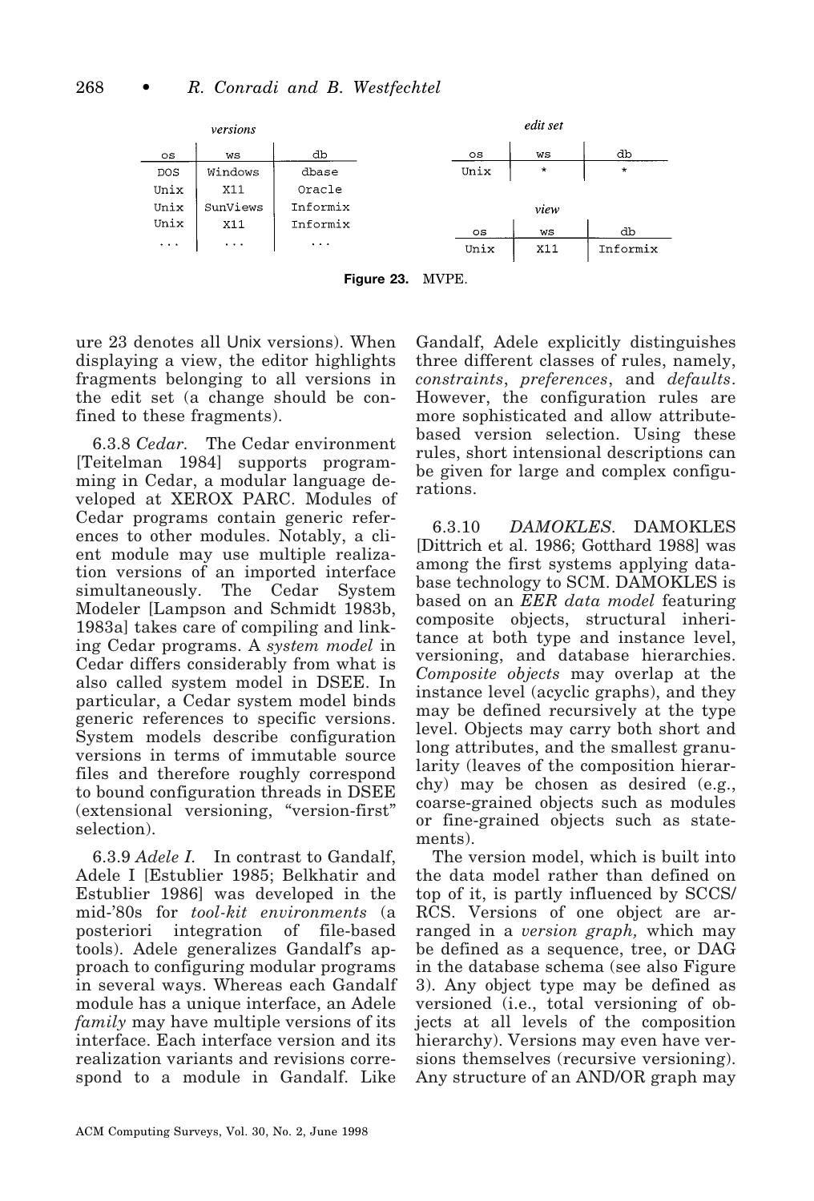**versions**

| os | ws | db |
| --- | --- | --- |
| DOS | Windows | dbase |
| Unix | X11 | Oracle |
| Unix | SunViews | Informix |
| Unix | X11 | Informix |
| ... | ... | ... |

**edit set**

| os | ws | db |
| --- | --- | --- |
| Unix | * | * |

**view**

| os | ws | db |
| --- | --- | --- |
| Unix | X11 | Informix |

**Figure 23.** MVPE.

ure 23 denotes all Unix versions). When displaying a view, the editor highlights fragments belonging to all versions in the edit set (a change should be confined to these fragments).

6.3.8 *Cedar.* The Cedar environment [Teitelman 1984] supports programming in Cedar, a modular language developed at XEROX PARC. Modules of Cedar programs contain generic references to other modules. Notably, a client module may use multiple realization versions of an imported interface simultaneously. The Cedar System Modeler [Lampson and Schmidt 1983b, 1983a] takes care of compiling and linking Cedar programs. A *system model* in Cedar differs considerably from what is also called system model in DSEE. In particular, a Cedar system model binds generic references to specific versions. System models describe configuration versions in terms of immutable source files and therefore roughly correspond to bound configuration threads in DSEE (extensional versioning, "version-first" selection).

6.3.9 *Adele I.* In contrast to Gandalf, Adele I [Estublier 1985; Belkhatir and Estublier 1986] was developed in the mid-'80s for *tool-kit environments* (a posteriori integration of file-based tools). Adele generalizes Gandalf's approach to configuring modular programs in several ways. Whereas each Gandalf module has a unique interface, an Adele *family* may have multiple versions of its interface. Each interface version and its realization variants and revisions correspond to a module in Gandalf. Like Gandalf, Adele explicitly distinguishes three different classes of rules, namely, *constraints*, *preferences*, and *defaults*. However, the configuration rules are more sophisticated and allow attribute-based version selection. Using these rules, short intensional descriptions can be given for large and complex configurations.

6.3.10 *DAMOKLES*. DAMOKLES [Dittrich et al. 1986; Gotthard 1988] was among the first systems applying database technology to SCM. DAMOKLES is based on an *EER data model* featuring composite objects, structural inheritance at both type and instance level, versioning, and database hierarchies. *Composite objects* may overlap at the instance level (acyclic graphs), and they may be defined recursively at the type level. Objects may carry both short and long attributes, and the smallest granularity (leaves of the composition hierarchy) may be chosen as desired (e.g., coarse-grained objects such as modules or fine-grained objects such as statements).

The version model, which is built into the data model rather than defined on top of it, is partly influenced by SCCS/RCS. Versions of one object are arranged in a *version graph,* which may be defined as a sequence, tree, or DAG in the database schema (see also Figure 3). Any object type may be defined as versioned (i.e., total versioning of objects at all levels of the composition hierarchy). Versions may even have versions themselves (recursive versioning). Any structure of an AND/OR graph may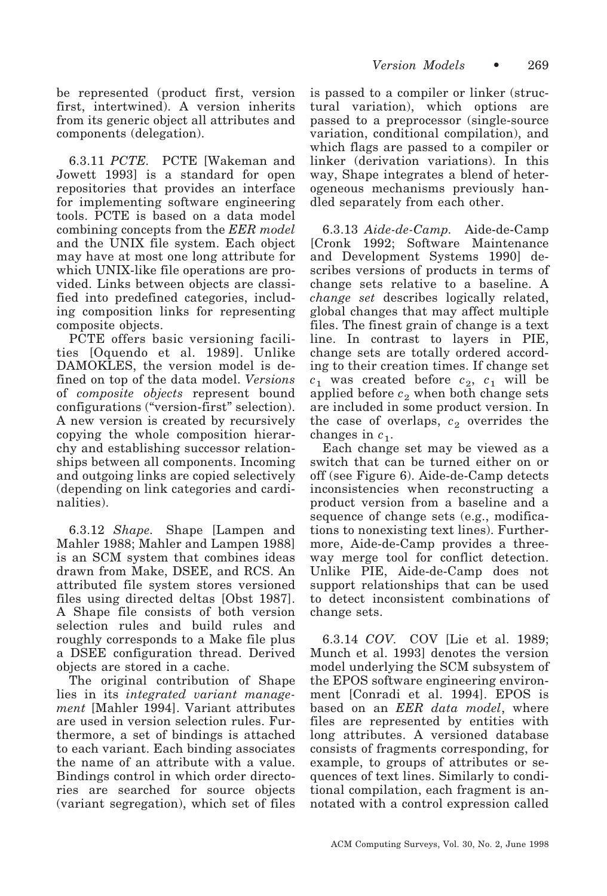be represented (product first, version first, intertwined). A version inherits from its generic object all attributes and components (delegation).

6.3.11 *PCTE*. PCTE [Wakeman and Jowett 1993] is a standard for open repositories that provides an interface for implementing software engineering tools. PCTE is based on a data model combining concepts from the *EER model* and the UNIX file system. Each object may have at most one long attribute for which UNIX-like file operations are provided. Links between objects are classified into predefined categories, including composition links for representing composite objects.

PCTE offers basic versioning facilities [Oquendo et al. 1989]. Unlike DAMOKLES, the version model is defined on top of the data model. *Versions* of *composite objects* represent bound configurations ("version-first" selection). A new version is created by recursively copying the whole composition hierarchy and establishing successor relationships between all components. Incoming and outgoing links are copied selectively (depending on link categories and cardinalities).

6.3.12 *Shape*. Shape [Lampen and Mahler 1988; Mahler and Lampen 1988] is an SCM system that combines ideas drawn from Make, DSEE, and RCS. An attributed file system stores versioned files using directed deltas [Obst 1987]. A Shape file consists of both version selection rules and build rules and roughly corresponds to a Make file plus a DSEE configuration thread. Derived objects are stored in a cache.

The original contribution of Shape lies in its *integrated variant management* [Mahler 1994]. Variant attributes are used in version selection rules. Furthermore, a set of bindings is attached to each variant. Each binding associates the name of an attribute with a value. Bindings control in which order directories are searched for source objects (variant segregation), which set of files is passed to a compiler or linker (structural variation), which options are passed to a preprocessor (single-source variation, conditional compilation), and which flags are passed to a compiler or linker (derivation variations). In this way, Shape integrates a blend of heterogeneous mechanisms previously handled separately from each other.

6.3.13 *Aide-de-Camp*. Aide-de-Camp [Cronk 1992; Software Maintenance and Development Systems 1990] describes versions of products in terms of change sets relative to a baseline. A *change set* describes logically related, global changes that may affect multiple files. The finest grain of change is a text line. In contrast to layers in PIE, change sets are totally ordered according to their creation times. If change set $c_1$ was created before $c_2$, $c_1$ will be applied before $c_2$ when both change sets are included in some product version. In the case of overlaps, $c_2$ overrides the changes in $c_1$.

Each change set may be viewed as a switch that can be turned either on or off (see Figure 6). Aide-de-Camp detects inconsistencies when reconstructing a product version from a baseline and a sequence of change sets (e.g., modifications to nonexisting text lines). Furthermore, Aide-de-Camp provides a three-way merge tool for conflict detection. Unlike PIE, Aide-de-Camp does not support relationships that can be used to detect inconsistent combinations of change sets.

6.3.14 *COV*. COV [Lie et al. 1989; Munch et al. 1993] denotes the version model underlying the SCM subsystem of the EPOS software engineering environment [Conradi et al. 1994]. EPOS is based on an *EER data model*, where files are represented by entities with long attributes. A versioned database consists of fragments corresponding, for example, to groups of attributes or sequences of text lines. Similarly to conditional compilation, each fragment is annotated with a control expression called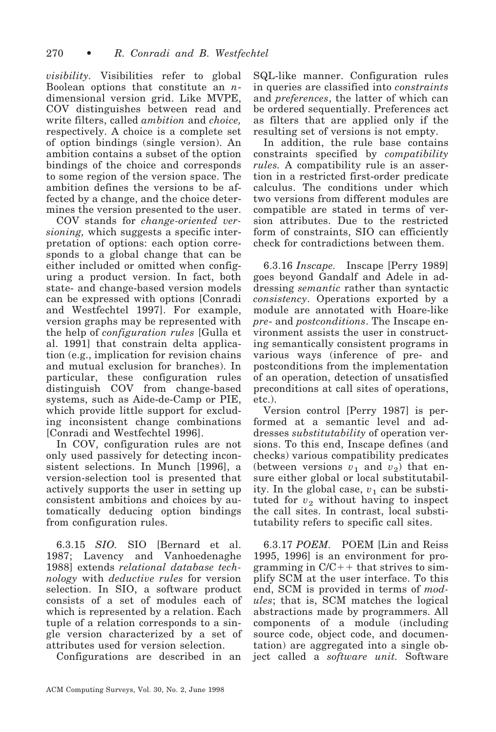*visibility*. Visibilities refer to global Boolean options that constitute an $n$-dimensional version grid. Like MVPE, COV distinguishes between read and write filters, called *ambition* and *choice,* respectively. A choice is a complete set of option bindings (single version). An ambition contains a subset of the option bindings of the choice and corresponds to some region of the version space. The ambition defines the versions to be affected by a change, and the choice determines the version presented to the user.

COV stands for *change-oriented versioning,* which suggests a specific interpretation of options: each option corresponds to a global change that can be either included or omitted when configuring a product version. In fact, both state- and change-based version models can be expressed with options [Conradi and Westfechtel 1997]. For example, version graphs may be represented with the help of *configuration rules* [Gulla et al. 1991] that constrain delta application (e.g., implication for revision chains and mutual exclusion for branches). In particular, these configuration rules distinguish COV from change-based systems, such as Aide-de-Camp or PIE, which provide little support for excluding inconsistent change combinations [Conradi and Westfechtel 1996].

In COV, configuration rules are not only used passively for detecting inconsistent selections. In Munch [1996], a version-selection tool is presented that actively supports the user in setting up consistent ambitions and choices by automatically deducing option bindings from configuration rules.

6.3.15 *SIO*. SIO [Bernard et al. 1987; Lavency and Vanhoedenaghe 1988] extends *relational database technology* with *deductive rules* for version selection. In SIO, a software product consists of a set of modules each of which is represented by a relation. Each tuple of a relation corresponds to a single version characterized by a set of attributes used for version selection.

Configurations are described in an SQL-like manner. Configuration rules in queries are classified into *constraints* and *preferences*, the latter of which can be ordered sequentially. Preferences act as filters that are applied only if the resulting set of versions is not empty.

In addition, the rule base contains constraints specified by *compatibility rules.* A compatibility rule is an assertion in a restricted first-order predicate calculus. The conditions under which two versions from different modules are compatible are stated in terms of version attributes. Due to the restricted form of constraints, SIO can efficiently check for contradictions between them.

6.3.16 *Inscape*. Inscape [Perry 1989] goes beyond Gandalf and Adele in addressing *semantic* rather than syntactic *consistency*. Operations exported by a module are annotated with Hoare-like *pre-* and *postconditions*. The Inscape environment assists the user in constructing semantically consistent programs in various ways (inference of pre- and postconditions from the implementation of an operation, detection of unsatisfied preconditions at call sites of operations, etc.).

Version control [Perry 1987] is performed at a semantic level and addresses *substitutability* of operation versions. To this end, Inscape defines (and checks) various compatibility predicates (between versions $v_1$ and $v_2$) that ensure either global or local substitutability. In the global case, $v_1$ can be substituted for $v_2$ without having to inspect the call sites. In contrast, local substitutability refers to specific call sites.

6.3.17 *POEM*. POEM [Lin and Reiss 1995, 1996] is an environment for programming in C/C++ that strives to simplify SCM at the user interface. To this end, SCM is provided in terms of *modules*; that is, SCM matches the logical abstractions made by programmers. All components of a module (including source code, object code, and documentation) are aggregated into a single object called a *software unit.* Software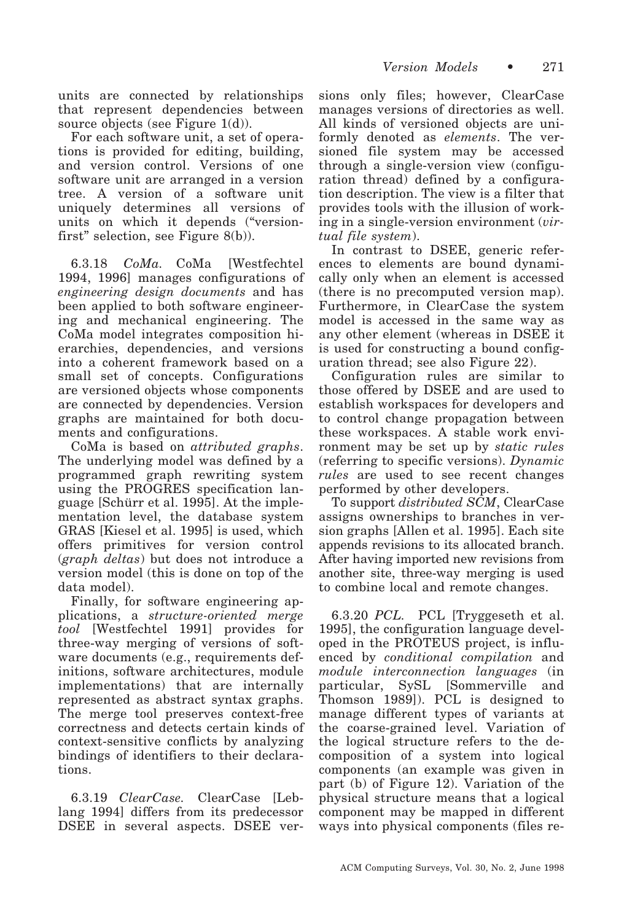units are connected by relationships that represent dependencies between source objects (see Figure 1(d)).

For each software unit, a set of operations is provided for editing, building, and version control. Versions of one software unit are arranged in a version tree. A version of a software unit uniquely determines all versions of units on which it depends ("version-first" selection, see Figure 8(b)).

6.3.18 *CoMa.* CoMa [Westfechtel 1994, 1996] manages configurations of *engineering design documents* and has been applied to both software engineering and mechanical engineering. The CoMa model integrates composition hierarchies, dependencies, and versions into a coherent framework based on a small set of concepts. Configurations are versioned objects whose components are connected by dependencies. Version graphs are maintained for both documents and configurations.

CoMa is based on *attributed graphs*. The underlying model was defined by a programmed graph rewriting system using the PROGRES specification language [Schürr et al. 1995]. At the implementation level, the database system GRAS [Kiesel et al. 1995] is used, which offers primitives for version control (*graph deltas*) but does not introduce a version model (this is done on top of the data model).

Finally, for software engineering applications, a *structure-oriented merge tool* [Westfechtel 1991] provides for three-way merging of versions of software documents (e.g., requirements definitions, software architectures, module implementations) that are internally represented as abstract syntax graphs. The merge tool preserves context-free correctness and detects certain kinds of context-sensitive conflicts by analyzing bindings of identifiers to their declarations.

6.3.19 *ClearCase.* ClearCase [Leblang 1994] differs from its predecessor DSEE in several aspects. DSEE versions only files; however, ClearCase manages versions of directories as well. All kinds of versioned objects are uniformly denoted as *elements*. The versioned file system may be accessed through a single-version view (configuration thread) defined by a configuration description. The view is a filter that provides tools with the illusion of working in a single-version environment (*virtual file system*).

In contrast to DSEE, generic references to elements are bound dynamically only when an element is accessed (there is no precomputed version map). Furthermore, in ClearCase the system model is accessed in the same way as any other element (whereas in DSEE it is used for constructing a bound configuration thread; see also Figure 22).

Configuration rules are similar to those offered by DSEE and are used to establish workspaces for developers and to control change propagation between these workspaces. A stable work environment may be set up by *static rules* (referring to specific versions). *Dynamic rules* are used to see recent changes performed by other developers.

To support *distributed SCM*, ClearCase assigns ownerships to branches in version graphs [Allen et al. 1995]. Each site appends revisions to its allocated branch. After having imported new revisions from another site, three-way merging is used to combine local and remote changes.

6.3.20 *PCL.* PCL [Tryggeseth et al. 1995], the configuration language developed in the PROTEUS project, is influenced by *conditional compilation* and *module interconnection languages* (in particular, SySL [Sommerville and Thomson 1989]). PCL is designed to manage different types of variants at the coarse-grained level. Variation of the logical structure refers to the decomposition of a system into logical components (an example was given in part (b) of Figure 12). Variation of the physical structure means that a logical component may be mapped in different ways into physical components (files re-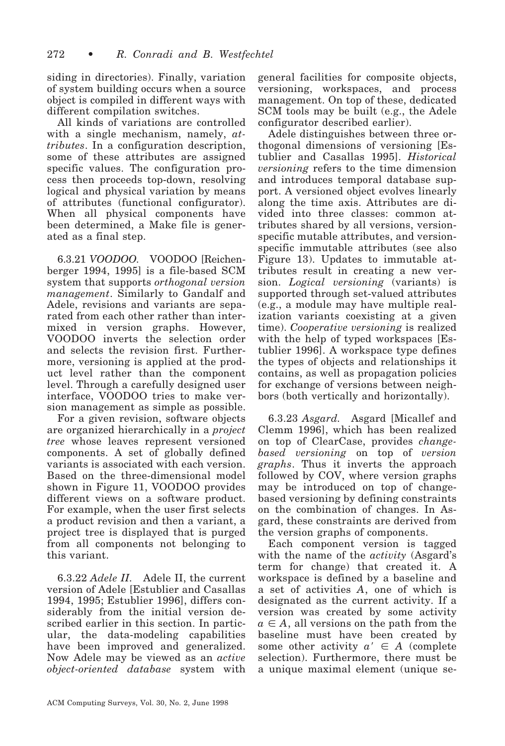siding in directories). Finally, variation of system building occurs when a source object is compiled in different ways with different compilation switches.

All kinds of variations are controlled with a single mechanism, namely, *attributes*. In a configuration description, some of these attributes are assigned specific values. The configuration process then proceeds top-down, resolving logical and physical variation by means of attributes (functional configurator). When all physical components have been determined, a Make file is generated as a final step.

6.3.21 *VOODOO*. VOODOO [Reichenberger 1994, 1995] is a file-based SCM system that supports *orthogonal version management*. Similarly to Gandalf and Adele, revisions and variants are separated from each other rather than intermixed in version graphs. However, VOODOO inverts the selection order and selects the revision first. Furthermore, versioning is applied at the product level rather than the component level. Through a carefully designed user interface, VOODOO tries to make version management as simple as possible.

For a given revision, software objects are organized hierarchically in a *project tree* whose leaves represent versioned components. A set of globally defined variants is associated with each version. Based on the three-dimensional model shown in Figure 11, VOODOO provides different views on a software product. For example, when the user first selects a product revision and then a variant, a project tree is displayed that is purged from all components not belonging to this variant.

6.3.22 *Adele II*. Adele II, the current version of Adele [Estublier and Casallas 1994, 1995; Estublier 1996], differs considerably from the initial version described earlier in this section. In particular, the data-modeling capabilities have been improved and generalized. Now Adele may be viewed as an *active object-oriented database* system with general facilities for composite objects, versioning, workspaces, and process management. On top of these, dedicated SCM tools may be built (e.g., the Adele configurator described earlier).

Adele distinguishes between three orthogonal dimensions of versioning [Estublier and Casallas 1995]. *Historical versioning* refers to the time dimension and introduces temporal database support. A versioned object evolves linearly along the time axis. Attributes are divided into three classes: common attributes shared by all versions, version-specific mutable attributes, and version-specific immutable attributes (see also Figure 13). Updates to immutable attributes result in creating a new version. *Logical versioning* (variants) is supported through set-valued attributes (e.g., a module may have multiple realization variants coexisting at a given time). *Cooperative versioning* is realized with the help of typed workspaces [Estublier 1996]. A workspace type defines the types of objects and relationships it contains, as well as propagation policies for exchange of versions between neighbors (both vertically and horizontally).

6.3.23 *Asgard*. Asgard [Micallef and Clemm 1996], which has been realized on top of ClearCase, provides *change-based versioning* on top of *version graphs*. Thus it inverts the approach followed by COV, where version graphs may be introduced on top of change-based versioning by defining constraints on the combination of changes. In Asgard, these constraints are derived from the version graphs of components.

Each component version is tagged with the name of the *activity* (Asgard's term for change) that created it. A workspace is defined by a baseline and a set of activities $A$, one of which is designated as the current activity. If a version was created by some activity $a \in A$, all versions on the path from the baseline must have been created by some other activity $a' \in A$ (complete selection). Furthermore, there must be a unique maximal element (unique se-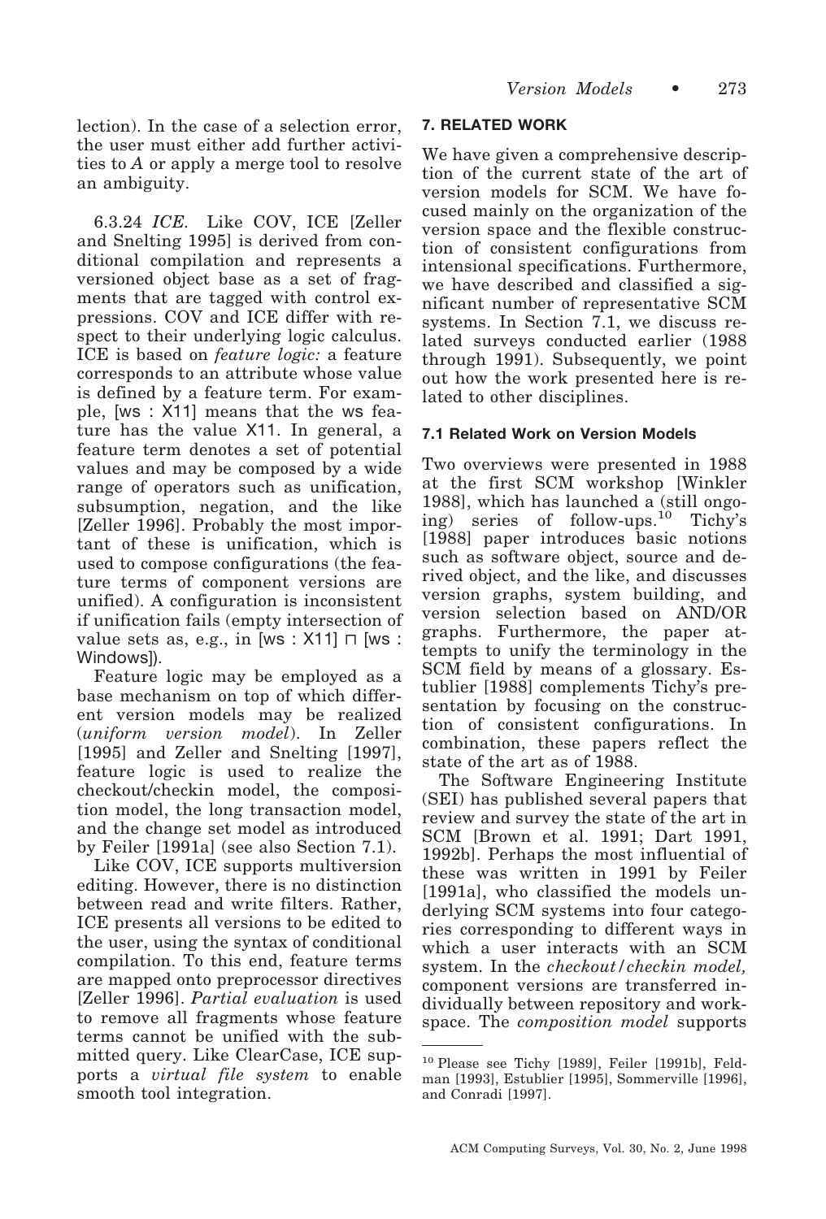lection). In the case of a selection error, the user must either add further activities to *A* or apply a merge tool to resolve an ambiguity.

6.3.24 *ICE*. Like COV, ICE [Zeller and Snelting 1995] is derived from conditional compilation and represents a versioned object base as a set of fragments that are tagged with control expressions. COV and ICE differ with respect to their underlying logic calculus. ICE is based on *feature logic:* a feature corresponds to an attribute whose value is defined by a feature term. For example, [ws : X11] means that the ws feature has the value X11. In general, a feature term denotes a set of potential values and may be composed by a wide range of operators such as unification, subsumption, negation, and the like [Zeller 1996]. Probably the most important of these is unification, which is used to compose configurations (the feature terms of component versions are unified). A configuration is inconsistent if unification fails (empty intersection of value sets as, e.g., in [ws : X11] $\sqcap$ [ws : Windows]).

Feature logic may be employed as a base mechanism on top of which different version models may be realized (*uniform version model*). In Zeller [1995] and Zeller and Snelting [1997], feature logic is used to realize the checkout/checkin model, the composition model, the long transaction model, and the change set model as introduced by Feiler [1991a] (see also Section 7.1).

Like COV, ICE supports multiversion editing. However, there is no distinction between read and write filters. Rather, ICE presents all versions to be edited to the user, using the syntax of conditional compilation. To this end, feature terms are mapped onto preprocessor directives [Zeller 1996]. *Partial evaluation* is used to remove all fragments whose feature terms cannot be unified with the submitted query. Like ClearCase, ICE supports a *virtual file system* to enable smooth tool integration.

## 7. RELATED WORK

We have given a comprehensive description of the current state of the art of version models for SCM. We have focused mainly on the organization of the version space and the flexible construction of consistent configurations from intensional specifications. Furthermore, we have described and classified a significant number of representative SCM systems. In Section 7.1, we discuss related surveys conducted earlier (1988 through 1991). Subsequently, we point out how the work presented here is related to other disciplines.

### 7.1 Related Work on Version Models

Two overviews were presented in 1988 at the first SCM workshop [Winkler 1988], which has launched a (still ongoing) series of follow-ups.[10] Tichy's [1988] paper introduces basic notions such as software object, source and derived object, and the like, and discusses version graphs, system building, and version selection based on AND/OR graphs. Furthermore, the paper attempts to unify the terminology in the SCM field by means of a glossary. Estublier [1988] complements Tichy's presentation by focusing on the construction of consistent configurations. In combination, these papers reflect the state of the art as of 1988.

The Software Engineering Institute (SEI) has published several papers that review and survey the state of the art in SCM [Brown et al. 1991; Dart 1991, 1992b]. Perhaps the most influential of these was written in 1991 by Feiler [1991a], who classified the models underlying SCM systems into four categories corresponding to different ways in which a user interacts with an SCM system. In the *checkout/checkin model,* component versions are transferred individually between repository and workspace. The *composition model* supports

[10] Please see Tichy [1989], Feiler [1991b], Feldman [1993], Estublier [1995], Sommerville [1996], and Conradi [1997].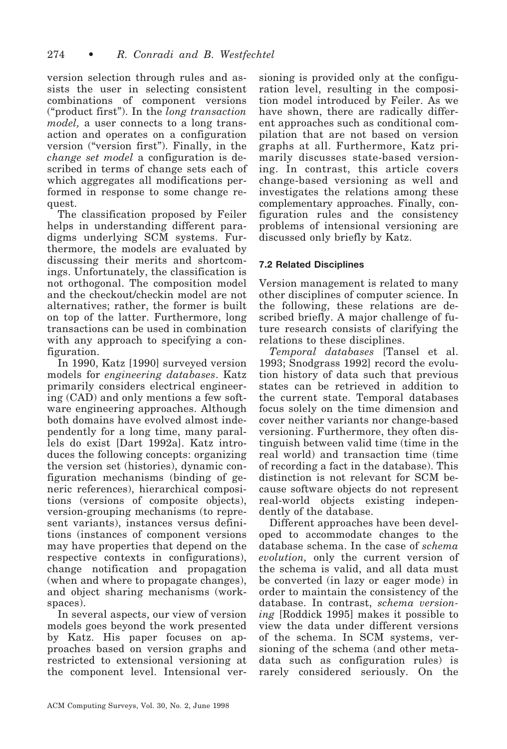version selection through rules and assists the user in selecting consistent combinations of component versions ("product first"). In the *long transaction model,* a user connects to a long transaction and operates on a configuration version ("version first"). Finally, in the *change set model* a configuration is described in terms of change sets each of which aggregates all modifications performed in response to some change request.

The classification proposed by Feiler helps in understanding different paradigms underlying SCM systems. Furthermore, the models are evaluated by discussing their merits and shortcomings. Unfortunately, the classification is not orthogonal. The composition model and the checkout/checkin model are not alternatives; rather, the former is built on top of the latter. Furthermore, long transactions can be used in combination with any approach to specifying a configuration.

In 1990, Katz [1990] surveyed version models for *engineering databases*. Katz primarily considers electrical engineering (CAD) and only mentions a few software engineering approaches. Although both domains have evolved almost independently for a long time, many parallels do exist [Dart 1992a]. Katz introduces the following concepts: organizing the version set (histories), dynamic configuration mechanisms (binding of generic references), hierarchical compositions (versions of composite objects), version-grouping mechanisms (to represent variants), instances versus definitions (instances of component versions may have properties that depend on the respective contexts in configurations), change notification and propagation (when and where to propagate changes), and object sharing mechanisms (workspaces).

In several aspects, our view of version models goes beyond the work presented by Katz. His paper focuses on approaches based on version graphs and restricted to extensional versioning at the component level. Intensional versioning is provided only at the configuration level, resulting in the composition model introduced by Feiler. As we have shown, there are radically different approaches such as conditional compilation that are not based on version graphs at all. Furthermore, Katz primarily discusses state-based versioning. In contrast, this article covers change-based versioning as well and investigates the relations among these complementary approaches. Finally, configuration rules and the consistency problems of intensional versioning are discussed only briefly by Katz.

### 7.2 Related Disciplines

Version management is related to many other disciplines of computer science. In the following, these relations are described briefly. A major challenge of future research consists of clarifying the relations to these disciplines.

*Temporal databases* [Tansel et al. 1993; Snodgrass 1992] record the evolution history of data such that previous states can be retrieved in addition to the current state. Temporal databases focus solely on the time dimension and cover neither variants nor change-based versioning. Furthermore, they often distinguish between valid time (time in the real world) and transaction time (time of recording a fact in the database). This distinction is not relevant for SCM because software objects do not represent real-world objects existing independently of the database.

Different approaches have been developed to accommodate changes to the database schema. In the case of *schema evolution,* only the current version of the schema is valid, and all data must be converted (in lazy or eager mode) in order to maintain the consistency of the database. In contrast, *schema versioning* [Roddick 1995] makes it possible to view the data under different versions of the schema. In SCM systems, versioning of the schema (and other metadata such as configuration rules) is rarely considered seriously. On the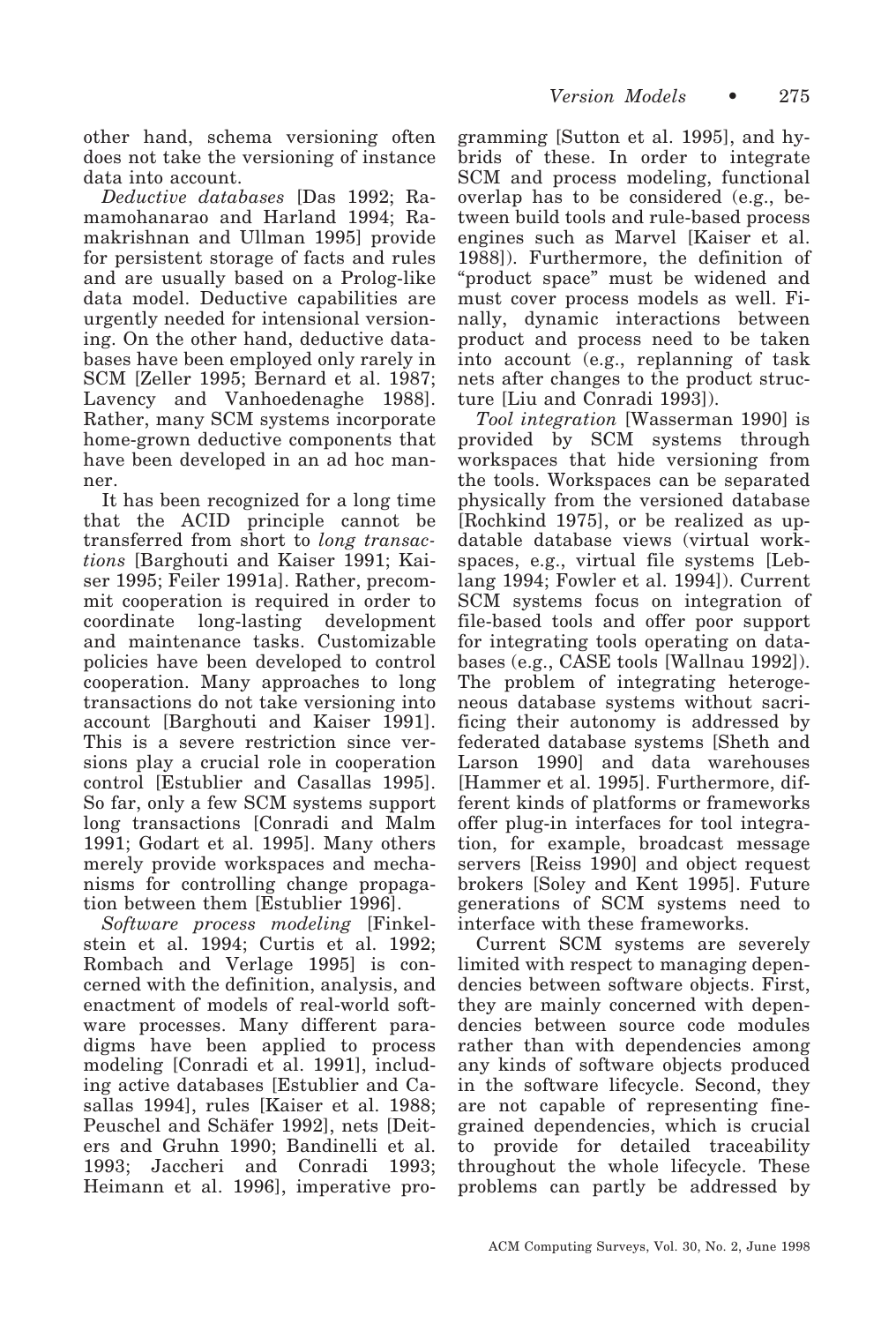other hand, schema versioning often does not take the versioning of instance data into account.

*Deductive databases* [Das 1992; Ramamohanarao and Harland 1994; Ramakrishnan and Ullman 1995] provide for persistent storage of facts and rules and are usually based on a Prolog-like data model. Deductive capabilities are urgently needed for intensional versioning. On the other hand, deductive databases have been employed only rarely in SCM [Zeller 1995; Bernard et al. 1987; Lavency and Vanhoedenaghe 1988]. Rather, many SCM systems incorporate home-grown deductive components that have been developed in an ad hoc manner.

It has been recognized for a long time that the ACID principle cannot be transferred from short to *long transactions* [Barghouti and Kaiser 1991; Kaiser 1995; Feiler 1991a]. Rather, precommit cooperation is required in order to coordinate long-lasting development and maintenance tasks. Customizable policies have been developed to control cooperation. Many approaches to long transactions do not take versioning into account [Barghouti and Kaiser 1991]. This is a severe restriction since versions play a crucial role in cooperation control [Estublier and Casallas 1995]. So far, only a few SCM systems support long transactions [Conradi and Malm 1991; Godart et al. 1995]. Many others merely provide workspaces and mechanisms for controlling change propagation between them [Estublier 1996].

*Software process modeling* [Finkelstein et al. 1994; Curtis et al. 1992; Rombach and Verlage 1995] is concerned with the definition, analysis, and enactment of models of real-world software processes. Many different paradigms have been applied to process modeling [Conradi et al. 1991], including active databases [Estublier and Casallas 1994], rules [Kaiser et al. 1988; Peuschel and Schäfer 1992], nets [Deiters and Gruhn 1990; Bandinelli et al. 1993; Jaccheri and Conradi 1993; Heimann et al. 1996], imperative programming [Sutton et al. 1995], and hybrids of these. In order to integrate SCM and process modeling, functional overlap has to be considered (e.g., between build tools and rule-based process engines such as Marvel [Kaiser et al. 1988]). Furthermore, the definition of "product space" must be widened and must cover process models as well. Finally, dynamic interactions between product and process need to be taken into account (e.g., replanning of task nets after changes to the product structure [Liu and Conradi 1993]).

*Tool integration* [Wasserman 1990] is provided by SCM systems through workspaces that hide versioning from the tools. Workspaces can be separated physically from the versioned database [Rochkind 1975], or be realized as updatable database views (virtual workspaces, e.g., virtual file systems [Leblang 1994; Fowler et al. 1994]). Current SCM systems focus on integration of file-based tools and offer poor support for integrating tools operating on databases (e.g., CASE tools [Wallnau 1992]). The problem of integrating heterogeneous database systems without sacrificing their autonomy is addressed by federated database systems [Sheth and Larson 1990] and data warehouses [Hammer et al. 1995]. Furthermore, different kinds of platforms or frameworks offer plug-in interfaces for tool integration, for example, broadcast message servers [Reiss 1990] and object request brokers [Soley and Kent 1995]. Future generations of SCM systems need to interface with these frameworks.

Current SCM systems are severely limited with respect to managing dependencies between software objects. First, they are mainly concerned with dependencies between source code modules rather than with dependencies among any kinds of software objects produced in the software lifecycle. Second, they are not capable of representing fine-grained dependencies, which is crucial to provide for detailed traceability throughout the whole lifecycle. These problems can partly be addressed by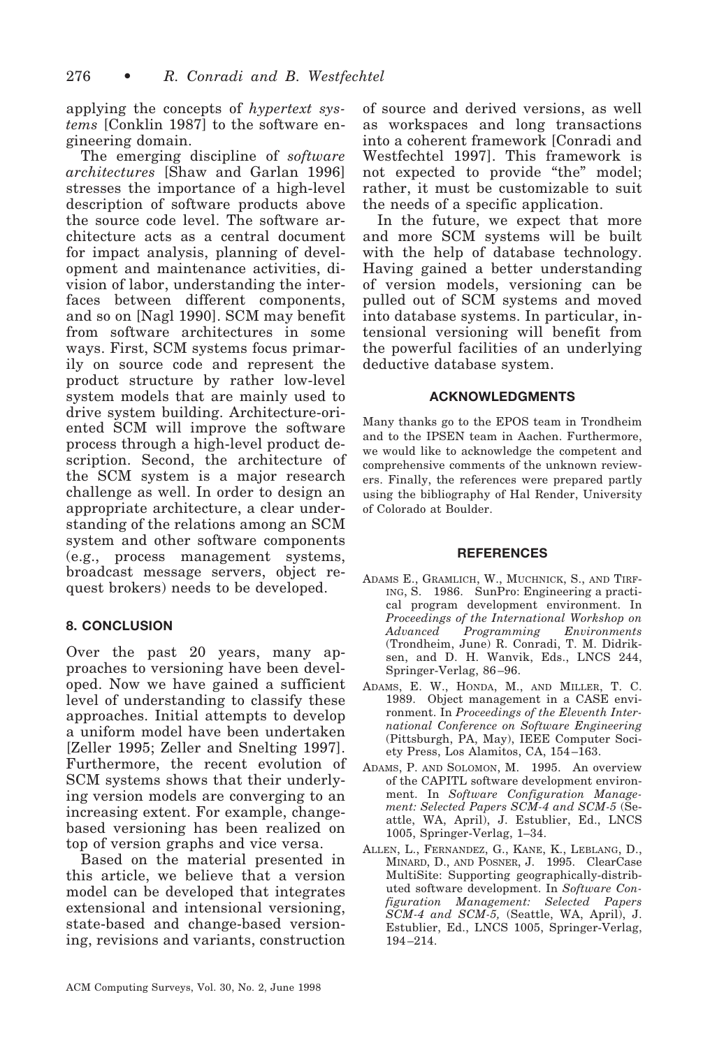applying the concepts of *hypertext systems* [Conklin 1987] to the software engineering domain.

The emerging discipline of *software architectures* [Shaw and Garlan 1996] stresses the importance of a high-level description of software products above the source code level. The software architecture acts as a central document for impact analysis, planning of development and maintenance activities, division of labor, understanding the interfaces between different components, and so on [Nagl 1990]. SCM may benefit from software architectures in some ways. First, SCM systems focus primarily on source code and represent the product structure by rather low-level system models that are mainly used to drive system building. Architecture-oriented SCM will improve the software process through a high-level product description. Second, the architecture of the SCM system is a major research challenge as well. In order to design an appropriate architecture, a clear understanding of the relations among an SCM system and other software components (e.g., process management systems, broadcast message servers, object request brokers) needs to be developed.

## 8. CONCLUSION

Over the past 20 years, many approaches to versioning have been developed. Now we have gained a sufficient level of understanding to classify these approaches. Initial attempts to develop a uniform model have been undertaken [Zeller 1995; Zeller and Snelting 1997]. Furthermore, the recent evolution of SCM systems shows that their underlying version models are converging to an increasing extent. For example, change-based versioning has been realized on top of version graphs and vice versa.

Based on the material presented in this article, we believe that a version model can be developed that integrates extensional and intensional versioning, state-based and change-based versioning, revisions and variants, construction of source and derived versions, as well as workspaces and long transactions into a coherent framework [Conradi and Westfechtel 1997]. This framework is not expected to provide "the" model; rather, it must be customizable to suit the needs of a specific application.

In the future, we expect that more and more SCM systems will be built with the help of database technology. Having gained a better understanding of version models, versioning can be pulled out of SCM systems and moved into database systems. In particular, intensional versioning will benefit from the powerful facilities of an underlying deductive database system.

## ACKNOWLEDGMENTS

Many thanks go to the EPOS team in Trondheim and to the IPSEN team in Aachen. Furthermore, we would like to acknowledge the competent and comprehensive comments of the unknown reviewers. Finally, the references were prepared partly using the bibliography of Hal Render, University of Colorado at Boulder.

## REFERENCES

ADAMS E., GRAMLICH, W., MUCHNICK, S., AND TIRFING, S. 1986. SunPro: Engineering a practical program development environment. In *Proceedings of the International Workshop on Advanced Programming Environments* (Trondheim, June) R. Conradi, T. M. Didriksen, and D. H. Wanvik, Eds., LNCS 244, Springer-Verlag, 86–96.

ADAMS, E. W., HONDA, M., AND MILLER, T. C. 1989. Object management in a CASE environment. In *Proceedings of the Eleventh International Conference on Software Engineering* (Pittsburgh, PA, May), IEEE Computer Society Press, Los Alamitos, CA, 154–163.

ADAMS, P. AND SOLOMON, M. 1995. An overview of the CAPITL software development environment. In *Software Configuration Management: Selected Papers SCM-4 and SCM-5* (Seattle, WA, April), J. Estublier, Ed., LNCS 1005, Springer-Verlag, 1–34.

ALLEN, L., FERNANDEZ, G., KANE, K., LEBLANG, D., MINARD, D., AND POSNER, J. 1995. ClearCase MultiSite: Supporting geographically-distributed software development. In *Software Configuration Management: Selected Papers SCM-4 and SCM-5,* (Seattle, WA, April), J. Estublier, Ed., LNCS 1005, Springer-Verlag, 194–214.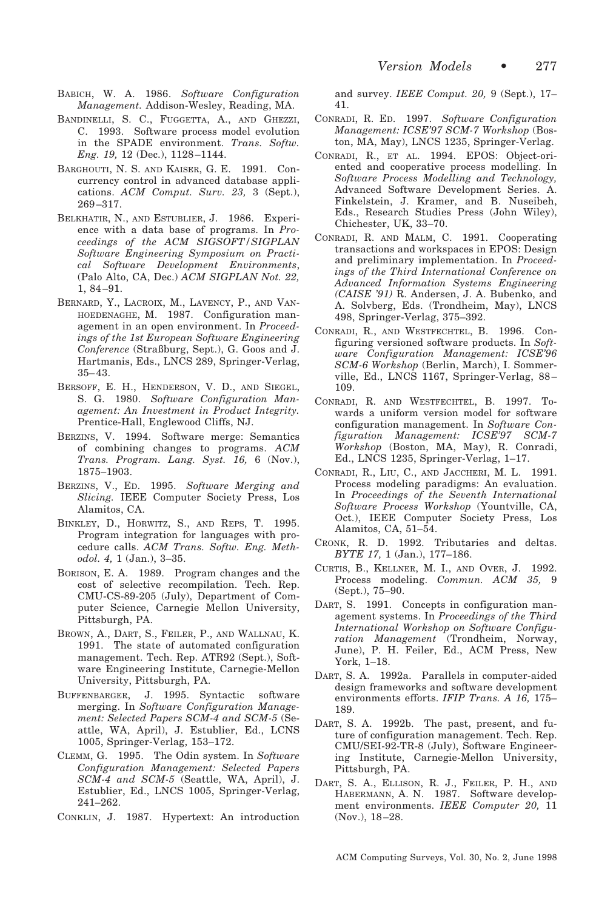BABICH, W. A. 1986. *Software Configuration Management.* Addison-Wesley, Reading, MA.

BANDINELLI, S. C., FUGGETTA, A., AND GHEZZI, C. 1993. Software process model evolution in the SPADE environment. *Trans. Softw. Eng. 19,* 12 (Dec.), 1128–1144.

BARGHOUTI, N. S. AND KAISER, G. E. 1991. Concurrency control in advanced database applications. *ACM Comput. Surv. 23,* 3 (Sept.), 269–317.

BELKHATIR, N., AND ESTUBLIER, J. 1986. Experience with a data base of programs. In *Proceedings of the ACM SIGSOFT/SIGPLAN Software Engineering Symposium on Practical Software Development Environments*, (Palo Alto, CA, Dec.) *ACM SIGPLAN Not. 22,* 1, 84–91.

BERNARD, Y., LACROIX, M., LAVENCY, P., AND VANHOEDENAGHE, M. 1987. Configuration management in an open environment. In *Proceedings of the 1st European Software Engineering Conference* (Straßburg, Sept.), G. Goos and J. Hartmanis, Eds., LNCS 289, Springer-Verlag, 35–43.

BERSOFF, E. H., HENDERSON, V. D., AND SIEGEL, S. G. 1980. *Software Configuration Management: An Investment in Product Integrity.* Prentice-Hall, Englewood Cliffs, NJ.

BERZINS, V. 1994. Software merge: Semantics of combining changes to programs. *ACM Trans. Program. Lang. Syst. 16,* 6 (Nov.), 1875–1903.

BERZINS, V., ED. 1995. *Software Merging and Slicing.* IEEE Computer Society Press, Los Alamitos, CA.

BINKLEY, D., HORWITZ, S., AND REPS, T. 1995. Program integration for languages with procedure calls. *ACM Trans. Softw. Eng. Methodol. 4,* 1 (Jan.), 3–35.

BORISON, E. A. 1989. Program changes and the cost of selective recompilation. Tech. Rep. CMU-CS-89-205 (July), Department of Computer Science, Carnegie Mellon University, Pittsburgh, PA.

BROWN, A., DART, S., FEILER, P., AND WALLNAU, K. 1991. The state of automated configuration management. Tech. Rep. ATR92 (Sept.), Software Engineering Institute, Carnegie-Mellon University, Pittsburgh, PA.

BUFFENBARGER, J. 1995. Syntactic software merging. In *Software Configuration Management: Selected Papers SCM-4 and SCM-5* (Seattle, WA, April), J. Estublier, Ed., LCNS 1005, Springer-Verlag, 153–172.

CLEMM, G. 1995. The Odin system. In *Software Configuration Management: Selected Papers SCM-4 and SCM-5* (Seattle, WA, April), J. Estublier, Ed., LNCS 1005, Springer-Verlag, 241–262.

CONKLIN, J. 1987. Hypertext: An introduction and survey. *IEEE Comput. 20,* 9 (Sept.), 17–41.

CONRADI, R. ED. 1997. *Software Configuration Management: ICSE'97 SCM-7 Workshop* (Boston, MA, May), LNCS 1235, Springer-Verlag.

CONRADI, R., ET AL. 1994. EPOS: Object-oriented and cooperative process modelling. In *Software Process Modelling and Technology,* Advanced Software Development Series. A. Finkelstein, J. Kramer, and B. Nuseibeh, Eds., Research Studies Press (John Wiley), Chichester, UK, 33–70.

CONRADI, R. AND MALM, C. 1991. Cooperating transactions and workspaces in EPOS: Design and preliminary implementation. In *Proceedings of the Third International Conference on Advanced Information Systems Engineering (CAISE '91)* R. Andersen, J. A. Bubenko, and A. Solvberg, Eds. (Trondheim, May), LNCS 498, Springer-Verlag, 375–392.

CONRADI, R., AND WESTFECHTEL, B. 1996. Configuring versioned software products. In *Software Configuration Management: ICSE'96 SCM-6 Workshop* (Berlin, March), I. Sommerville, Ed., LNCS 1167, Springer-Verlag, 88–109.

CONRADI, R. AND WESTFECHTEL, B. 1997. Towards a uniform version model for software configuration management. In *Software Configuration Management: ICSE'97 SCM-7 Workshop* (Boston, MA, May), R. Conradi, Ed., LNCS 1235, Springer-Verlag, 1–17.

CONRADI, R., LIU, C., AND JACCHERI, M. L. 1991. Process modeling paradigms: An evaluation. In *Proceedings of the Seventh International Software Process Workshop* (Yountville, CA, Oct.), IEEE Computer Society Press, Los Alamitos, CA, 51–54.

CRONK, R. D. 1992. Tributaries and deltas. *BYTE 17,* 1 (Jan.), 177–186.

CURTIS, B., KELLNER, M. I., AND OVER, J. 1992. Process modeling. *Commun. ACM 35,* 9 (Sept.), 75–90.

DART, S. 1991. Concepts in configuration management systems. In *Proceedings of the Third International Workshop on Software Configuration Management* (Trondheim, Norway, June), P. H. Feiler, Ed., ACM Press, New York, 1–18.

DART, S. A. 1992a. Parallels in computer-aided design frameworks and software development environments efforts. *IFIP Trans. A 16,* 175–189.

DART, S. A. 1992b. The past, present, and future of configuration management. Tech. Rep. CMU/SEI-92-TR-8 (July), Software Engineering Institute, Carnegie-Mellon University, Pittsburgh, PA.

DART, S. A., ELLISON, R. J., FEILER, P. H., AND HABERMANN, A. N. 1987. Software development environments. *IEEE Computer 20,* 11 (Nov.), 18–28.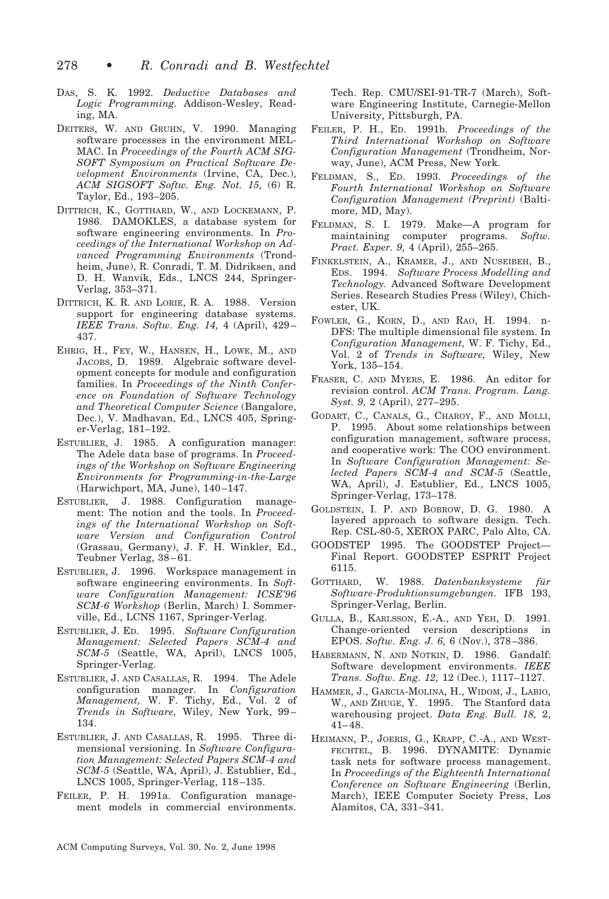DAS, S. K. 1992. *Deductive Databases and Logic Programming.* Addison-Wesley, Reading, MA.

DEITERS, W. AND GRUHN, V. 1990. Managing software processes in the environment MELMAC. In *Proceedings of the Fourth ACM SIGSOFT Symposium on Practical Software Development Environments* (Irvine, CA, Dec.), *ACM SIGSOFT Softw. Eng. Not. 15,* (6) R. Taylor, Ed., 193–205.

DITTRICH, K., GOTTHARD, W., AND LOCKEMANN, P. 1986. DAMOKLES, a database system for software engineering environments. In *Proceedings of the International Workshop on Advanced Programming Environments* (Trondheim, June), R. Conradi, T. M. Didriksen, and D. H. Wanvik, Eds., LNCS 244, Springer-Verlag, 353–371.

DITTRICH, K. R. AND LORIE, R. A. 1988. Version support for engineering database systems. *IEEE Trans. Softw. Eng. 14,* 4 (April), 429–437.

EHRIG, H., FEY, W., HANSEN, H., LOWE, M., AND JACOBS, D. 1989. Algebraic software development concepts for module and configuration families. In *Proceedings of the Ninth Conference on Foundation of Software Technology and Theoretical Computer Science* (Bangalore, Dec.), V. Madhavan, Ed., LNCS 405, Springer-Verlag, 181–192.

ESTUBLIER, J. 1985. A configuration manager: The Adele data base of programs. In *Proceedings of the Workshop on Software Engineering Environments for Programming-in-the-Large* (Harwichport, MA, June), 140–147.

ESTUBLIER, J. 1988. Configuration management: The notion and the tools. In *Proceedings of the International Workshop on Software Version and Configuration Control* (Grassau, Germany), J. F. H. Winkler, Ed., Teubner Verlag, 38–61.

ESTUBLIER, J. 1996. Workspace management in software engineering environments. In *Software Configuration Management: ICSE'96 SCM-6 Workshop* (Berlin, March) I. Sommerville, Ed., LCNS 1167, Springer-Verlag.

ESTUBLIER, J. ED. 1995. *Software Configuration Management: Selected Papers SCM-4 and SCM-5* (Seattle, WA, April), LNCS 1005, Springer-Verlag.

ESTUBLIER, J. AND CASALLAS, R. 1994. The Adele configuration manager. In *Configuration Management,* W. F. Tichy, Ed., Vol. 2 of *Trends in Software,* Wiley, New York, 99–134.

ESTUBLIER, J. AND CASALLAS, R. 1995. Three dimensional versioning. In *Software Configuration Management: Selected Papers SCM-4 and SCM-5* (Seattle, WA, April), J. Estublier, Ed., LNCS 1005, Springer-Verlag, 118–135.

FEILER, P. H. 1991a. Configuration management models in commercial environments. Tech. Rep. CMU/SEI-91-TR-7 (March), Software Engineering Institute, Carnegie-Mellon University, Pittsburgh, PA.

FEILER, P. H., ED. 1991b. *Proceedings of the Third International Workshop on Software Configuration Management* (Trondheim, Norway, June), ACM Press, New York.

FELDMAN, S., ED. 1993. *Proceedings of the Fourth International Workshop on Software Configuration Management (Preprint)* (Baltimore, MD, May).

FELDMAN, S. I. 1979. Make—A program for maintaining computer programs. *Softw. Pract. Exper. 9,* 4 (April), 255–265.

FINKELSTEIN, A., KRAMER, J., AND NUSEIBEH, B., EDS. 1994. *Software Process Modelling and Technology.* Advanced Software Development Series. Research Studies Press (Wiley), Chichester, UK.

FOWLER, G., KORN, D., AND RAO, H. 1994. n-DFS: The multiple dimensional file system. In *Configuration Management,* W. F. Tichy, Ed., Vol. 2 of *Trends in Software,* Wiley, New York, 135–154.

FRASER, C. AND MYERS, E. 1986. An editor for revision control. *ACM Trans. Program. Lang. Syst. 9,* 2 (April), 277–295.

GODART, C., CANALS, G., CHAROY, F., AND MOLLI, P. 1995. About some relationships between configuration management, software process, and cooperative work: The COO environment. In *Software Configuration Management: Selected Papers SCM-4 and SCM-5* (Seattle, WA, April), J. Estublier, Ed., LNCS 1005, Springer-Verlag, 173–178.

GOLDSTEIN, I. P. AND BOBROW, D. G. 1980. A layered approach to software design. Tech. Rep. CSL-80-5, XEROX PARC, Palo Alto, CA.

GOODSTEP 1995. The GOODSTEP Project—Final Report. GOODSTEP ESPRIT Project 6115.

GOTTHARD, W. 1988. *Datenbanksysteme für Software-Produktionsumgebungen.* IFB 193, Springer-Verlag, Berlin.

GULLA, B., KARLSSON, E.-A., AND YEH, D. 1991. Change-oriented version descriptions in EPOS. *Softw. Eng. J. 6,* 6 (Nov.), 378–386.

HABERMANN, N. AND NOTKIN, D. 1986. Gandalf: Software development environments. *IEEE Trans. Softw. Eng. 12,* 12 (Dec.), 1117–1127.

HAMMER, J., GARCIA-MOLINA, H., WIDOM, J., LABIO, W., AND ZHUGE, Y. 1995. The Stanford data warehousing project. *Data Eng. Bull. 18,* 2, 41–48.

HEIMANN, P., JOERIS, G., KRAPP, C.-A., AND WESTFECHTEL, B. 1996. DYNAMITE: Dynamic task nets for software process management. In *Proceedings of the Eighteenth International Conference on Software Engineering* (Berlin, March), IEEE Computer Society Press, Los Alamitos, CA, 331–341.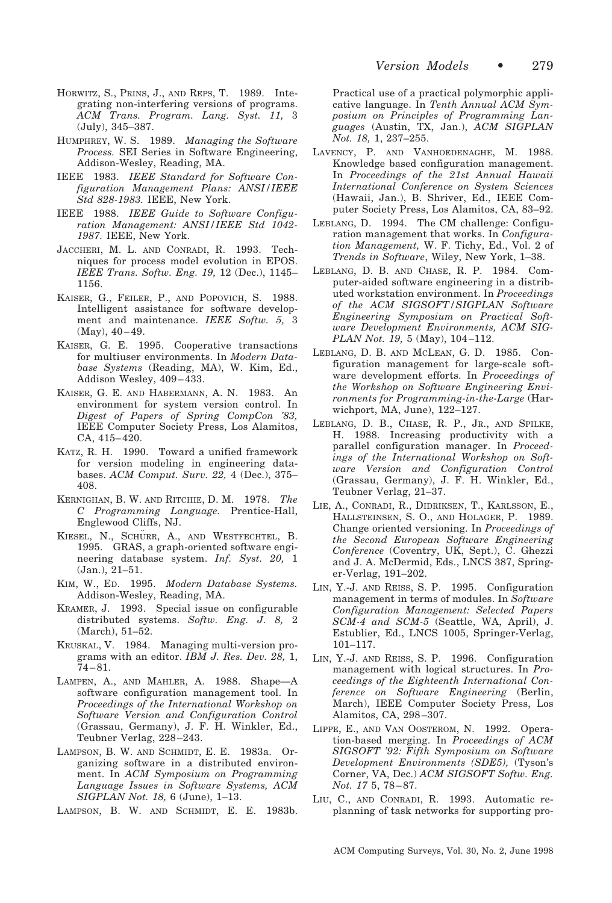HORWITZ, S., PRINS, J., AND REPS, T. 1989. Integrating non-interfering versions of programs. *ACM Trans. Program. Lang. Syst. 11,* 3 (July), 345–387.

HUMPHREY, W. S. 1989. *Managing the Software Process.* SEI Series in Software Engineering, Addison-Wesley, Reading, MA.

IEEE 1983. *IEEE Standard for Software Configuration Management Plans: ANSI/IEEE Std 828-1983.* IEEE, New York.

IEEE 1988. *IEEE Guide to Software Configuration Management: ANSI/IEEE Std 1042-1987.* IEEE, New York.

JACCHERI, M. L. AND CONRADI, R. 1993. Techniques for process model evolution in EPOS. *IEEE Trans. Softw. Eng. 19,* 12 (Dec.), 1145–1156.

KAISER, G., FEILER, P., AND POPOVICH, S. 1988. Intelligent assistance for software development and maintenance. *IEEE Softw. 5,* 3 (May), 40–49.

KAISER, G. E. 1995. Cooperative transactions for multiuser environments. In *Modern Database Systems* (Reading, MA), W. Kim, Ed., Addison Wesley, 409–433.

KAISER, G. E. AND HABERMANN, A. N. 1983. An environment for system version control. In *Digest of Papers of Spring CompCon '83,* IEEE Computer Society Press, Los Alamitos, CA, 415–420.

KATZ, R. H. 1990. Toward a unified framework for version modeling in engineering databases. *ACM Comput. Surv. 22,* 4 (Dec.), 375–408.

KERNIGHAN, B. W. AND RITCHIE, D. M. 1978. *The C Programming Language.* Prentice-Hall, Englewood Cliffs, NJ.

KIESEL, N., SCHÜRR, A., AND WESTFECHTEL, B. 1995. GRAS, a graph-oriented software engineering database system. *Inf. Syst. 20,* 1 (Jan.), 21–51.

KIM, W., ED. 1995. *Modern Database Systems.* Addison-Wesley, Reading, MA.

KRAMER, J. 1993. Special issue on configurable distributed systems. *Softw. Eng. J. 8,* 2 (March), 51–52.

KRUSKAL, V. 1984. Managing multi-version programs with an editor. *IBM J. Res. Dev. 28,* 1, 74–81.

LAMPEN, A., AND MAHLER, A. 1988. Shape—A software configuration management tool. In *Proceedings of the International Workshop on Software Version and Configuration Control* (Grassau, Germany), J. F. H. Winkler, Ed., Teubner Verlag, 228–243.

LAMPSON, B. W. AND SCHMIDT, E. E. 1983a. Organizing software in a distributed environment. In *ACM Symposium on Programming Language Issues in Software Systems, ACM SIGPLAN Not. 18,* 6 (June), 1–13.

LAMPSON, B. W. AND SCHMIDT, E. E. 1983b. Practical use of a practical polymorphic applicative language. In *Tenth Annual ACM Symposium on Principles of Programming Languages* (Austin, TX, Jan.), *ACM SIGPLAN Not. 18,* 1, 237–255.

LAVENCY, P. AND VANHOEDENAGHE, M. 1988. Knowledge based configuration management. In *Proceedings of the 21st Annual Hawaii International Conference on System Sciences* (Hawaii, Jan.), B. Shriver, Ed., IEEE Computer Society Press, Los Alamitos, CA, 83–92.

LEBLANG, D. 1994. The CM challenge: Configuration management that works. In *Configuration Management,* W. F. Tichy, Ed., Vol. 2 of *Trends in Software*, Wiley, New York, 1–38.

LEBLANG, D. B. AND CHASE, R. P. 1984. Computer-aided software engineering in a distributed workstation environment. In *Proceedings of the ACM SIGSOFT/SIGPLAN Software Engineering Symposium on Practical Software Development Environments, ACM SIGPLAN Not. 19,* 5 (May), 104–112.

LEBLANG, D. B. AND MCLEAN, G. D. 1985. Configuration management for large-scale software development efforts. In *Proceedings of the Workshop on Software Engineering Environments for Programming-in-the-Large* (Harwichport, MA, June), 122–127.

LEBLANG, D. B., CHASE, R. P., JR., AND SPILKE, H. 1988. Increasing productivity with a parallel configuration manager. In *Proceedings of the International Workshop on Software Version and Configuration Control* (Grassau, Germany), J. F. H. Winkler, Ed., Teubner Verlag, 21–37.

LIE, A., CONRADI, R., DIDRIKSEN, T., KARLSSON, E., HALLSTEINSEN, S. O., AND HOLAGER, P. 1989. Change oriented versioning. In *Proceedings of the Second European Software Engineering Conference* (Coventry, UK, Sept.), C. Ghezzi and J. A. McDermid, Eds., LNCS 387, Springer-Verlag, 191–202.

LIN, Y.-J. AND REISS, S. P. 1995. Configuration management in terms of modules. In *Software Configuration Management: Selected Papers SCM-4 and SCM-5* (Seattle, WA, April), J. Estublier, Ed., LNCS 1005, Springer-Verlag, 101–117.

LIN, Y.-J. AND REISS, S. P. 1996. Configuration management with logical structures. In *Proceedings of the Eighteenth International Conference on Software Engineering* (Berlin, March), IEEE Computer Society Press, Los Alamitos, CA, 298–307.

LIPPE, E., AND VAN OOSTEROM, N. 1992. Operation-based merging. In *Proceedings of ACM SIGSOFT '92: Fifth Symposium on Software Development Environments (SDE5),* (Tyson's Corner, VA, Dec.) *ACM SIGSOFT Softw. Eng. Not. 17* 5, 78–87.

LIU, C., AND CONRADI, R. 1993. Automatic replanning of task networks for supporting pro-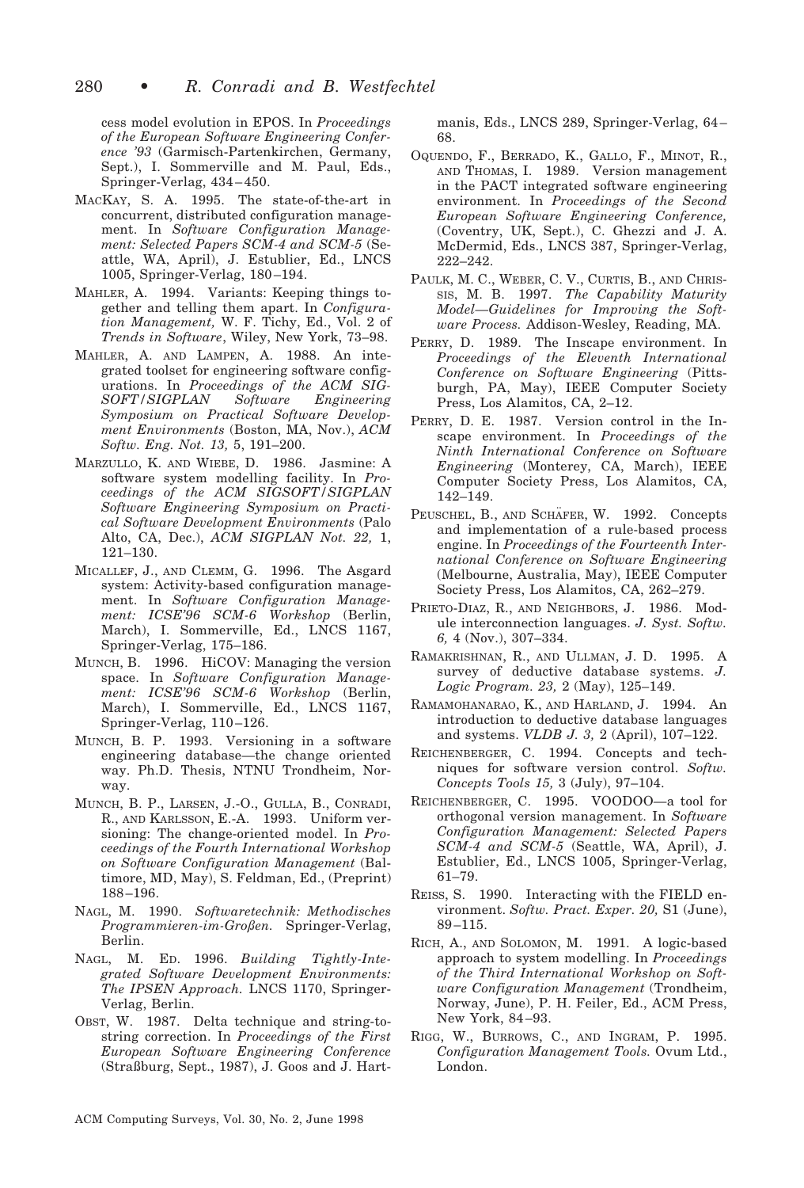cess model evolution in EPOS. In *Proceedings of the European Software Engineering Conference '93* (Garmisch-Partenkirchen, Germany, Sept.), I. Sommerville and M. Paul, Eds., Springer-Verlag, 434–450.

MACKAY, S. A. 1995. The state-of-the-art in concurrent, distributed configuration management. In *Software Configuration Management: Selected Papers SCM-4 and SCM-5* (Seattle, WA, April), J. Estublier, Ed., LNCS 1005, Springer-Verlag, 180–194.

MAHLER, A. 1994. Variants: Keeping things together and telling them apart. In *Configuration Management,* W. F. Tichy, Ed., Vol. 2 of *Trends in Software*, Wiley, New York, 73–98.

MAHLER, A. AND LAMPEN, A. 1988. An integrated toolset for engineering software configurations. In *Proceedings of the ACM SIGSOFT/SIGPLAN Software Engineering Symposium on Practical Software Development Environments* (Boston, MA, Nov.), *ACM Softw. Eng. Not. 13,* 5, 191–200.

MARZULLO, K. AND WIEBE, D. 1986. Jasmine: A software system modelling facility. In *Proceedings of the ACM SIGSOFT/SIGPLAN Software Engineering Symposium on Practical Software Development Environments* (Palo Alto, CA, Dec.), *ACM SIGPLAN Not. 22,* 1, 121–130.

MICALLEF, J., AND CLEMM, G. 1996. The Asgard system: Activity-based configuration management. In *Software Configuration Management: ICSE'96 SCM-6 Workshop* (Berlin, March), I. Sommerville, Ed., LNCS 1167, Springer-Verlag, 175–186.

MUNCH, B. 1996. HiCOV: Managing the version space. In *Software Configuration Management: ICSE'96 SCM-6 Workshop* (Berlin, March), I. Sommerville, Ed., LNCS 1167, Springer-Verlag, 110–126.

MUNCH, B. P. 1993. Versioning in a software engineering database—the change oriented way. Ph.D. Thesis, NTNU Trondheim, Norway.

MUNCH, B. P., LARSEN, J.-O., GULLA, B., CONRADI, R., AND KARLSSON, E.-A. 1993. Uniform versioning: The change-oriented model. In *Proceedings of the Fourth International Workshop on Software Configuration Management* (Baltimore, MD, May), S. Feldman, Ed., (Preprint) 188–196.

NAGL, M. 1990. *Softwaretechnik: Methodisches Programmieren-im-Großen.* Springer-Verlag, Berlin.

NAGL, M. ED. 1996. *Building Tightly-Integrated Software Development Environments: The IPSEN Approach.* LNCS 1170, Springer-Verlag, Berlin.

OBST, W. 1987. Delta technique and string-to-string correction. In *Proceedings of the First European Software Engineering Conference* (Straßburg, Sept., 1987), J. Goos and J. Hartmanis, Eds., LNCS 289, Springer-Verlag, 64–68.

OQUENDO, F., BERRADO, K., GALLO, F., MINOT, R., AND THOMAS, I. 1989. Version management in the PACT integrated software engineering environment. In *Proceedings of the Second European Software Engineering Conference,* (Coventry, UK, Sept.), C. Ghezzi and J. A. McDermid, Eds., LNCS 387, Springer-Verlag, 222–242.

PAULK, M. C., WEBER, C. V., CURTIS, B., AND CHRISSIS, M. B. 1997. *The Capability Maturity Model—Guidelines for Improving the Software Process.* Addison-Wesley, Reading, MA.

PERRY, D. 1989. The Inscape environment. In *Proceedings of the Eleventh International Conference on Software Engineering* (Pittsburgh, PA, May), IEEE Computer Society Press, Los Alamitos, CA, 2–12.

PERRY, D. E. 1987. Version control in the Inscape environment. In *Proceedings of the Ninth International Conference on Software Engineering* (Monterey, CA, March), IEEE Computer Society Press, Los Alamitos, CA, 142–149.

PEUSCHEL, B., AND SCHÄFER, W. 1992. Concepts and implementation of a rule-based process engine. In *Proceedings of the Fourteenth International Conference on Software Engineering* (Melbourne, Australia, May), IEEE Computer Society Press, Los Alamitos, CA, 262–279.

PRIETO-DIAZ, R., AND NEIGHBORS, J. 1986. Module interconnection languages. *J. Syst. Softw. 6,* 4 (Nov.), 307–334.

RAMAKRISHNAN, R., AND ULLMAN, J. D. 1995. A survey of deductive database systems. *J. Logic Program. 23,* 2 (May), 125–149.

RAMAMOHANARAO, K., AND HARLAND, J. 1994. An introduction to deductive database languages and systems. *VLDB J. 3,* 2 (April), 107–122.

REICHENBERGER, C. 1994. Concepts and techniques for software version control. *Softw. Concepts Tools 15,* 3 (July), 97–104.

REICHENBERGER, C. 1995. VOODOO—a tool for orthogonal version management. In *Software Configuration Management: Selected Papers SCM-4 and SCM-5* (Seattle, WA, April), J. Estublier, Ed., LNCS 1005, Springer-Verlag, 61–79.

REISS, S. 1990. Interacting with the FIELD environment. *Softw. Pract. Exper. 20,* S1 (June), 89–115.

RICH, A., AND SOLOMON, M. 1991. A logic-based approach to system modelling. In *Proceedings of the Third International Workshop on Software Configuration Management* (Trondheim, Norway, June), P. H. Feiler, Ed., ACM Press, New York, 84–93.

RIGG, W., BURROWS, C., AND INGRAM, P. 1995. *Configuration Management Tools.* Ovum Ltd., London.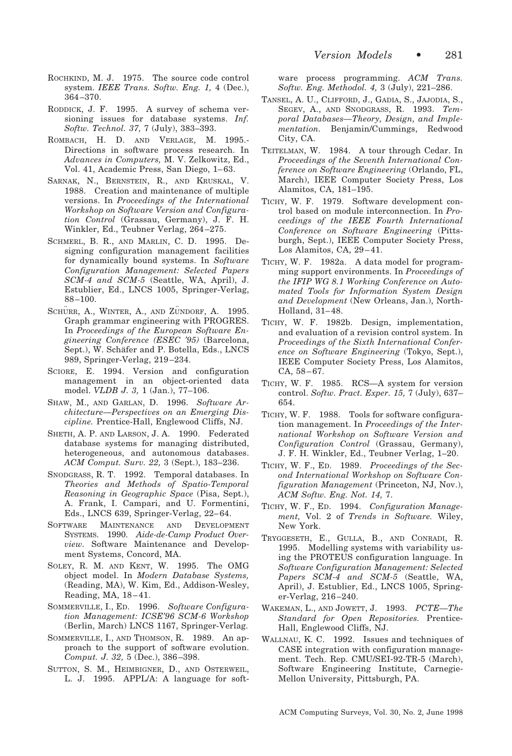ROCHKIND, M. J. 1975. The source code control system. *IEEE Trans. Softw. Eng. 1,* 4 (Dec.), 364–370.

RODDICK, J. F. 1995. A survey of schema versioning issues for database systems. *Inf. Softw. Technol. 37,* 7 (July), 383–393.

ROMBACH, H. D. AND VERLAGE, M. 1995.- Directions in software process research. In *Advances in Computers,* M. V. Zelkowitz, Ed., Vol. 41, Academic Press, San Diego, 1–63.

SARNAK, N., BERNSTEIN, R., AND KRUSKAL, V. 1988. Creation and maintenance of multiple versions. In *Proceedings of the International Workshop on Software Version and Configuration Control* (Grassau, Germany), J. F. H. Winkler, Ed., Teubner Verlag, 264–275.

SCHMERL, B. R., AND MARLIN, C. D. 1995. Designing configuration management facilities for dynamically bound systems. In *Software Configuration Management: Selected Papers SCM-4 and SCM-5* (Seattle, WA, April), J. Estublier, Ed., LNCS 1005, Springer-Verlag, 88–100.

SCHÜRR, A., WINTER, A., AND ZÜNDORF, A. 1995. Graph grammar engineering with PROGRES. In *Proceedings of the European Software Engineering Conference (ESEC '95)* (Barcelona, Sept.), W. Schäfer and P. Botella, Eds., LNCS 989, Springer-Verlag, 219–234.

SCIORE, E. 1994. Version and configuration management in an object-oriented data model. *VLDB J. 3,* 1 (Jan.), 77–106.

SHAW, M., AND GARLAN, D. 1996. *Software Architecture—Perspectives on an Emerging Discipline.* Prentice-Hall, Englewood Cliffs, NJ.

SHETH, A. P. AND LARSON, J. A. 1990. Federated database systems for managing distributed, heterogeneous, and autonomous databases. *ACM Comput. Surv. 22,* 3 (Sept.), 183–236.

SNODGRASS, R. T. 1992. Temporal databases. In *Theories and Methods of Spatio-Temporal Reasoning in Geographic Space* (Pisa, Sept.), A. Frank, I. Campari, and U. Formentini, Eds., LNCS 639, Springer-Verlag, 22–64.

SOFTWARE MAINTENANCE AND DEVELOPMENT SYSTEMS. 1990. *Aide-de-Camp Product Overview.* Software Maintenance and Development Systems, Concord, MA.

SOLEY, R. M. AND KENT, W. 1995. The OMG object model. In *Modern Database Systems,* (Reading, MA), W. Kim, Ed., Addison-Wesley, Reading, MA, 18–41.

SOMMERVILLE, I., ED. 1996. *Software Configuration Management: ICSE'96 SCM-6 Workshop* (Berlin, March) LNCS 1167, Springer-Verlag.

SOMMERVILLE, I., AND THOMSON, R. 1989. An approach to the support of software evolution. *Comput. J. 32,* 5 (Dec.), 386–398.

SUTTON, S. M., HEIMBIGNER, D., AND OSTERWEIL, L. J. 1995. APPL/A: A language for software process programming. *ACM Trans. Softw. Eng. Methodol. 4,* 3 (July), 221–286.

TANSEL, A. U., CLIFFORD, J., GADIA, S., JAJODIA, S., SEGEV, A., AND SNODGRASS, R. 1993. *Temporal Databases—Theory, Design, and Implementation.* Benjamin/Cummings, Redwood City, CA.

TEITELMAN, W. 1984. A tour through Cedar. In *Proceedings of the Seventh International Conference on Software Engineering* (Orlando, FL, March), IEEE Computer Society Press, Los Alamitos, CA, 181–195.

TICHY, W. F. 1979. Software development control based on module interconnection. In *Proceedings of the IEEE Fourth International Conference on Software Engineering* (Pittsburgh, Sept.), IEEE Computer Society Press, Los Alamitos, CA, 29–41.

TICHY, W. F. 1982a. A data model for programming support environments. In *Proceedings of the IFIP WG 8.1 Working Conference on Automated Tools for Information System Design and Development* (New Orleans, Jan.), North-Holland, 31–48.

TICHY, W. F. 1982b. Design, implementation, and evaluation of a revision control system. In *Proceedings of the Sixth International Conference on Software Engineering* (Tokyo, Sept.), IEEE Computer Society Press, Los Alamitos, CA, 58–67.

TICHY, W. F. 1985. RCS—A system for version control. *Softw. Pract. Exper. 15,* 7 (July), 637–654.

TICHY, W. F. 1988. Tools for software configuration management. In *Proceedings of the International Workshop on Software Version and Configuration Control* (Grassau, Germany), J. F. H. Winkler, Ed., Teubner Verlag, 1–20.

TICHY, W. F., ED. 1989. *Proceedings of the Second International Workshop on Software Configuration Management* (Princeton, NJ, Nov.), *ACM Softw. Eng. Not. 14,* 7.

TICHY, W. F., ED. 1994. *Configuration Management,* Vol. 2 of *Trends in Software.* Wiley, New York.

TRYGGESETH, E., GULLA, B., AND CONRADI, R. 1995. Modelling systems with variability using the PROTEUS configuration language. In *Software Configuration Management: Selected Papers SCM-4 and SCM-5* (Seattle, WA, April), J. Estublier, Ed., LNCS 1005, Springer-Verlag, 216–240.

WAKEMAN, L., AND JOWETT, J. 1993. *PCTE—The Standard for Open Repositories.* Prentice-Hall, Englewood Cliffs, NJ.

WALLNAU, K. C. 1992. Issues and techniques of CASE integration with configuration management. Tech. Rep. CMU/SEI-92-TR-5 (March), Software Engineering Institute, Carnegie-Mellon University, Pittsburgh, PA.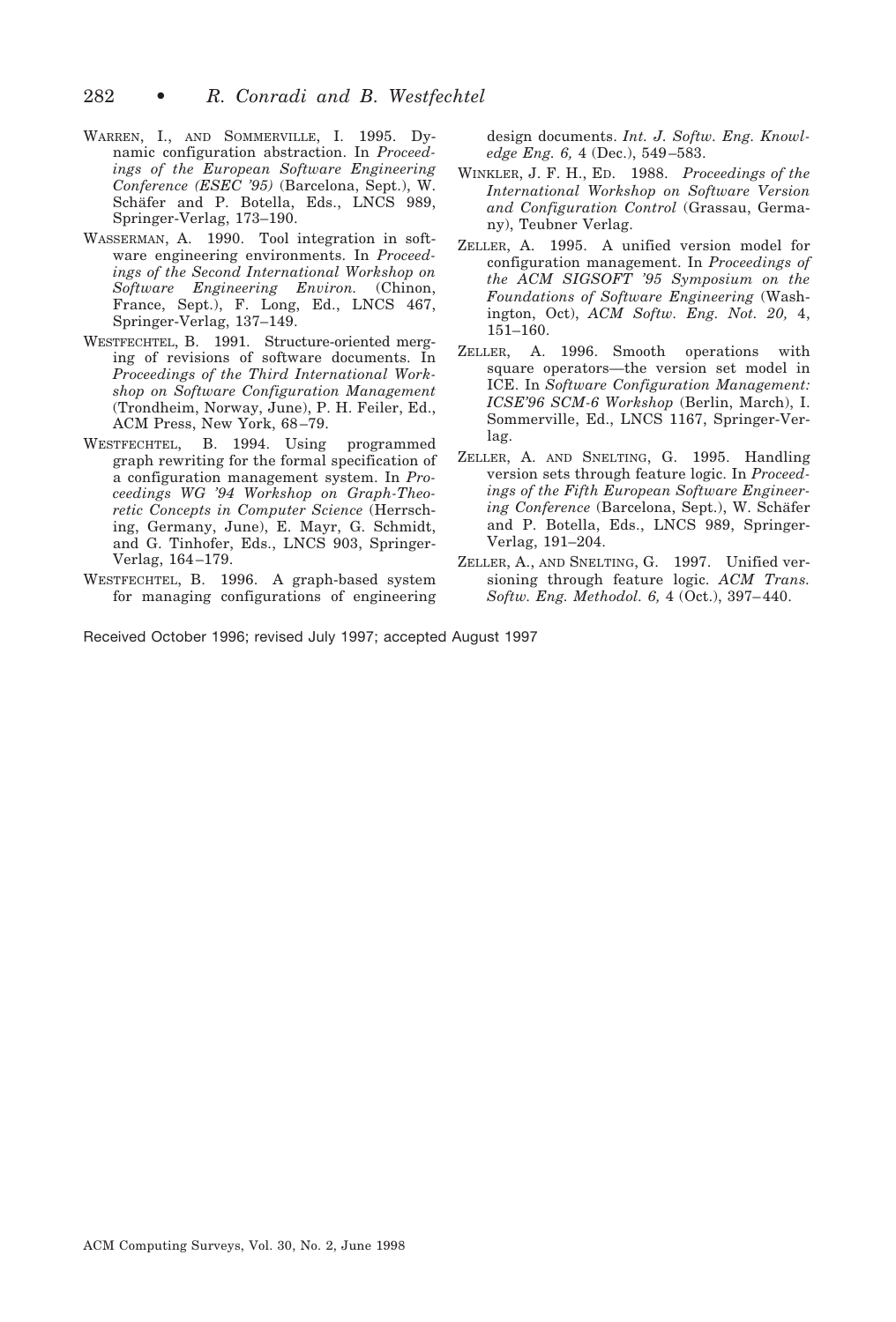WARREN, I., AND SOMMERVILLE, I. 1995. Dynamic configuration abstraction. In *Proceedings of the European Software Engineering Conference (ESEC '95)* (Barcelona, Sept.), W. Schäfer and P. Botella, Eds., LNCS 989, Springer-Verlag, 173–190.

WASSERMAN, A. 1990. Tool integration in software engineering environments. In *Proceedings of the Second International Workshop on Software Engineering Environ.* (Chinon, France, Sept.), F. Long, Ed., LNCS 467, Springer-Verlag, 137–149.

WESTFECHTEL, B. 1991. Structure-oriented merging of revisions of software documents. In *Proceedings of the Third International Workshop on Software Configuration Management* (Trondheim, Norway, June), P. H. Feiler, Ed., ACM Press, New York, 68–79.

WESTFECHTEL, B. 1994. Using programmed graph rewriting for the formal specification of a configuration management system. In *Proceedings WG '94 Workshop on Graph-Theoretic Concepts in Computer Science* (Herrsching, Germany, June), E. Mayr, G. Schmidt, and G. Tinhofer, Eds., LNCS 903, Springer-Verlag, 164–179.

WESTFECHTEL, B. 1996. A graph-based system for managing configurations of engineering design documents. *Int. J. Softw. Eng. Knowledge Eng. 6,* 4 (Dec.), 549–583.

WINKLER, J. F. H., ED. 1988. *Proceedings of the International Workshop on Software Version and Configuration Control* (Grassau, Germany), Teubner Verlag.

ZELLER, A. 1995. A unified version model for configuration management. In *Proceedings of the ACM SIGSOFT '95 Symposium on the Foundations of Software Engineering* (Washington, Oct), *ACM Softw. Eng. Not. 20,* 4, 151–160.

ZELLER, A. 1996. Smooth operations with square operators—the version set model in ICE. In *Software Configuration Management: ICSE'96 SCM-6 Workshop* (Berlin, March), I. Sommerville, Ed., LNCS 1167, Springer-Verlag.

ZELLER, A. AND SNELTING, G. 1995. Handling version sets through feature logic. In *Proceedings of the Fifth European Software Engineering Conference* (Barcelona, Sept.), W. Schäfer and P. Botella, Eds., LNCS 989, Springer-Verlag, 191–204.

ZELLER, A., AND SNELTING, G. 1997. Unified versioning through feature logic. *ACM Trans. Softw. Eng. Methodol. 6,* 4 (Oct.), 397–440.

Received October 1996; revised July 1997; accepted August 1997